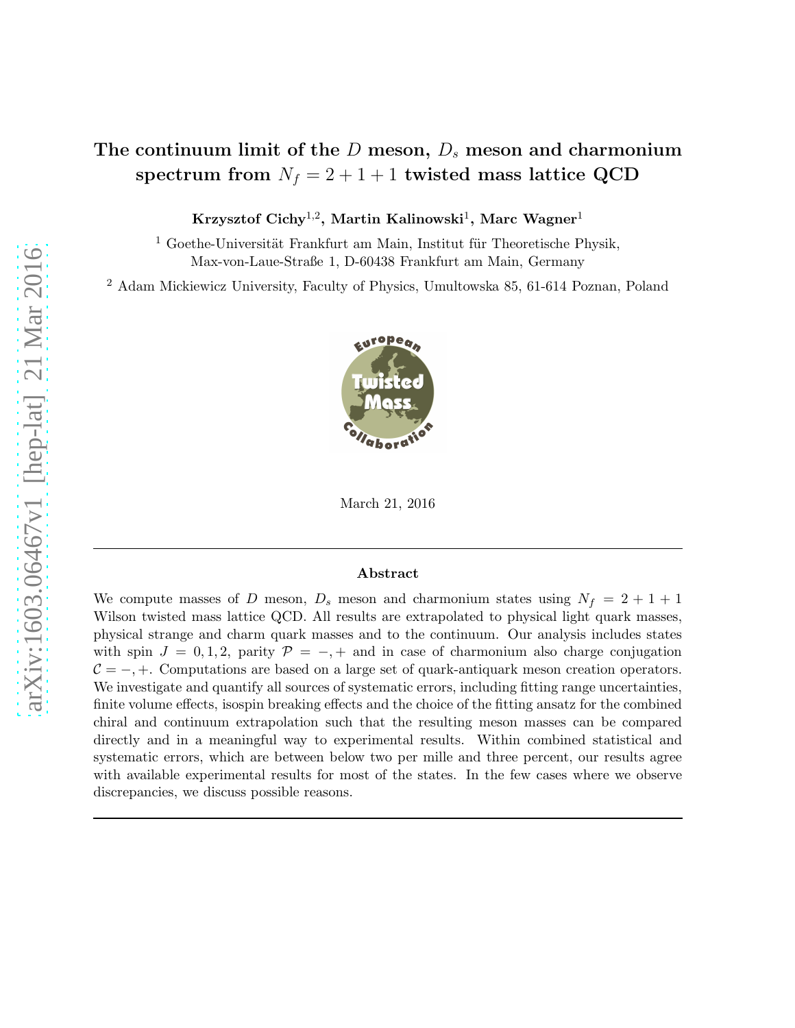# The continuum limit of the $D$ meson, $D_s$ meson and charmonium spectrum from $N_f = 2+1+1$ twisted mass lattice QCD

**Krzysztof Cichy[1,2], Martin Kalinowski[1], Marc Wagner[1]**

[1] Goethe-Universität Frankfurt am Main, Institut für Theoretische Physik, Max-von-Laue-Straße 1, D-60438 Frankfurt am Main, Germany

[2] Adam Mickiewicz University, Faculty of Physics, Umultowska 85, 61-614 Poznan, Poland

March 21, 2016

---

### Abstract

We compute masses of $D$ meson, $D_s$ meson and charmonium states using $N_f = 2+1+1$ Wilson twisted mass lattice QCD. All results are extrapolated to physical light quark masses, physical strange and charm quark masses and to the continuum. Our analysis includes states with spin $J = 0, 1, 2$, parity $\mathcal{P} = -, +$ and in case of charmonium also charge conjugation $\mathcal{C} = -, +$. Computations are based on a large set of quark-antiquark meson creation operators. We investigate and quantify all sources of systematic errors, including fitting range uncertainties, finite volume effects, isospin breaking effects and the choice of the fitting ansatz for the combined chiral and continuum extrapolation such that the resulting meson masses can be compared directly and in a meaningful way to experimental results. Within combined statistical and systematic errors, which are between below two per mille and three percent, our results agree with available experimental results for most of the states. In the few cases where we observe discrepancies, we discuss possible reasons.

---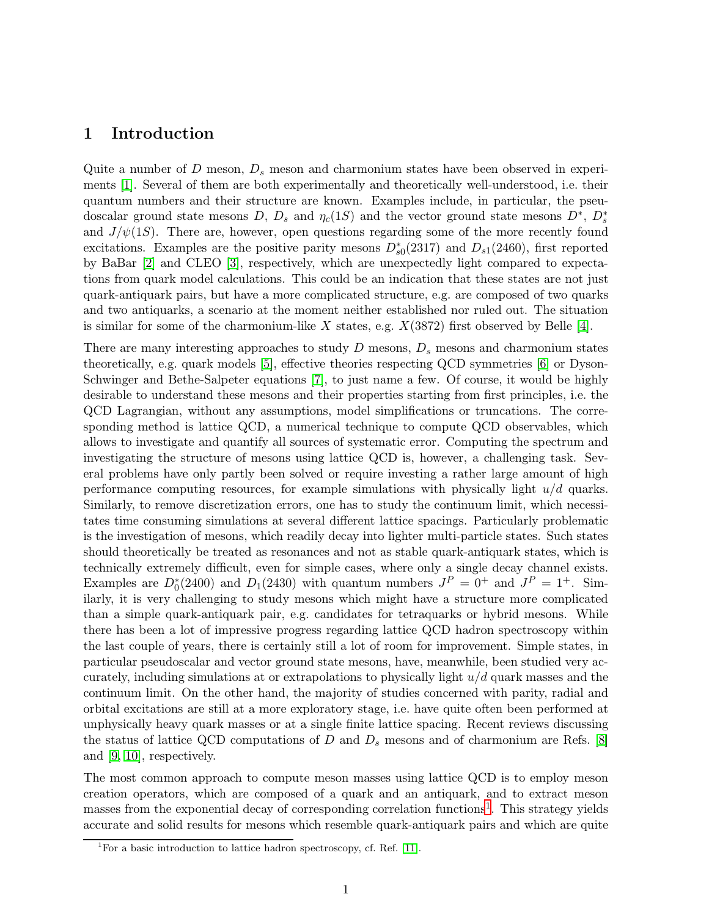# 1 Introduction

Quite a number of $D$ meson, $D_s$ meson and charmonium states have been observed in experiments [1]. Several of them are both experimentally and theoretically well-understood, i.e. their quantum numbers and their structure are known. Examples include, in particular, the pseudoscalar ground state mesons $D$, $D_s$ and $\eta_c(1S)$ and the vector ground state mesons $D^*$, $D_s^*$ and $J/\psi(1S)$. There are, however, open questions regarding some of the more recently found excitations. Examples are the positive parity mesons $D_{s0}^*(2317)$ and $D_{s1}(2460)$, first reported by BaBar [2] and CLEO [3], respectively, which are unexpectedly light compared to expectations from quark model calculations. This could be an indication that these states are not just quark-antiquark pairs, but have a more complicated structure, e.g. are composed of two quarks and two antiquarks, a scenario at the moment neither established nor ruled out. The situation is similar for some of the charmonium-like $X$ states, e.g. $X(3872)$ first observed by Belle [4].

There are many interesting approaches to study $D$ mesons, $D_s$ mesons and charmonium states theoretically, e.g. quark models [5], effective theories respecting QCD symmetries [6] or Dyson-Schwinger and Bethe-Salpeter equations [7], to just name a few. Of course, it would be highly desirable to understand these mesons and their properties starting from first principles, i.e. the QCD Lagrangian, without any assumptions, model simplifications or truncations. The corresponding method is lattice QCD, a numerical technique to compute QCD observables, which allows to investigate and quantify all sources of systematic error. Computing the spectrum and investigating the structure of mesons using lattice QCD is, however, a challenging task. Several problems have only partly been solved or require investing a rather large amount of high performance computing resources, for example simulations with physically light $u/d$ quarks. Similarly, to remove discretization errors, one has to study the continuum limit, which necessitates time consuming simulations at several different lattice spacings. Particularly problematic is the investigation of mesons, which readily decay into lighter multi-particle states. Such states should theoretically be treated as resonances and not as stable quark-antiquark states, which is technically extremely difficult, even for simple cases, where only a single decay channel exists. Examples are $D_0^*(2400)$ and $D_1(2430)$ with quantum numbers $J^P = 0^+$ and $J^P = 1^+$. Similarly, it is very challenging to study mesons which might have a structure more complicated than a simple quark-antiquark pair, e.g. candidates for tetraquarks or hybrid mesons. While there has been a lot of impressive progress regarding lattice QCD hadron spectroscopy within the last couple of years, there is certainly still a lot of room for improvement. Simple states, in particular pseudoscalar and vector ground state mesons, have, meanwhile, been studied very accurately, including simulations at or extrapolations to physically light $u/d$ quark masses and the continuum limit. On the other hand, the majority of studies concerned with parity, radial and orbital excitations are still at a more exploratory stage, i.e. have quite often been performed at unphysically heavy quark masses or at a single finite lattice spacing. Recent reviews discussing the status of lattice QCD computations of $D$ and $D_s$ mesons and of charmonium are Refs. [8] and [9, 10], respectively.

The most common approach to compute meson masses using lattice QCD is to employ meson creation operators, which are composed of a quark and an antiquark, and to extract meson masses from the exponential decay of corresponding correlation functions[1]. This strategy yields accurate and solid results for mesons which resemble quark-antiquark pairs and which are quite

[1] For a basic introduction to lattice hadron spectroscopy, cf. Ref. [11].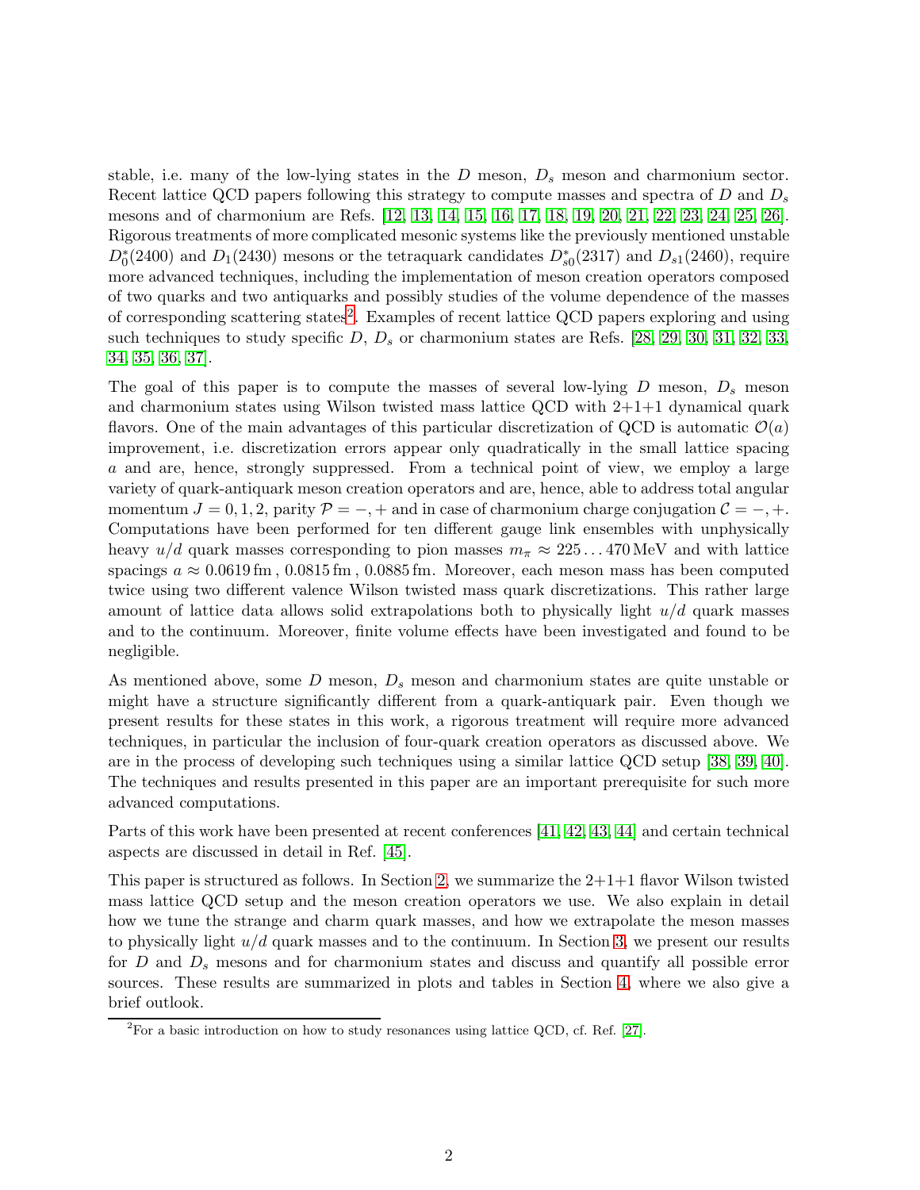stable, i.e. many of the low-lying states in the $D$ meson, $D_s$ meson and charmonium sector. Recent lattice QCD papers following this strategy to compute masses and spectra of $D$ and $D_s$ mesons and of charmonium are Refs. [12, 13, 14, 15, 16, 17, 18, 19, 20, 21, 22, 23, 24, 25, 26]. Rigorous treatments of more complicated mesonic systems like the previously mentioned unstable $D_0^*(2400)$ and $D_1(2430)$ mesons or the tetraquark candidates $D_{s0}^*(2317)$ and $D_{s1}(2460)$, require more advanced techniques, including the implementation of meson creation operators composed of two quarks and two antiquarks and possibly studies of the volume dependence of the masses of corresponding scattering states[2]. Examples of recent lattice QCD papers exploring and using such techniques to study specific $D$, $D_s$ or charmonium states are Refs. [28, 29, 30, 31, 32, 33, 34, 35, 36, 37].

The goal of this paper is to compute the masses of several low-lying $D$ meson, $D_s$ meson and charmonium states using Wilson twisted mass lattice QCD with 2+1+1 dynamical quark flavors. One of the main advantages of this particular discretization of QCD is automatic $\mathcal{O}(a)$ improvement, i.e. discretization errors appear only quadratically in the small lattice spacing $a$ and are, hence, strongly suppressed. From a technical point of view, we employ a large variety of quark-antiquark meson creation operators and are, hence, able to address total angular momentum $J = 0, 1, 2$, parity $\mathcal{P} = -, +$ and in case of charmonium charge conjugation $\mathcal{C} = -, +$. Computations have been performed for ten different gauge link ensembles with unphysically heavy $u/d$ quark masses corresponding to pion masses $m_\pi \approx 225 \ldots 470\,\text{MeV}$ and with lattice spacings $a \approx 0.0619\,\text{fm}\,,\, 0.0815\,\text{fm}\,,\, 0.0885\,\text{fm}$. Moreover, each meson mass has been computed twice using two different valence Wilson twisted mass quark discretizations. This rather large amount of lattice data allows solid extrapolations both to physically light $u/d$ quark masses and to the continuum. Moreover, finite volume effects have been investigated and found to be negligible.

As mentioned above, some $D$ meson, $D_s$ meson and charmonium states are quite unstable or might have a structure significantly different from a quark-antiquark pair. Even though we present results for these states in this work, a rigorous treatment will require more advanced techniques, in particular the inclusion of four-quark creation operators as discussed above. We are in the process of developing such techniques using a similar lattice QCD setup [38, 39, 40]. The techniques and results presented in this paper are an important prerequisite for such more advanced computations.

Parts of this work have been presented at recent conferences [41, 42, 43, 44] and certain technical aspects are discussed in detail in Ref. [45].

This paper is structured as follows. In Section 2, we summarize the 2+1+1 flavor Wilson twisted mass lattice QCD setup and the meson creation operators we use. We also explain in detail how we tune the strange and charm quark masses, and how we extrapolate the meson masses to physically light $u/d$ quark masses and to the continuum. In Section 3, we present our results for $D$ and $D_s$ mesons and for charmonium states and discuss and quantify all possible error sources. These results are summarized in plots and tables in Section 4, where we also give a brief outlook.

[2]For a basic introduction on how to study resonances using lattice QCD, cf. Ref. [27].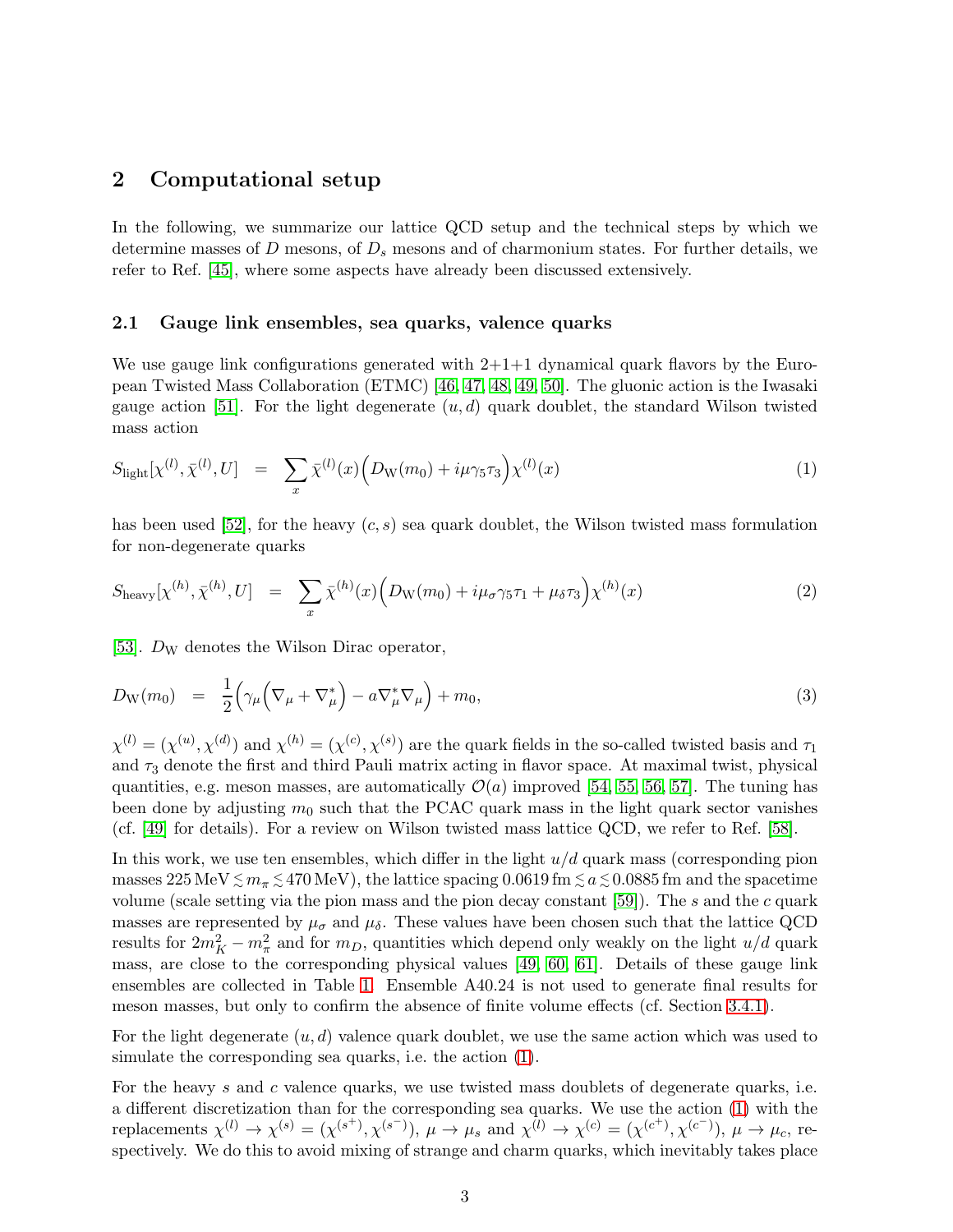## 2 Computational setup

In the following, we summarize our lattice QCD setup and the technical steps by which we determine masses of $D$ mesons, of $D_s$ mesons and of charmonium states. For further details, we refer to Ref. [45], where some aspects have already been discussed extensively.

### 2.1 Gauge link ensembles, sea quarks, valence quarks

We use gauge link configurations generated with 2+1+1 dynamical quark flavors by the European Twisted Mass Collaboration (ETMC) [46, 47, 48, 49, 50]. The gluonic action is the Iwasaki gauge action [51]. For the light degenerate $(u, d)$ quark doublet, the standard Wilson twisted mass action

$$S_{\text{light}}[\chi^{(l)}, \bar{\chi}^{(l)}, U] \quad = \quad \sum_x \bar{\chi}^{(l)}(x) \Big( D_{\text{W}}(m_0) + i\mu\gamma_5\tau_3 \Big) \chi^{(l)}(x) \tag{1}$$

has been used [52], for the heavy $(c, s)$ sea quark doublet, the Wilson twisted mass formulation for non-degenerate quarks

$$S_{\text{heavy}}[\chi^{(h)}, \bar{\chi}^{(h)}, U] \quad = \quad \sum_x \bar{\chi}^{(h)}(x) \Big( D_{\text{W}}(m_0) + i\mu_\sigma\gamma_5\tau_1 + \mu_\delta\tau_3 \Big) \chi^{(h)}(x) \tag{2}$$

[53]. $D_{\text{W}}$ denotes the Wilson Dirac operator,

$$D_{\text{W}}(m_0) \quad = \quad \frac{1}{2}\Big( \gamma_\mu \Big( \nabla_\mu + \nabla^*_\mu \Big) - a\nabla^*_\mu \nabla_\mu \Big) + m_0, \tag{3}$$

$\chi^{(l)} = (\chi^{(u)}, \chi^{(d)})$ and $\chi^{(h)} = (\chi^{(c)}, \chi^{(s)})$ are the quark fields in the so-called twisted basis and $\tau_1$ and $\tau_3$ denote the first and third Pauli matrix acting in flavor space. At maximal twist, physical quantities, e.g. meson masses, are automatically $\mathcal{O}(a)$ improved [54, 55, 56, 57]. The tuning has been done by adjusting $m_0$ such that the PCAC quark mass in the light quark sector vanishes (cf. [49] for details). For a review on Wilson twisted mass lattice QCD, we refer to Ref. [58].

In this work, we use ten ensembles, which differ in the light $u/d$ quark mass (corresponding pion masses $225\,\text{MeV} \lesssim m_\pi \lesssim 470\,\text{MeV}$), the lattice spacing $0.0619\,\text{fm} \lesssim a \lesssim 0.0885\,\text{fm}$ and the spacetime volume (scale setting via the pion mass and the pion decay constant [59]). The $s$ and the $c$ quark masses are represented by $\mu_\sigma$ and $\mu_\delta$. These values have been chosen such that the lattice QCD results for $2m_K^2 - m_\pi^2$ and for $m_D$, quantities which depend only weakly on the light $u/d$ quark mass, are close to the corresponding physical values [49, 60, 61]. Details of these gauge link ensembles are collected in Table 1. Ensemble A40.24 is not used to generate final results for meson masses, but only to confirm the absence of finite volume effects (cf. Section 3.4.1).

For the light degenerate $(u, d)$ valence quark doublet, we use the same action which was used to simulate the corresponding sea quarks, i.e. the action (1).

For the heavy $s$ and $c$ valence quarks, we use twisted mass doublets of degenerate quarks, i.e. a different discretization than for the corresponding sea quarks. We use the action (1) with the replacements $\chi^{(l)} \to \chi^{(s)} = (\chi^{(s^+)}, \chi^{(s^-)})$, $\mu \to \mu_s$ and $\chi^{(l)} \to \chi^{(c)} = (\chi^{(c^+)}, \chi^{(c^-)})$, $\mu \to \mu_c$, respectively. We do this to avoid mixing of strange and charm quarks, which inevitably takes place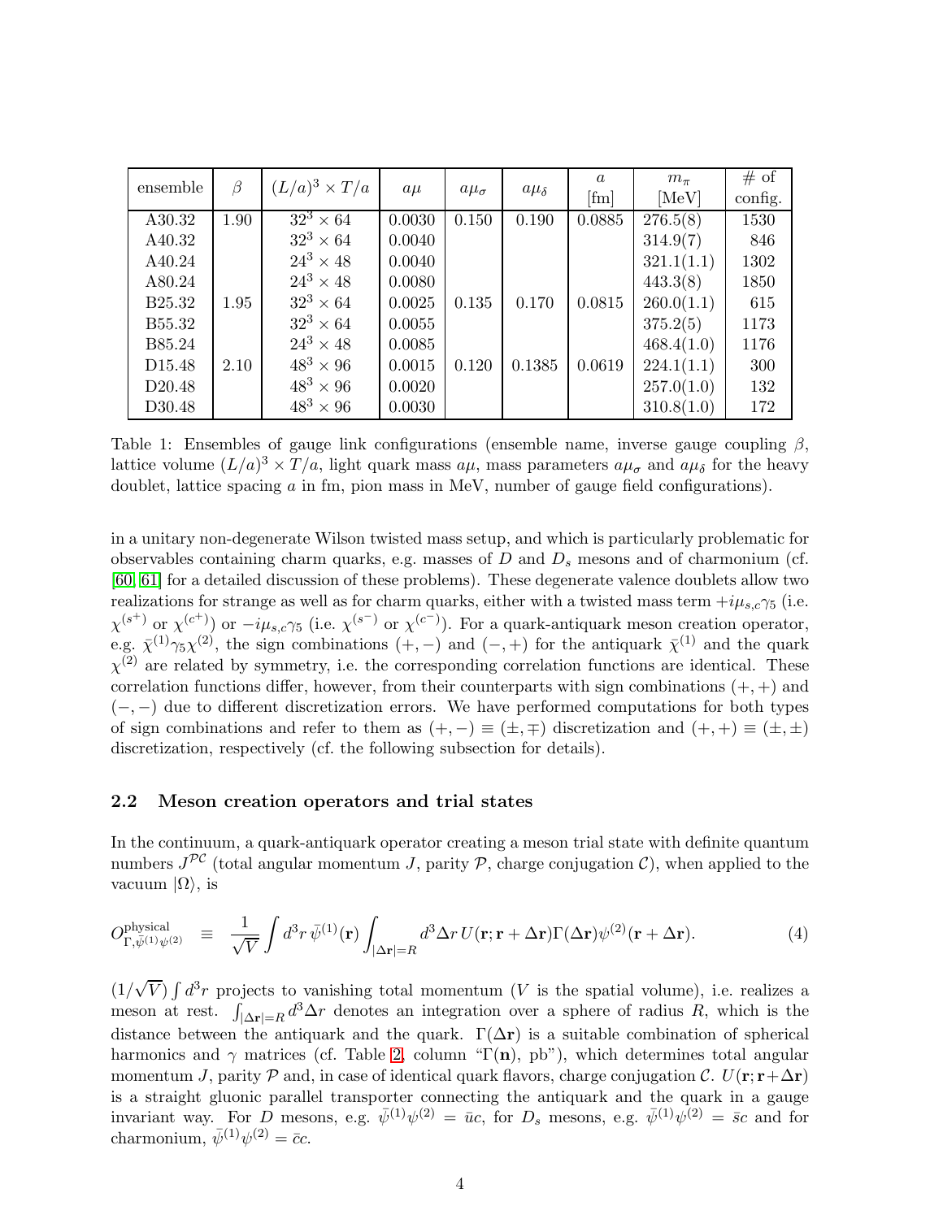| ensemble | $\beta$ | $(L/a)^3 \times T/a$ | $a\mu$ | $a\mu_\sigma$ | $a\mu_\delta$ | $a$ [fm] | $m_\pi$ [MeV] | # of config. |
|---|---|---|---|---|---|---|---|---|
| A30.32 | 1.90 | $32^3 \times 64$ | 0.0030 | 0.150 | 0.190 | 0.0885 | 276.5(8) | 1530 |
| A40.32 | | $32^3 \times 64$ | 0.0040 | | | | 314.9(7) | 846 |
| A40.24 | | $24^3 \times 48$ | 0.0040 | | | | 321.1(1.1) | 1302 |
| A80.24 | | $24^3 \times 48$ | 0.0080 | | | | 443.3(8) | 1850 |
| B25.32 | 1.95 | $32^3 \times 64$ | 0.0025 | 0.135 | 0.170 | 0.0815 | 260.0(1.1) | 615 |
| B55.32 | | $32^3 \times 64$ | 0.0055 | | | | 375.2(5) | 1173 |
| B85.24 | | $24^3 \times 48$ | 0.0085 | | | | 468.4(1.0) | 1176 |
| D15.48 | 2.10 | $48^3 \times 96$ | 0.0015 | 0.120 | 0.1385 | 0.0619 | 224.1(1.1) | 300 |
| D20.48 | | $48^3 \times 96$ | 0.0020 | | | | 257.0(1.0) | 132 |
| D30.48 | | $48^3 \times 96$ | 0.0030 | | | | 310.8(1.0) | 172 |

Table 1: Ensembles of gauge link configurations (ensemble name, inverse gauge coupling $\beta$, lattice volume $(L/a)^3 \times T/a$, light quark mass $a\mu$, mass parameters $a\mu_\sigma$ and $a\mu_\delta$ for the heavy doublet, lattice spacing $a$ in fm, pion mass in MeV, number of gauge field configurations).

in a unitary non-degenerate Wilson twisted mass setup, and which is particularly problematic for observables containing charm quarks, e.g. masses of $D$ and $D_s$ mesons and of charmonium (cf. [60, 61] for a detailed discussion of these problems). These degenerate valence doublets allow two realizations for strange as well as for charm quarks, either with a twisted mass term $+i\mu_{s,c}\gamma_5$ (i.e. $\chi^{(s^+)}$ or $\chi^{(c^+)}$) or $-i\mu_{s,c}\gamma_5$ (i.e. $\chi^{(s^-)}$ or $\chi^{(c^-)}$). For a quark-antiquark meson creation operator, e.g. $\bar{\chi}^{(1)}\gamma_5\chi^{(2)}$, the sign combinations $(+,-)$ and $(-,+)$ for the antiquark $\bar{\chi}^{(1)}$ and the quark $\chi^{(2)}$ are related by symmetry, i.e. the corresponding correlation functions are identical. These correlation functions differ, however, from their counterparts with sign combinations $(+,+)$ and $(-,-)$ due to different discretization errors. We have performed computations for both types of sign combinations and refer to them as $(+,-) \equiv (\pm,\mp)$ discretization and $(+,+) \equiv (\pm,\pm)$ discretization, respectively (cf. the following subsection for details).

### 2.2 Meson creation operators and trial states

In the continuum, a quark-antiquark operator creating a meson trial state with definite quantum numbers $J^{\mathcal{PC}}$ (total angular momentum $J$, parity $\mathcal{P}$, charge conjugation $\mathcal{C}$), when applied to the vacuum $|\Omega\rangle$, is

$$O^{\text{physical}}_{\Gamma,\bar{\psi}^{(1)}\psi^{(2)}} \equiv \frac{1}{\sqrt{V}} \int d^3r\, \bar{\psi}^{(1)}(\mathbf{r}) \int_{|\Delta\mathbf{r}|=R} d^3\Delta r\, U(\mathbf{r};\mathbf{r}+\Delta\mathbf{r})\Gamma(\Delta\mathbf{r})\psi^{(2)}(\mathbf{r}+\Delta\mathbf{r}). \tag{4}$$

$(1/\sqrt{V})\int d^3r$ projects to vanishing total momentum ($V$ is the spatial volume), i.e. realizes a meson at rest. $\int_{|\Delta\mathbf{r}|=R} d^3\Delta r$ denotes an integration over a sphere of radius $R$, which is the distance between the antiquark and the quark. $\Gamma(\Delta\mathbf{r})$ is a suitable combination of spherical harmonics and $\gamma$ matrices (cf. Table 2, column "$\Gamma(\mathbf{n})$, pb"), which determines total angular momentum $J$, parity $\mathcal{P}$ and, in case of identical quark flavors, charge conjugation $\mathcal{C}$. $U(\mathbf{r};\mathbf{r}+\Delta\mathbf{r})$ is a straight gluonic parallel transporter connecting the antiquark and the quark in a gauge invariant way. For $D$ mesons, e.g. $\bar{\psi}^{(1)}\psi^{(2)} = \bar{u}c$, for $D_s$ mesons, e.g. $\bar{\psi}^{(1)}\psi^{(2)} = \bar{s}c$ and for charmonium, $\bar{\psi}^{(1)}\psi^{(2)} = \bar{c}c$.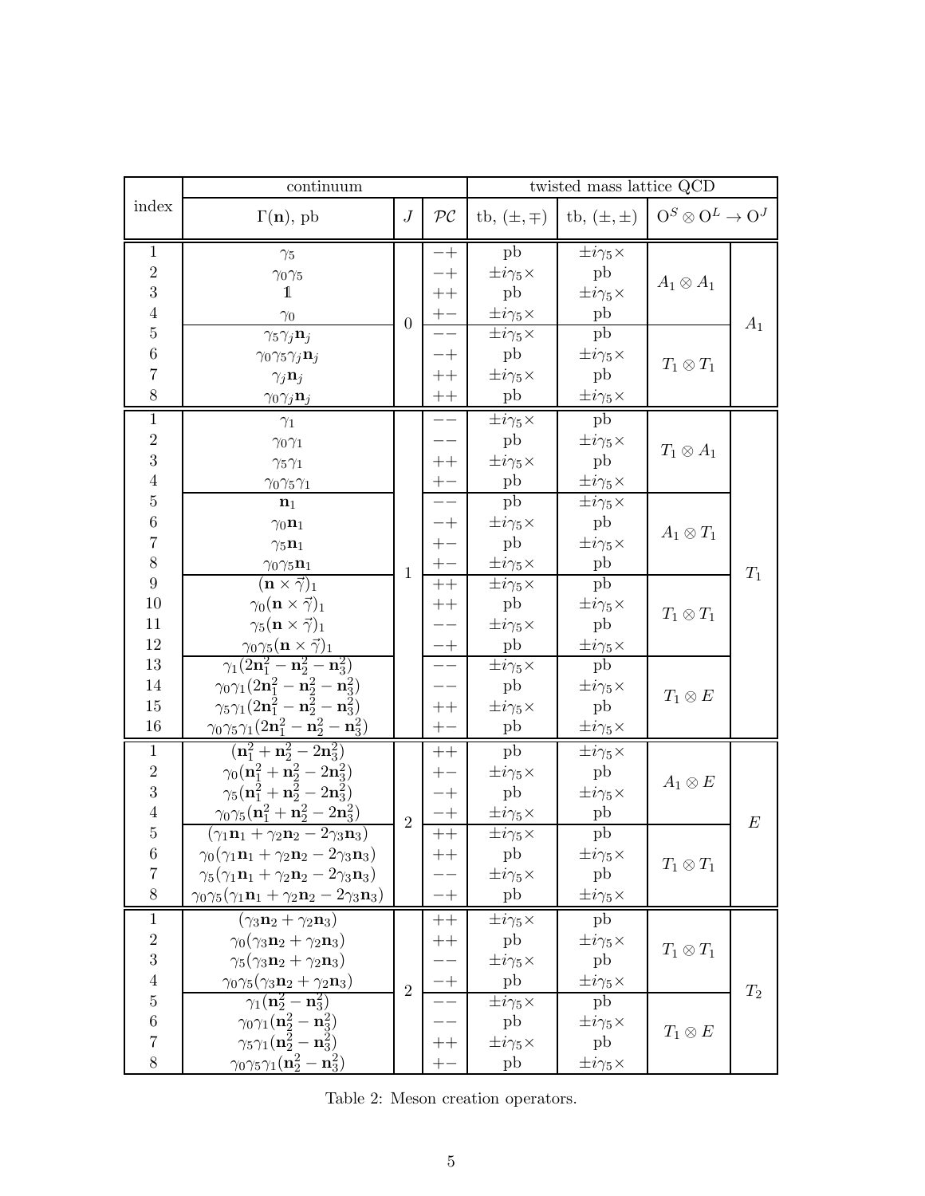| index | continuum | | | twisted mass lattice QCD | | | |
|---|---|---|---|---|---|---|---|
| | $\Gamma(\mathbf{n})$, pb | $J$ | $\mathcal{PC}$ | tb, $(\pm,\mp)$ | tb, $(\pm,\pm)$ | $\mathrm{O}^S \otimes \mathrm{O}^L \to \mathrm{O}^J$ | |
| 1 | $\gamma_5$ | 0 | $-+$ | pb | $\pm i\gamma_5\times$ | $A_1 \otimes A_1$ | $A_1$ |
| 2 | $\gamma_0\gamma_5$ | | $-+$ | $\pm i\gamma_5\times$ | pb | | |
| 3 | $\mathbb{1}$ | | $++$ | pb | $\pm i\gamma_5\times$ | | |
| 4 | $\gamma_0$ | | $+-$ | $\pm i\gamma_5\times$ | pb | | |
| 5 | $\gamma_5\gamma_j\mathbf{n}_j$ | | $--$ | $\pm i\gamma_5\times$ | pb | $T_1 \otimes T_1$ | |
| 6 | $\gamma_0\gamma_5\gamma_j\mathbf{n}_j$ | | $-+$ | pb | $\pm i\gamma_5\times$ | | |
| 7 | $\gamma_j\mathbf{n}_j$ | | $++$ | $\pm i\gamma_5\times$ | pb | | |
| 8 | $\gamma_0\gamma_j\mathbf{n}_j$ | | $++$ | pb | $\pm i\gamma_5\times$ | | |
| 1 | $\gamma_1$ | 1 | $--$ | $\pm i\gamma_5\times$ | pb | $T_1 \otimes A_1$ | $T_1$ |
| 2 | $\gamma_0\gamma_1$ | | $--$ | pb | $\pm i\gamma_5\times$ | | |
| 3 | $\gamma_5\gamma_1$ | | $++$ | $\pm i\gamma_5\times$ | pb | | |
| 4 | $\gamma_0\gamma_5\gamma_1$ | | $+-$ | pb | $\pm i\gamma_5\times$ | | |
| 5 | $\mathbf{n}_1$ | | $--$ | pb | $\pm i\gamma_5\times$ | $A_1 \otimes T_1$ | |
| 6 | $\gamma_0\mathbf{n}_1$ | | $-+$ | $\pm i\gamma_5\times$ | pb | | |
| 7 | $\gamma_5\mathbf{n}_1$ | | $+-$ | pb | $\pm i\gamma_5\times$ | | |
| 8 | $\gamma_0\gamma_5\mathbf{n}_1$ | | $+-$ | $\pm i\gamma_5\times$ | pb | | |
| 9 | $(\mathbf{n}\times\vec{\gamma})_1$ | | $++$ | $\pm i\gamma_5\times$ | pb | $T_1 \otimes T_1$ | |
| 10 | $\gamma_0(\mathbf{n}\times\vec{\gamma})_1$ | | $++$ | pb | $\pm i\gamma_5\times$ | | |
| 11 | $\gamma_5(\mathbf{n}\times\vec{\gamma})_1$ | | $--$ | $\pm i\gamma_5\times$ | pb | | |
| 12 | $\gamma_0\gamma_5(\mathbf{n}\times\vec{\gamma})_1$ | | $-+$ | pb | $\pm i\gamma_5\times$ | | |
| 13 | $\gamma_1(2\mathbf{n}_1^2 - \mathbf{n}_2^2 - \mathbf{n}_3^2)$ | | $--$ | $\pm i\gamma_5\times$ | pb | $T_1 \otimes E$ | |
| 14 | $\gamma_0\gamma_1(2\mathbf{n}_1^2 - \mathbf{n}_2^2 - \mathbf{n}_3^2)$ | | $--$ | pb | $\pm i\gamma_5\times$ | | |
| 15 | $\gamma_5\gamma_1(2\mathbf{n}_1^2 - \mathbf{n}_2^2 - \mathbf{n}_3^2)$ | | $++$ | $\pm i\gamma_5\times$ | pb | | |
| 16 | $\gamma_0\gamma_5\gamma_1(2\mathbf{n}_1^2 - \mathbf{n}_2^2 - \mathbf{n}_3^2)$ | | $+-$ | pb | $\pm i\gamma_5\times$ | | |
| 1 | $(\mathbf{n}_1^2 + \mathbf{n}_2^2 - 2\mathbf{n}_3^2)$ | 2 | $++$ | pb | $\pm i\gamma_5\times$ | $A_1 \otimes E$ | $E$ |
| 2 | $\gamma_0(\mathbf{n}_1^2 + \mathbf{n}_2^2 - 2\mathbf{n}_3^2)$ | | $+-$ | $\pm i\gamma_5\times$ | pb | | |
| 3 | $\gamma_5(\mathbf{n}_1^2 + \mathbf{n}_2^2 - 2\mathbf{n}_3^2)$ | | $-+$ | pb | $\pm i\gamma_5\times$ | | |
| 4 | $\gamma_0\gamma_5(\mathbf{n}_1^2 + \mathbf{n}_2^2 - 2\mathbf{n}_3^2)$ | | $-+$ | $\pm i\gamma_5\times$ | pb | | |
| 5 | $(\gamma_1\mathbf{n}_1 + \gamma_2\mathbf{n}_2 - 2\gamma_3\mathbf{n}_3)$ | | $++$ | $\pm i\gamma_5\times$ | pb | $T_1 \otimes T_1$ | |
| 6 | $\gamma_0(\gamma_1\mathbf{n}_1 + \gamma_2\mathbf{n}_2 - 2\gamma_3\mathbf{n}_3)$ | | $++$ | pb | $\pm i\gamma_5\times$ | | |
| 7 | $\gamma_5(\gamma_1\mathbf{n}_1 + \gamma_2\mathbf{n}_2 - 2\gamma_3\mathbf{n}_3)$ | | $--$ | $\pm i\gamma_5\times$ | pb | | |
| 8 | $\gamma_0\gamma_5(\gamma_1\mathbf{n}_1 + \gamma_2\mathbf{n}_2 - 2\gamma_3\mathbf{n}_3)$ | | $-+$ | pb | $\pm i\gamma_5\times$ | | |
| 1 | $(\gamma_3\mathbf{n}_2 + \gamma_2\mathbf{n}_3)$ | 2 | $++$ | $\pm i\gamma_5\times$ | pb | $T_1 \otimes T_1$ | $T_2$ |
| 2 | $\gamma_0(\gamma_3\mathbf{n}_2 + \gamma_2\mathbf{n}_3)$ | | $++$ | pb | $\pm i\gamma_5\times$ | | |
| 3 | $\gamma_5(\gamma_3\mathbf{n}_2 + \gamma_2\mathbf{n}_3)$ | | $--$ | $\pm i\gamma_5\times$ | pb | | |
| 4 | $\gamma_0\gamma_5(\gamma_3\mathbf{n}_2 + \gamma_2\mathbf{n}_3)$ | | $-+$ | pb | $\pm i\gamma_5\times$ | | |
| 5 | $\gamma_1(\mathbf{n}_2^2 - \mathbf{n}_3^2)$ | | $--$ | $\pm i\gamma_5\times$ | pb | $T_1 \otimes E$ | |
| 6 | $\gamma_0\gamma_1(\mathbf{n}_2^2 - \mathbf{n}_3^2)$ | | $--$ | pb | $\pm i\gamma_5\times$ | | |
| 7 | $\gamma_5\gamma_1(\mathbf{n}_2^2 - \mathbf{n}_3^2)$ | | $++$ | $\pm i\gamma_5\times$ | pb | | |
| 8 | $\gamma_0\gamma_5\gamma_1(\mathbf{n}_2^2 - \mathbf{n}_3^2)$ | | $+-$ | pb | $\pm i\gamma_5\times$ | | |

Table 2: Meson creation operators.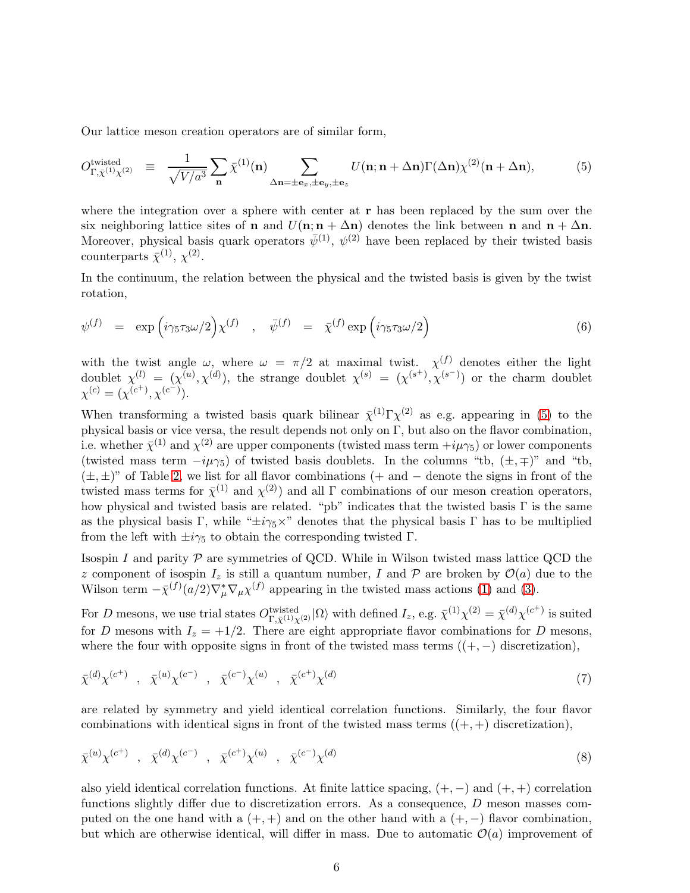Our lattice meson creation operators are of similar form,

$$O^{\text{twisted}}_{\Gamma,\bar{\chi}^{(1)}\chi^{(2)}} \equiv \frac{1}{\sqrt{V/a^3}} \sum_{\mathbf{n}} \bar{\chi}^{(1)}(\mathbf{n}) \sum_{\Delta\mathbf{n}=\pm\mathbf{e}_x,\pm\mathbf{e}_y,\pm\mathbf{e}_z} U(\mathbf{n};\mathbf{n}+\Delta\mathbf{n})\Gamma(\Delta\mathbf{n})\chi^{(2)}(\mathbf{n}+\Delta\mathbf{n}), \tag{5}$$

where the integration over a sphere with center at $\mathbf{r}$ has been replaced by the sum over the six neighboring lattice sites of $\mathbf{n}$ and $U(\mathbf{n};\mathbf{n}+\Delta\mathbf{n})$ denotes the link between $\mathbf{n}$ and $\mathbf{n}+\Delta\mathbf{n}$. Moreover, physical basis quark operators $\bar{\psi}^{(1)}$, $\psi^{(2)}$ have been replaced by their twisted basis counterparts $\bar{\chi}^{(1)}$, $\chi^{(2)}$.

In the continuum, the relation between the physical and the twisted basis is given by the twist rotation,

$$\psi^{(f)} = \exp\Big(i\gamma_5\tau_3\omega/2\Big)\chi^{(f)} \quad , \quad \bar{\psi}^{(f)} = \bar{\chi}^{(f)}\exp\Big(i\gamma_5\tau_3\omega/2\Big) \tag{6}$$

with the twist angle $\omega$, where $\omega = \pi/2$ at maximal twist. $\chi^{(f)}$ denotes either the light doublet $\chi^{(l)} = (\chi^{(u)}, \chi^{(d)})$, the strange doublet $\chi^{(s)} = (\chi^{(s^+)}, \chi^{(s^-)})$ or the charm doublet $\chi^{(c)} = (\chi^{(c^+)}, \chi^{(c^-)})$.

When transforming a twisted basis quark bilinear $\bar{\chi}^{(1)}\Gamma\chi^{(2)}$ as e.g. appearing in (5) to the physical basis or vice versa, the result depends not only on $\Gamma$, but also on the flavor combination, i.e. whether $\bar{\chi}^{(1)}$ and $\chi^{(2)}$ are upper components (twisted mass term $+i\mu\gamma_5$) or lower components (twisted mass term $-i\mu\gamma_5$) of twisted basis doublets. In the columns "tb, $(\pm,\mp)$" and "tb, $(\pm,\pm)$" of Table 2, we list for all flavor combinations (+ and − denote the signs in front of the twisted mass terms for $\bar{\chi}^{(1)}$ and $\chi^{(2)}$) and all $\Gamma$ combinations of our meson creation operators, how physical and twisted basis are related. "pb" indicates that the twisted basis $\Gamma$ is the same as the physical basis $\Gamma$, while "$\pm i\gamma_5\times$" denotes that the physical basis $\Gamma$ has to be multiplied from the left with $\pm i\gamma_5$ to obtain the corresponding twisted $\Gamma$.

Isospin $I$ and parity $\mathcal{P}$ are symmetries of QCD. While in Wilson twisted mass lattice QCD the $z$ component of isospin $I_z$ is still a quantum number, $I$ and $\mathcal{P}$ are broken by $\mathcal{O}(a)$ due to the Wilson term $-\bar{\chi}^{(f)}(a/2)\nabla^*_\mu\nabla_\mu\chi^{(f)}$ appearing in the twisted mass actions (1) and (3).

For $D$ mesons, we use trial states $O^{\text{twisted}}_{\Gamma,\bar{\chi}^{(1)}\chi^{(2)}}|\Omega\rangle$ with defined $I_z$, e.g. $\bar{\chi}^{(1)}\chi^{(2)} = \bar{\chi}^{(d)}\chi^{(c^+)}$ is suited for $D$ mesons with $I_z = +1/2$. There are eight appropriate flavor combinations for $D$ mesons, where the four with opposite signs in front of the twisted mass terms ($(+,-)$ discretization),

$$\bar{\chi}^{(d)}\chi^{(c^+)} \quad , \quad \bar{\chi}^{(u)}\chi^{(c^-)} \quad , \quad \bar{\chi}^{(c^-)}\chi^{(u)} \quad , \quad \bar{\chi}^{(c^+)}\chi^{(d)} \tag{7}$$

are related by symmetry and yield identical correlation functions. Similarly, the four flavor combinations with identical signs in front of the twisted mass terms ($(+,+)$ discretization),

$$\bar{\chi}^{(u)}\chi^{(c^+)} \quad , \quad \bar{\chi}^{(d)}\chi^{(c^-)} \quad , \quad \bar{\chi}^{(c^+)}\chi^{(u)} \quad , \quad \bar{\chi}^{(c^-)}\chi^{(d)} \tag{8}$$

also yield identical correlation functions. At finite lattice spacing, $(+,-)$ and $(+,+)$ correlation functions slightly differ due to discretization errors. As a consequence, $D$ meson masses computed on the one hand with a $(+,+)$ and on the other hand with a $(+,-)$ flavor combination, but which are otherwise identical, will differ in mass. Due to automatic $\mathcal{O}(a)$ improvement of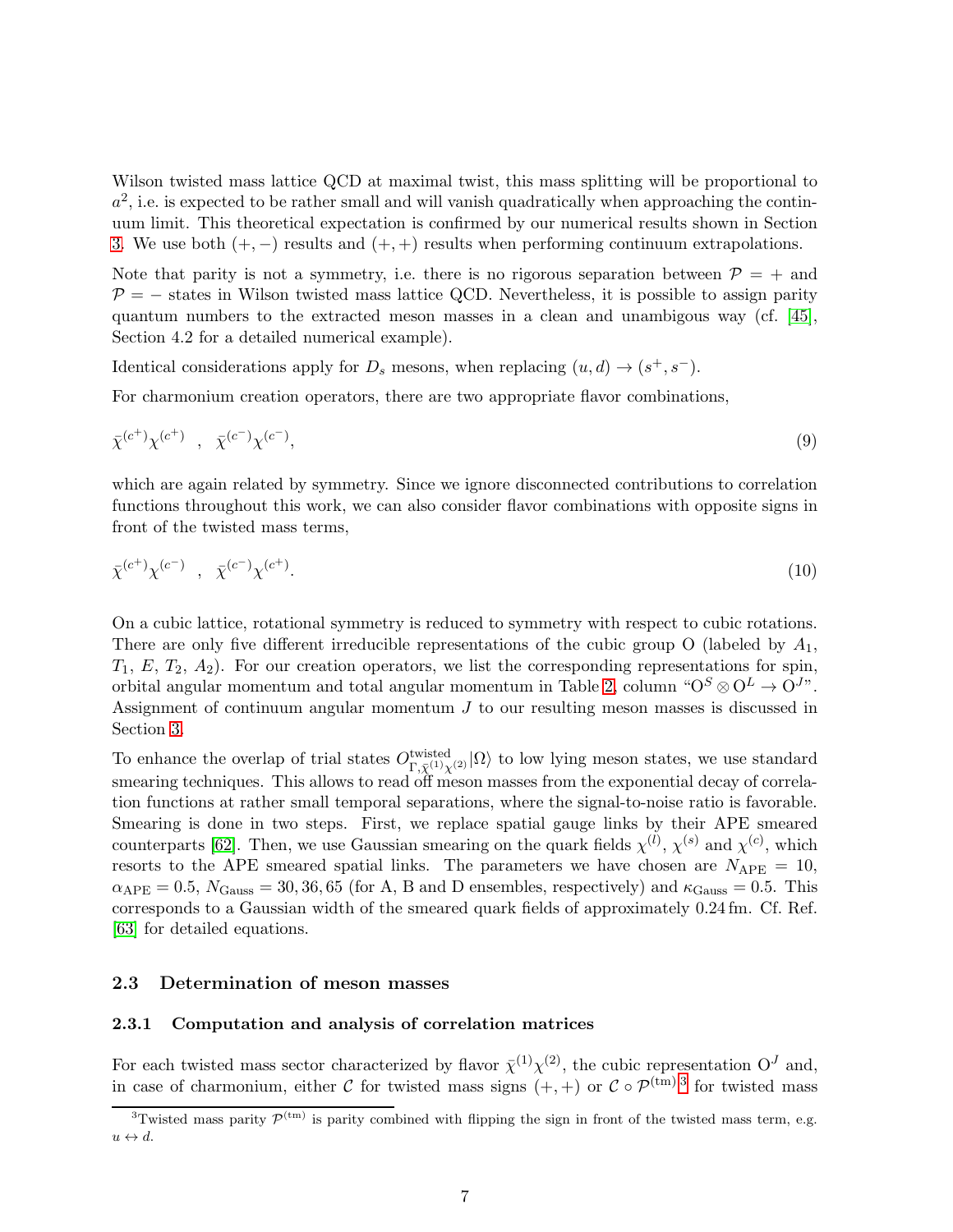Wilson twisted mass lattice QCD at maximal twist, this mass splitting will be proportional to $a^2$, i.e. is expected to be rather small and will vanish quadratically when approaching the continuum limit. This theoretical expectation is confirmed by our numerical results shown in Section 3. We use both $(+,-)$ results and $(+,+)$ results when performing continuum extrapolations.

Note that parity is not a symmetry, i.e. there is no rigorous separation between $\mathcal{P} = +$ and $\mathcal{P} = -$ states in Wilson twisted mass lattice QCD. Nevertheless, it is possible to assign parity quantum numbers to the extracted meson masses in a clean and unambigous way (cf. [45], Section 4.2 for a detailed numerical example).

Identical considerations apply for $D_s$ mesons, when replacing $(u,d) \to (s^+, s^-)$.

For charmonium creation operators, there are two appropriate flavor combinations,

$$\bar{\chi}^{(c^+)}\chi^{(c^+)} \quad , \quad \bar{\chi}^{(c^-)}\chi^{(c^-)}, \tag{9}$$

which are again related by symmetry. Since we ignore disconnected contributions to correlation functions throughout this work, we can also consider flavor combinations with opposite signs in front of the twisted mass terms,

$$\bar{\chi}^{(c^+)}\chi^{(c^-)} \quad , \quad \bar{\chi}^{(c^-)}\chi^{(c^+)}. \tag{10}$$

On a cubic lattice, rotational symmetry is reduced to symmetry with respect to cubic rotations. There are only five different irreducible representations of the cubic group O (labeled by $A_1$, $T_1$, $E$, $T_2$, $A_2$). For our creation operators, we list the corresponding representations for spin, orbital angular momentum and total angular momentum in Table 2, column "$\mathrm{O}^S \otimes \mathrm{O}^L \to \mathrm{O}^J$". Assignment of continuum angular momentum $J$ to our resulting meson masses is discussed in Section 3.

To enhance the overlap of trial states $O^{\text{twisted}}_{\Gamma,\bar{\chi}^{(1)}\chi^{(2)}}|\Omega\rangle$ to low lying meson states, we use standard smearing techniques. This allows to read off meson masses from the exponential decay of correlation functions at rather small temporal separations, where the signal-to-noise ratio is favorable. Smearing is done in two steps. First, we replace spatial gauge links by their APE smeared counterparts [62]. Then, we use Gaussian smearing on the quark fields $\chi^{(l)}$, $\chi^{(s)}$ and $\chi^{(c)}$, which resorts to the APE smeared spatial links. The parameters we have chosen are $N_{\text{APE}} = 10$, $\alpha_{\text{APE}} = 0.5$, $N_{\text{Gauss}} = 30, 36, 65$ (for A, B and D ensembles, respectively) and $\kappa_{\text{Gauss}} = 0.5$. This corresponds to a Gaussian width of the smeared quark fields of approximately $0.24\,\text{fm}$. Cf. Ref. [63] for detailed equations.

### 2.3 Determination of meson masses

#### 2.3.1 Computation and analysis of correlation matrices

For each twisted mass sector characterized by flavor $\bar{\chi}^{(1)}\chi^{(2)}$, the cubic representation $\mathrm{O}^J$ and, in case of charmonium, either $\mathcal{C}$ for twisted mass signs $(+,+)$ or $\mathcal{C} \circ \mathcal{P}^{(\text{tm})}$[3] for twisted mass

[3] Twisted mass parity $\mathcal{P}^{(\text{tm})}$ is parity combined with flipping the sign in front of the twisted mass term, e.g. $u \leftrightarrow d$.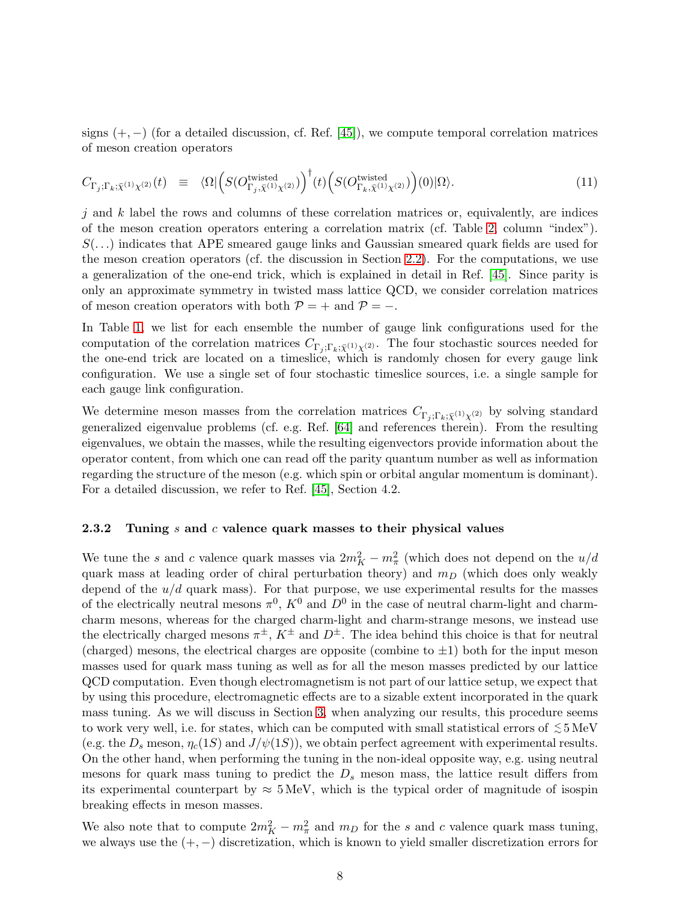signs $(+,-)$ (for a detailed discussion, cf. Ref. [45]), we compute temporal correlation matrices of meson creation operators

$$C_{\Gamma_j;\Gamma_k;\bar{\chi}^{(1)}\chi^{(2)}}(t) \equiv \langle\Omega|\Big(S(O^{\text{twisted}}_{\Gamma_j,\bar{\chi}^{(1)}\chi^{(2)}})\Big)^\dagger(t)\Big(S(O^{\text{twisted}}_{\Gamma_k,\bar{\chi}^{(1)}\chi^{(2)}})\Big)(0)|\Omega\rangle. \tag{11}$$

$j$ and $k$ label the rows and columns of these correlation matrices or, equivalently, are indices of the meson creation operators entering a correlation matrix (cf. Table 2, column "index"). $S(\ldots)$ indicates that APE smeared gauge links and Gaussian smeared quark fields are used for the meson creation operators (cf. the discussion in Section 2.2). For the computations, we use a generalization of the one-end trick, which is explained in detail in Ref. [45]. Since parity is only an approximate symmetry in twisted mass lattice QCD, we consider correlation matrices of meson creation operators with both $\mathcal{P} = +$ and $\mathcal{P} = -$.

In Table 1, we list for each ensemble the number of gauge link configurations used for the computation of the correlation matrices $C_{\Gamma_j;\Gamma_k;\bar{\chi}^{(1)}\chi^{(2)}}$. The four stochastic sources needed for the one-end trick are located on a timeslice, which is randomly chosen for every gauge link configuration. We use a single set of four stochastic timeslice sources, i.e. a single sample for each gauge link configuration.

We determine meson masses from the correlation matrices $C_{\Gamma_j;\Gamma_k;\bar{\chi}^{(1)}\chi^{(2)}}$ by solving standard generalized eigenvalue problems (cf. e.g. Ref. [64] and references therein). From the resulting eigenvalues, we obtain the masses, while the resulting eigenvectors provide information about the operator content, from which one can read off the parity quantum number as well as information regarding the structure of the meson (e.g. which spin or orbital angular momentum is dominant). For a detailed discussion, we refer to Ref. [45], Section 4.2.

#### 2.3.2 Tuning $s$ and $c$ valence quark masses to their physical values

We tune the $s$ and $c$ valence quark masses via $2m_K^2 - m_\pi^2$ (which does not depend on the $u/d$ quark mass at leading order of chiral perturbation theory) and $m_D$ (which does only weakly depend of the $u/d$ quark mass). For that purpose, we use experimental results for the masses of the electrically neutral mesons $\pi^0$, $K^0$ and $D^0$ in the case of neutral charm-light and charm-charm mesons, whereas for the charged charm-light and charm-strange mesons, we instead use the electrically charged mesons $\pi^\pm$, $K^\pm$ and $D^\pm$. The idea behind this choice is that for neutral (charged) mesons, the electrical charges are opposite (combine to $\pm 1$) both for the input meson masses used for quark mass tuning as well as for all the meson masses predicted by our lattice QCD computation. Even though electromagnetism is not part of our lattice setup, we expect that by using this procedure, electromagnetic effects are to a sizable extent incorporated in the quark mass tuning. As we will discuss in Section 3, when analyzing our results, this procedure seems to work very well, i.e. for states, which can be computed with small statistical errors of $\lesssim 5\,\text{MeV}$ (e.g. the $D_s$ meson, $\eta_c(1S)$ and $J/\psi(1S)$), we obtain perfect agreement with experimental results. On the other hand, when performing the tuning in the non-ideal opposite way, e.g. using neutral mesons for quark mass tuning to predict the $D_s$ meson mass, the lattice result differs from its experimental counterpart by $\approx 5\,\text{MeV}$, which is the typical order of magnitude of isospin breaking effects in meson masses.

We also note that to compute $2m_K^2 - m_\pi^2$ and $m_D$ for the $s$ and $c$ valence quark mass tuning, we always use the $(+,-)$ discretization, which is known to yield smaller discretization errors for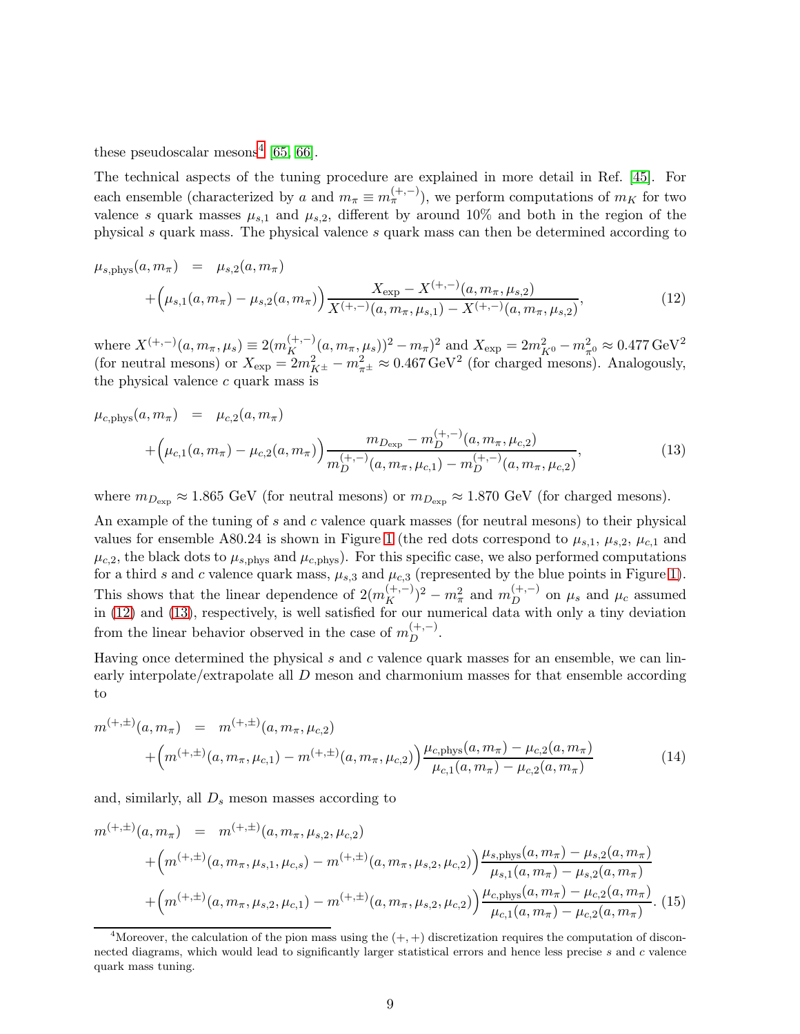these pseudoscalar mesons[4] [65, 66].

The technical aspects of the tuning procedure are explained in more detail in Ref. [45]. For each ensemble (characterized by $a$ and $m_\pi \equiv m_\pi^{(+,-)}$), we perform computations of $m_K$ for two valence $s$ quark masses $\mu_{s,1}$ and $\mu_{s,2}$, different by around 10% and both in the region of the physical $s$ quark mass. The physical valence $s$ quark mass can then be determined according to

$$\begin{aligned}
\mu_{s,\mathrm{phys}}(a, m_\pi) &= \mu_{s,2}(a, m_\pi) \\
&+ \Big(\mu_{s,1}(a, m_\pi) - \mu_{s,2}(a, m_\pi)\Big) \frac{X_{\mathrm{exp}} - X^{(+,-)}(a, m_\pi, \mu_{s,2})}{X^{(+,-)}(a, m_\pi, \mu_{s,1}) - X^{(+,-)}(a, m_\pi, \mu_{s,2})},
\end{aligned} \tag{12}$$

where $X^{(+,-)}(a, m_\pi, \mu_s) \equiv 2(m_K^{(+,-)}(a, m_\pi, \mu_s))^2 - m_\pi)^2$ and $X_{\mathrm{exp}} = 2m_{K^0}^2 - m_{\pi^0}^2 \approx 0.477\,\mathrm{GeV}^2$ (for neutral mesons) or $X_{\mathrm{exp}} = 2m_{K^\pm}^2 - m_{\pi^\pm}^2 \approx 0.467\,\mathrm{GeV}^2$ (for charged mesons). Analogously, the physical valence $c$ quark mass is

$$\begin{aligned}
\mu_{c,\mathrm{phys}}(a, m_\pi) &= \mu_{c,2}(a, m_\pi) \\
&+ \Big(\mu_{c,1}(a, m_\pi) - \mu_{c,2}(a, m_\pi)\Big) \frac{m_{D_{\mathrm{exp}}} - m_D^{(+,-)}(a, m_\pi, \mu_{c,2})}{m_D^{(+,-)}(a, m_\pi, \mu_{c,1}) - m_D^{(+,-)}(a, m_\pi, \mu_{c,2})},
\end{aligned} \tag{13}$$

where $m_{D_{\mathrm{exp}}} \approx 1.865$ GeV (for neutral mesons) or $m_{D_{\mathrm{exp}}} \approx 1.870$ GeV (for charged mesons).

An example of the tuning of $s$ and $c$ valence quark masses (for neutral mesons) to their physical values for ensemble A80.24 is shown in Figure 1 (the red dots correspond to $\mu_{s,1}$, $\mu_{s,2}$, $\mu_{c,1}$ and $\mu_{c,2}$, the black dots to $\mu_{s,\mathrm{phys}}$ and $\mu_{c,\mathrm{phys}}$). For this specific case, we also performed computations for a third $s$ and $c$ valence quark mass, $\mu_{s,3}$ and $\mu_{c,3}$ (represented by the blue points in Figure 1). This shows that the linear dependence of $2(m_K^{(+,-)})^2 - m_\pi^2$ and $m_D^{(+,-)}$ on $\mu_s$ and $\mu_c$ assumed in (12) and (13), respectively, is well satisfied for our numerical data with only a tiny deviation from the linear behavior observed in the case of $m_D^{(+,-)}$.

Having once determined the physical $s$ and $c$ valence quark masses for an ensemble, we can linearly interpolate/extrapolate all $D$ meson and charmonium masses for that ensemble according to

$$\begin{aligned}
m^{(+,\pm)}(a, m_\pi) &= m^{(+,\pm)}(a, m_\pi, \mu_{c,2}) \\
&+ \Big(m^{(+,\pm)}(a, m_\pi, \mu_{c,1}) - m^{(+,\pm)}(a, m_\pi, \mu_{c,2})\Big) \frac{\mu_{c,\mathrm{phys}}(a, m_\pi) - \mu_{c,2}(a, m_\pi)}{\mu_{c,1}(a, m_\pi) - \mu_{c,2}(a, m_\pi)}
\end{aligned} \tag{14}$$

and, similarly, all $D_s$ meson masses according to

$$\begin{aligned}
m^{(+,\pm)}(a, m_\pi) &= m^{(+,\pm)}(a, m_\pi, \mu_{s,2}, \mu_{c,2}) \\
&+ \Big(m^{(+,\pm)}(a, m_\pi, \mu_{s,1}, \mu_{c,s}) - m^{(+,\pm)}(a, m_\pi, \mu_{s,2}, \mu_{c,2})\Big) \frac{\mu_{s,\mathrm{phys}}(a, m_\pi) - \mu_{s,2}(a, m_\pi)}{\mu_{s,1}(a, m_\pi) - \mu_{s,2}(a, m_\pi)} \\
&+ \Big(m^{(+,\pm)}(a, m_\pi, \mu_{s,2}, \mu_{c,1}) - m^{(+,\pm)}(a, m_\pi, \mu_{s,2}, \mu_{c,2})\Big) \frac{\mu_{c,\mathrm{phys}}(a, m_\pi) - \mu_{c,2}(a, m_\pi)}{\mu_{c,1}(a, m_\pi) - \mu_{c,2}(a, m_\pi)}.
\end{aligned} \tag{15}$$

[4] Moreover, the calculation of the pion mass using the $(+,+)$ discretization requires the computation of disconnected diagrams, which would lead to significantly larger statistical errors and hence less precise $s$ and $c$ valence quark mass tuning.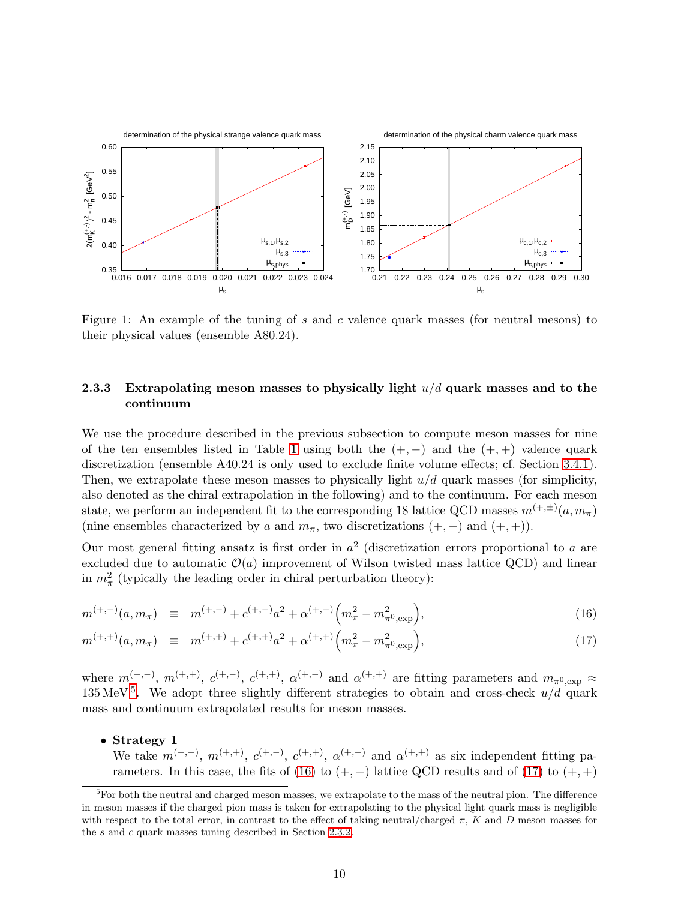Figure 1: An example of the tuning of $s$ and $c$ valence quark masses (for neutral mesons) to their physical values (ensemble A80.24).

#### 2.3.3 Extrapolating meson masses to physically light $u/d$ quark masses and to the continuum

We use the procedure described in the previous subsection to compute meson masses for nine of the ten ensembles listed in Table 1 using both the $(+,-)$ and the $(+,+)$ valence quark discretization (ensemble A40.24 is only used to exclude finite volume effects; cf. Section 3.4.1). Then, we extrapolate these meson masses to physically light $u/d$ quark masses (for simplicity, also denoted as the chiral extrapolation in the following) and to the continuum. For each meson state, we perform an independent fit to the corresponding 18 lattice QCD masses $m^{(+,\pm)}(a, m_\pi)$ (nine ensembles characterized by $a$ and $m_\pi$, two discretizations $(+,-)$ and $(+,+)$).

Our most general fitting ansatz is first order in $a^2$ (discretization errors proportional to $a$ are excluded due to automatic $\mathcal{O}(a)$ improvement of Wilson twisted mass lattice QCD) and linear in $m_\pi^2$ (typically the leading order in chiral perturbation theory):

$$m^{(+,-)}(a, m_\pi) \equiv m^{(+,-)} + c^{(+,-)}a^2 + \alpha^{(+,-)}\Big(m_\pi^2 - m_{\pi^0,\text{exp}}^2\Big), \tag{16}$$

$$m^{(+,+)}(a, m_\pi) \equiv m^{(+,+)} + c^{(+,+)}a^2 + \alpha^{(+,+)}\Big(m_\pi^2 - m_{\pi^0,\text{exp}}^2\Big), \tag{17}$$

where $m^{(+,-)}$, $m^{(+,+)}$, $c^{(+,-)}$, $c^{(+,+)}$, $\alpha^{(+,-)}$ and $\alpha^{(+,+)}$ are fitting parameters and $m_{\pi^0,\text{exp}} \approx 135\,\text{MeV}$[5]. We adopt three slightly different strategies to obtain and cross-check $u/d$ quark mass and continuum extrapolated results for meson masses.

- **Strategy 1**
  We take $m^{(+,-)}$, $m^{(+,+)}$, $c^{(+,-)}$, $c^{(+,+)}$, $\alpha^{(+,-)}$ and $\alpha^{(+,+)}$ as six independent fitting parameters. In this case, the fits of (16) to $(+,-)$ lattice QCD results and of (17) to $(+,+)$

[5] For both the neutral and charged meson masses, we extrapolate to the mass of the neutral pion. The difference in meson masses if the charged pion mass is taken for extrapolating to the physical light quark mass is negligible with respect to the total error, in contrast to the effect of taking neutral/charged $\pi$, $K$ and $D$ meson masses for the $s$ and $c$ quark masses tuning described in Section 2.3.2.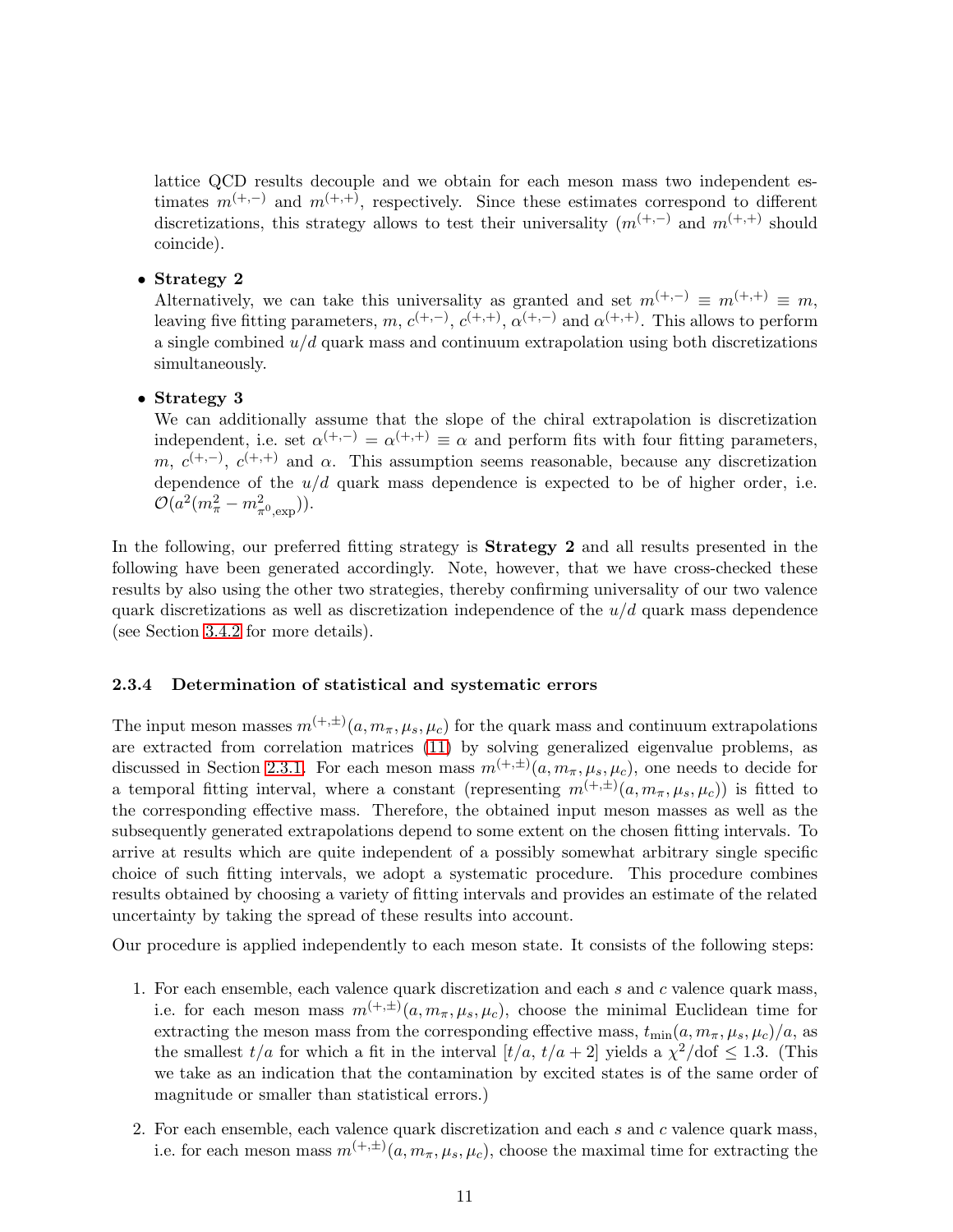lattice QCD results decouple and we obtain for each meson mass two independent estimates $m^{(+,-)}$ and $m^{(+,+)}$, respectively. Since these estimates correspond to different discretizations, this strategy allows to test their universality ($m^{(+,-)}$ and $m^{(+,+)}$ should coincide).

- **Strategy 2**
  Alternatively, we can take this universality as granted and set $m^{(+,-)} \equiv m^{(+,+)} \equiv m$, leaving five fitting parameters, $m$, $c^{(+,-)}$, $c^{(+,+)}$, $\alpha^{(+,-)}$ and $\alpha^{(+,+)}$. This allows to perform a single combined $u/d$ quark mass and continuum extrapolation using both discretizations simultaneously.

- **Strategy 3**
  We can additionally assume that the slope of the chiral extrapolation is discretization independent, i.e. set $\alpha^{(+,-)} = \alpha^{(+,+)} \equiv \alpha$ and perform fits with four fitting parameters, $m$, $c^{(+,-)}$, $c^{(+,+)}$ and $\alpha$. This assumption seems reasonable, because any discretization dependence of the $u/d$ quark mass dependence is expected to be of higher order, i.e. $\mathcal{O}(a^2(m_\pi^2 - m_{\pi^0,\text{exp}}^2))$.

In the following, our preferred fitting strategy is **Strategy 2** and all results presented in the following have been generated accordingly. Note, however, that we have cross-checked these results by also using the other two strategies, thereby confirming universality of our two valence quark discretizations as well as discretization independence of the $u/d$ quark mass dependence (see Section 3.4.2 for more details).

#### 2.3.4 Determination of statistical and systematic errors

The input meson masses $m^{(+,\pm)}(a, m_\pi, \mu_s, \mu_c)$ for the quark mass and continuum extrapolations are extracted from correlation matrices (11) by solving generalized eigenvalue problems, as discussed in Section 2.3.1. For each meson mass $m^{(+,\pm)}(a, m_\pi, \mu_s, \mu_c)$, one needs to decide for a temporal fitting interval, where a constant (representing $m^{(+,\pm)}(a, m_\pi, \mu_s, \mu_c)$) is fitted to the corresponding effective mass. Therefore, the obtained input meson masses as well as the subsequently generated extrapolations depend to some extent on the chosen fitting intervals. To arrive at results which are quite independent of a possibly somewhat arbitrary single specific choice of such fitting intervals, we adopt a systematic procedure. This procedure combines results obtained by choosing a variety of fitting intervals and provides an estimate of the related uncertainty by taking the spread of these results into account.

Our procedure is applied independently to each meson state. It consists of the following steps:

1. For each ensemble, each valence quark discretization and each $s$ and $c$ valence quark mass, i.e. for each meson mass $m^{(+,\pm)}(a, m_\pi, \mu_s, \mu_c)$, choose the minimal Euclidean time for extracting the meson mass from the corresponding effective mass, $t_\text{min}(a, m_\pi, \mu_s, \mu_c)/a$, as the smallest $t/a$ for which a fit in the interval $[t/a,\, t/a + 2]$ yields a $\chi^2/\text{dof} \leq 1.3$. (This we take as an indication that the contamination by excited states is of the same order of magnitude or smaller than statistical errors.)

2. For each ensemble, each valence quark discretization and each $s$ and $c$ valence quark mass, i.e. for each meson mass $m^{(+,\pm)}(a, m_\pi, \mu_s, \mu_c)$, choose the maximal time for extracting the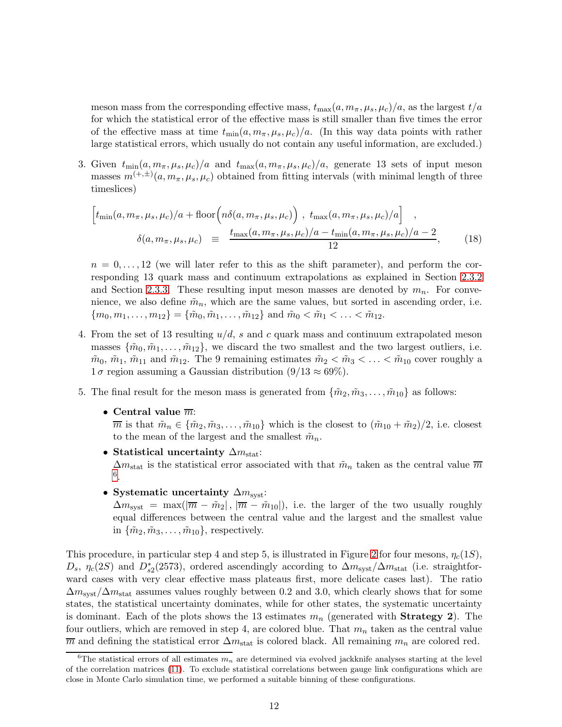meson mass from the corresponding effective mass, $t_{\max}(a, m_\pi, \mu_s, \mu_c)/a$, as the largest $t/a$ for which the statistical error of the effective mass is still smaller than five times the error of the effective mass at time $t_{\min}(a, m_\pi, \mu_s, \mu_c)/a$. (In this way data points with rather large statistical errors, which usually do not contain any useful information, are excluded.)

3. Given $t_{\min}(a, m_\pi, \mu_s, \mu_c)/a$ and $t_{\max}(a, m_\pi, \mu_s, \mu_c)/a$, generate 13 sets of input meson masses $m^{(+,\pm)}(a, m_\pi, \mu_s, \mu_c)$ obtained from fitting intervals (with minimal length of three timeslices)

$$\Big[t_{\min}(a, m_\pi, \mu_s, \mu_c)/a + \mathrm{floor}\Big(n\delta(a, m_\pi, \mu_s, \mu_c)\Big)\ ,\ t_{\max}(a, m_\pi, \mu_s, \mu_c)/a\Big] \quad ,$$
$$\delta(a, m_\pi, \mu_s, \mu_c) \ \equiv \ \frac{t_{\max}(a, m_\pi, \mu_s, \mu_c)/a - t_{\min}(a, m_\pi, \mu_s, \mu_c)/a - 2}{12}, \qquad (18)$$

$n = 0, \ldots, 12$ (we will later refer to this as the shift parameter), and perform the corresponding 13 quark mass and continuum extrapolations as explained in Section 2.3.2 and Section 2.3.3. These resulting input meson masses are denoted by $m_n$. For convenience, we also define $\tilde{m}_n$, which are the same values, but sorted in ascending order, i.e. $\{m_0, m_1, \ldots, m_{12}\} = \{\tilde{m}_0, \tilde{m}_1, \ldots, \tilde{m}_{12}\}$ and $\tilde{m}_0 < \tilde{m}_1 < \ldots < \tilde{m}_{12}$.

4. From the set of 13 resulting $u/d$, $s$ and $c$ quark mass and continuum extrapolated meson masses $\{\tilde{m}_0, \tilde{m}_1, \ldots, \tilde{m}_{12}\}$, we discard the two smallest and the two largest outliers, i.e. $\tilde{m}_0$, $\tilde{m}_1$, $\tilde{m}_{11}$ and $\tilde{m}_{12}$. The 9 remaining estimates $\tilde{m}_2 < \tilde{m}_3 < \ldots < \tilde{m}_{10}$ cover roughly a $1\,\sigma$ region assuming a Gaussian distribution ($9/13 \approx 69\%$).

5. The final result for the meson mass is generated from $\{\tilde{m}_2, \tilde{m}_3, \ldots, \tilde{m}_{10}\}$ as follows:

   - **Central value $\overline{m}$:**
     $\overline{m}$ is that $\tilde{m}_n \in \{\tilde{m}_2, \tilde{m}_3, \ldots, \tilde{m}_{10}\}$ which is the closest to $(\tilde{m}_{10} + \tilde{m}_2)/2$, i.e. closest to the mean of the largest and the smallest $\tilde{m}_n$.
   - **Statistical uncertainty $\Delta m_{\text{stat}}$:**
     $\Delta m_{\text{stat}}$ is the statistical error associated with that $\tilde{m}_n$ taken as the central value $\overline{m}$ [6].
   - **Systematic uncertainty $\Delta m_{\text{syst}}$:**
     $\Delta m_{\text{syst}} = \max(|\overline{m} - \tilde{m}_2|, |\overline{m} - \tilde{m}_{10}|)$, i.e. the larger of the two usually roughly equal differences between the central value and the largest and the smallest value in $\{\tilde{m}_2, \tilde{m}_3, \ldots, \tilde{m}_{10}\}$, respectively.

This procedure, in particular step 4 and step 5, is illustrated in Figure 2 for four mesons, $\eta_c(1S)$, $D_s$, $\eta_c(2S)$ and $D^*_{s2}(2573)$, ordered ascendingly according to $\Delta m_{\text{syst}}/\Delta m_{\text{stat}}$ (i.e. straightforward cases with very clear effective mass plateaus first, more delicate cases last). The ratio $\Delta m_{\text{syst}}/\Delta m_{\text{stat}}$ assumes values roughly between 0.2 and 3.0, which clearly shows that for some states, the statistical uncertainty dominates, while for other states, the systematic uncertainty is dominant. Each of the plots shows the 13 estimates $m_n$ (generated with **Strategy 2**). The four outliers, which are removed in step 4, are colored blue. That $m_n$ taken as the central value $\overline{m}$ and defining the statistical error $\Delta m_{\text{stat}}$ is colored black. All remaining $m_n$ are colored red.

[6] The statistical errors of all estimates $m_n$ are determined via evolved jackknife analyses starting at the level of the correlation matrices (11). To exclude statistical correlations between gauge link configurations which are close in Monte Carlo simulation time, we performed a suitable binning of these configurations.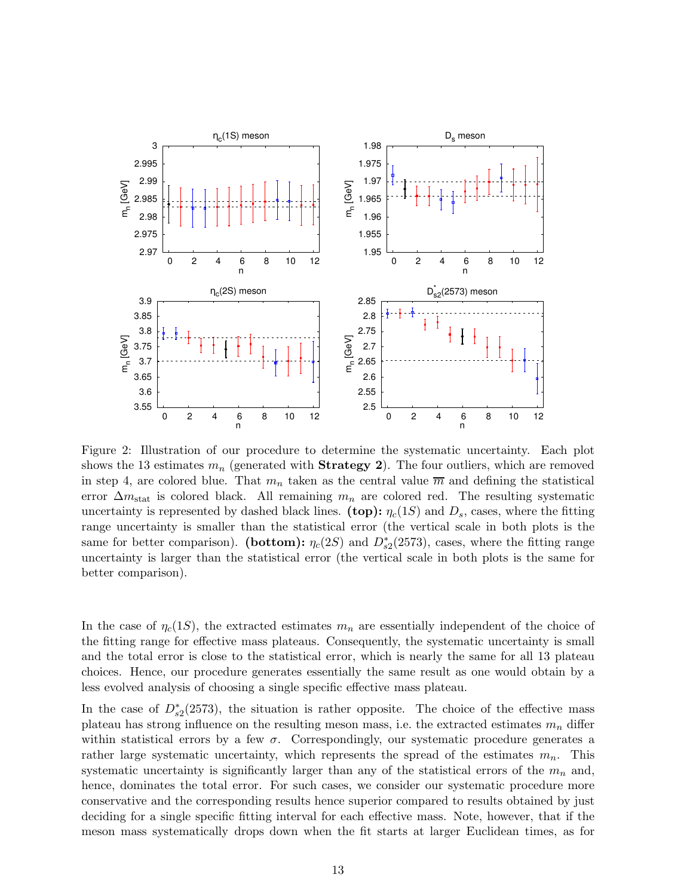Figure 2: Illustration of our procedure to determine the systematic uncertainty. Each plot shows the 13 estimates $m_n$ (generated with **Strategy 2**). The four outliers, which are removed in step 4, are colored blue. That $m_n$ taken as the central value $\overline{m}$ and defining the statistical error $\Delta m_{\text{stat}}$ is colored black. All remaining $m_n$ are colored red. The resulting systematic uncertainty is represented by dashed black lines. **(top):** $\eta_c(1S)$ and $D_s$, cases, where the fitting range uncertainty is smaller than the statistical error (the vertical scale in both plots is the same for better comparison). **(bottom):** $\eta_c(2S)$ and $D^*_{s2}(2573)$, cases, where the fitting range uncertainty is larger than the statistical error (the vertical scale in both plots is the same for better comparison).

In the case of $\eta_c(1S)$, the extracted estimates $m_n$ are essentially independent of the choice of the fitting range for effective mass plateaus. Consequently, the systematic uncertainty is small and the total error is close to the statistical error, which is nearly the same for all 13 plateau choices. Hence, our procedure generates essentially the same result as one would obtain by a less evolved analysis of choosing a single specific effective mass plateau.

In the case of $D^*_{s2}(2573)$, the situation is rather opposite. The choice of the effective mass plateau has strong influence on the resulting meson mass, i.e. the extracted estimates $m_n$ differ within statistical errors by a few $\sigma$. Correspondingly, our systematic procedure generates a rather large systematic uncertainty, which represents the spread of the estimates $m_n$. This systematic uncertainty is significantly larger than any of the statistical errors of the $m_n$ and, hence, dominates the total error. For such cases, we consider our systematic procedure more conservative and the corresponding results hence superior compared to results obtained by just deciding for a single specific fitting interval for each effective mass. Note, however, that if the meson mass systematically drops down when the fit starts at larger Euclidean times, as for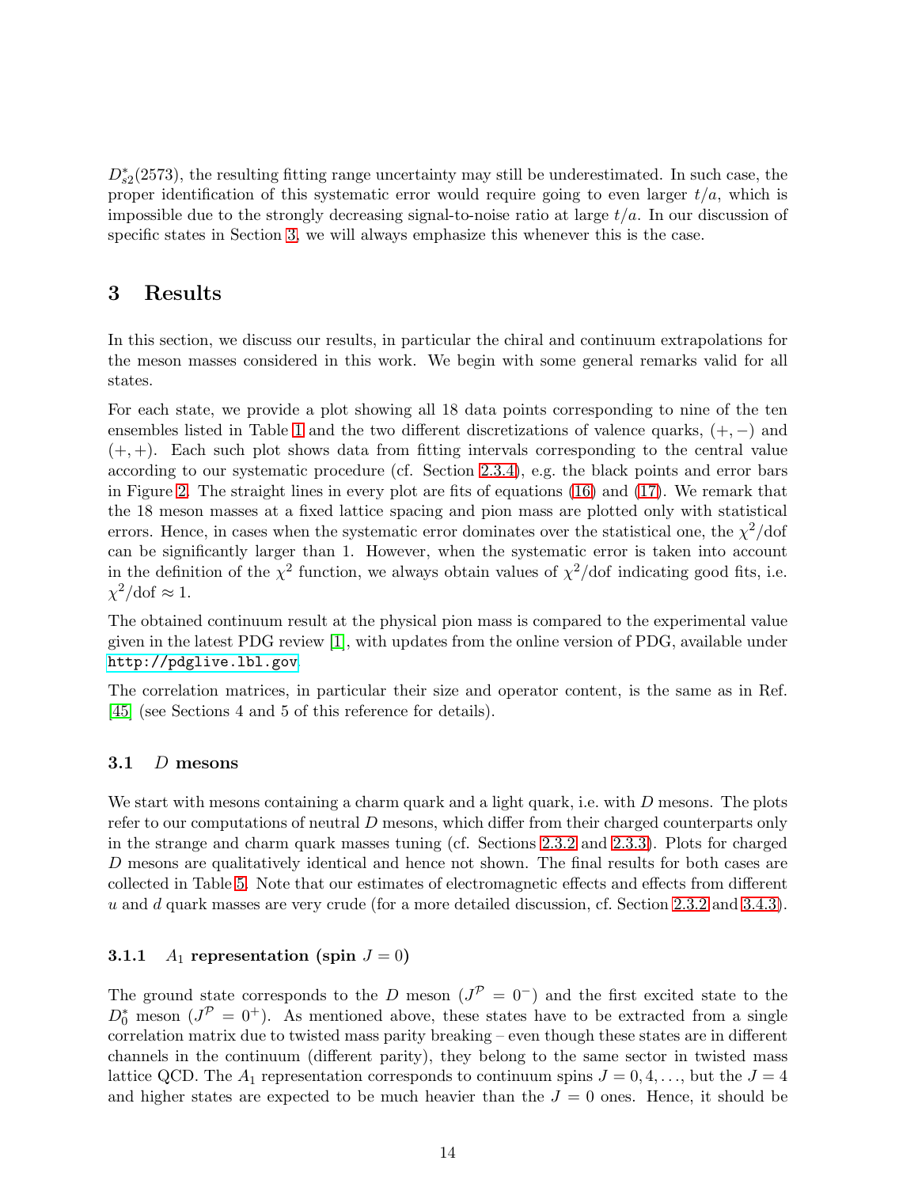$D^*_{s2}(2573)$, the resulting fitting range uncertainty may still be underestimated. In such case, the proper identification of this systematic error would require going to even larger $t/a$, which is impossible due to the strongly decreasing signal-to-noise ratio at large $t/a$. In our discussion of specific states in Section 3, we will always emphasize this whenever this is the case.

# 3 Results

In this section, we discuss our results, in particular the chiral and continuum extrapolations for the meson masses considered in this work. We begin with some general remarks valid for all states.

For each state, we provide a plot showing all 18 data points corresponding to nine of the ten ensembles listed in Table 1 and the two different discretizations of valence quarks, $(+,-)$ and $(+,+)$. Each such plot shows data from fitting intervals corresponding to the central value according to our systematic procedure (cf. Section 2.3.4), e.g. the black points and error bars in Figure 2. The straight lines in every plot are fits of equations (16) and (17). We remark that the 18 meson masses at a fixed lattice spacing and pion mass are plotted only with statistical errors. Hence, in cases when the systematic error dominates over the statistical one, the $\chi^2$/dof can be significantly larger than 1. However, when the systematic error is taken into account in the definition of the $\chi^2$ function, we always obtain values of $\chi^2$/dof indicating good fits, i.e. $\chi^2/\text{dof} \approx 1$.

The obtained continuum result at the physical pion mass is compared to the experimental value given in the latest PDG review [1], with updates from the online version of PDG, available under http://pdglive.lbl.gov.

The correlation matrices, in particular their size and operator content, is the same as in Ref. [45] (see Sections 4 and 5 of this reference for details).

## 3.1 $D$ mesons

We start with mesons containing a charm quark and a light quark, i.e. with $D$ mesons. The plots refer to our computations of neutral $D$ mesons, which differ from their charged counterparts only in the strange and charm quark masses tuning (cf. Sections 2.3.2 and 2.3.3). Plots for charged $D$ mesons are qualitatively identical and hence not shown. The final results for both cases are collected in Table 5. Note that our estimates of electromagnetic effects and effects from different $u$ and $d$ quark masses are very crude (for a more detailed discussion, cf. Section 2.3.2 and 3.4.3).

### 3.1.1 $A_1$ representation (spin $J = 0$)

The ground state corresponds to the $D$ meson ($J^{\mathcal{P}} = 0^-$) and the first excited state to the $D^*_0$ meson ($J^{\mathcal{P}} = 0^+$). As mentioned above, these states have to be extracted from a single correlation matrix due to twisted mass parity breaking – even though these states are in different channels in the continuum (different parity), they belong to the same sector in twisted mass lattice QCD. The $A_1$ representation corresponds to continuum spins $J = 0, 4, \ldots$, but the $J = 4$ and higher states are expected to be much heavier than the $J = 0$ ones. Hence, it should be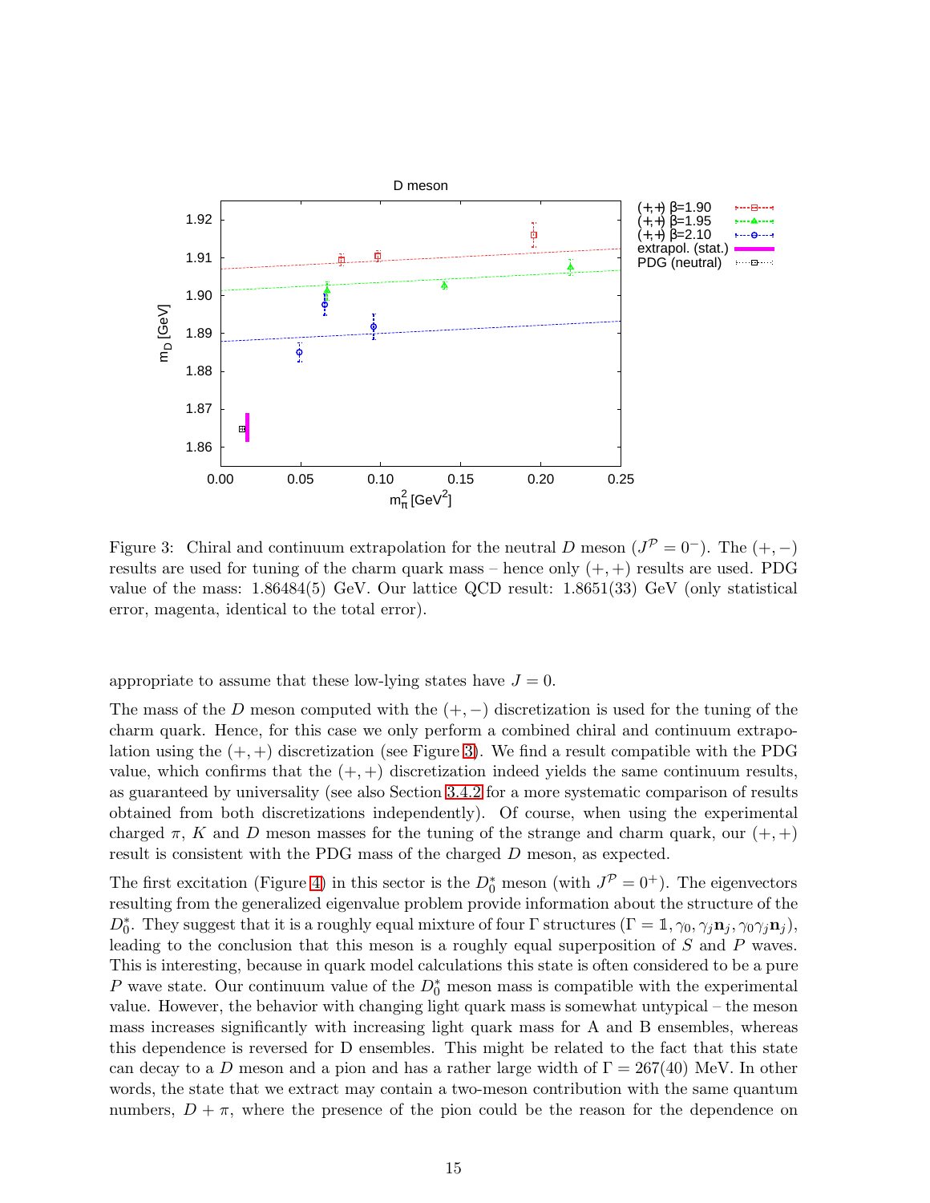Figure 3: Chiral and continuum extrapolation for the neutral $D$ meson ($J^{\mathcal{P}} = 0^-$). The $(+,-)$ results are used for tuning of the charm quark mass – hence only $(+,+)$ results are used. PDG value of the mass: 1.86484(5) GeV. Our lattice QCD result: 1.8651(33) GeV (only statistical error, magenta, identical to the total error).

appropriate to assume that these low-lying states have $J = 0$.

The mass of the $D$ meson computed with the $(+,-)$ discretization is used for the tuning of the charm quark. Hence, for this case we only perform a combined chiral and continuum extrapolation using the $(+,+)$ discretization (see Figure 3). We find a result compatible with the PDG value, which confirms that the $(+,+)$ discretization indeed yields the same continuum results, as guaranteed by universality (see also Section 3.4.2 for a more systematic comparison of results obtained from both discretizations independently). Of course, when using the experimental charged $\pi$, $K$ and $D$ meson masses for the tuning of the strange and charm quark, our $(+,+)$ result is consistent with the PDG mass of the charged $D$ meson, as expected.

The first excitation (Figure 4) in this sector is the $D_0^*$ meson (with $J^{\mathcal{P}} = 0^+$). The eigenvectors resulting from the generalized eigenvalue problem provide information about the structure of the $D_0^*$. They suggest that it is a roughly equal mixture of four $\Gamma$ structures ($\Gamma = \mathbb{1}, \gamma_0, \gamma_j \mathbf{n}_j, \gamma_0 \gamma_j \mathbf{n}_j$), leading to the conclusion that this meson is a roughly equal superposition of $S$ and $P$ waves. This is interesting, because in quark model calculations this state is often considered to be a pure $P$ wave state. Our continuum value of the $D_0^*$ meson mass is compatible with the experimental value. However, the behavior with changing light quark mass is somewhat untypical – the meson mass increases significantly with increasing light quark mass for A and B ensembles, whereas this dependence is reversed for D ensembles. This might be related to the fact that this state can decay to a $D$ meson and a pion and has a rather large width of $\Gamma = 267(40)$ MeV. In other words, the state that we extract may contain a two-meson contribution with the same quantum numbers, $D + \pi$, where the presence of the pion could be the reason for the dependence on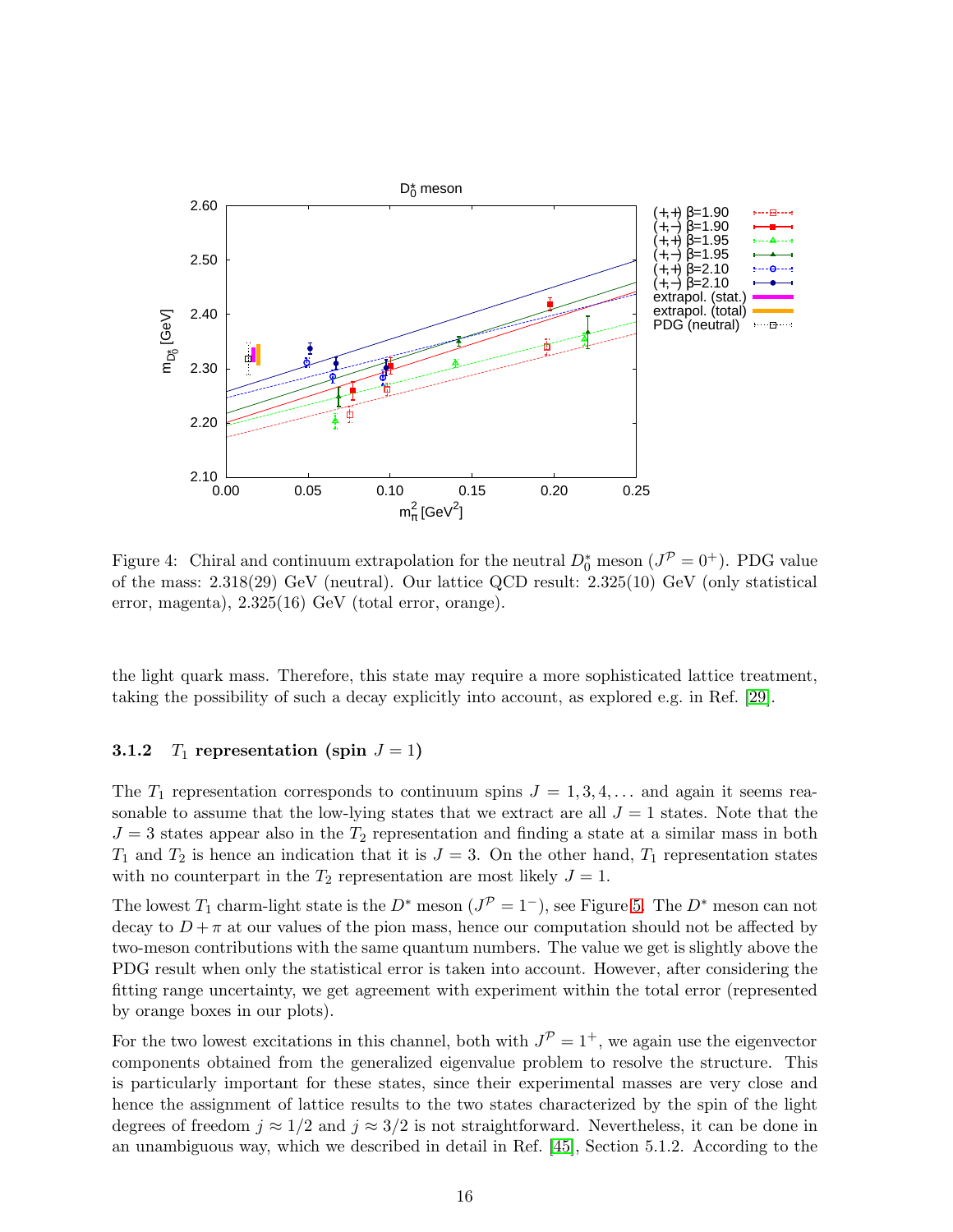Figure 4: Chiral and continuum extrapolation for the neutral $D_0^*$ meson ($J^{\mathcal{P}} = 0^+$). PDG value of the mass: 2.318(29) GeV (neutral). Our lattice QCD result: 2.325(10) GeV (only statistical error, magenta), 2.325(16) GeV (total error, orange).

the light quark mass. Therefore, this state may require a more sophisticated lattice treatment, taking the possibility of such a decay explicitly into account, as explored e.g. in Ref. [29].

### 3.1.2 $T_1$ representation (spin $J = 1$)

The $T_1$ representation corresponds to continuum spins $J = 1, 3, 4, \ldots$ and again it seems reasonable to assume that the low-lying states that we extract are all $J = 1$ states. Note that the $J = 3$ states appear also in the $T_2$ representation and finding a state at a similar mass in both $T_1$ and $T_2$ is hence an indication that it is $J = 3$. On the other hand, $T_1$ representation states with no counterpart in the $T_2$ representation are most likely $J = 1$.

The lowest $T_1$ charm-light state is the $D^*$ meson ($J^{\mathcal{P}} = 1^-$), see Figure 5. The $D^*$ meson can not decay to $D + \pi$ at our values of the pion mass, hence our computation should not be affected by two-meson contributions with the same quantum numbers. The value we get is slightly above the PDG result when only the statistical error is taken into account. However, after considering the fitting range uncertainty, we get agreement with experiment within the total error (represented by orange boxes in our plots).

For the two lowest excitations in this channel, both with $J^{\mathcal{P}} = 1^+$, we again use the eigenvector components obtained from the generalized eigenvalue problem to resolve the structure. This is particularly important for these states, since their experimental masses are very close and hence the assignment of lattice results to the two states characterized by the spin of the light degrees of freedom $j \approx 1/2$ and $j \approx 3/2$ is not straightforward. Nevertheless, it can be done in an unambiguous way, which we described in detail in Ref. [45], Section 5.1.2. According to the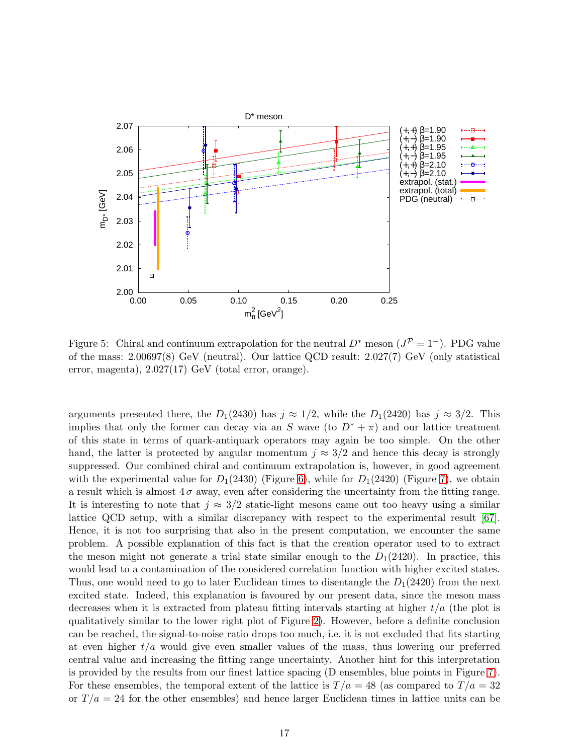Figure 5: Chiral and continuum extrapolation for the neutral $D^*$ meson ($J^{\mathcal{P}} = 1^-$). PDG value of the mass: 2.00697(8) GeV (neutral). Our lattice QCD result: 2.027(7) GeV (only statistical error, magenta), 2.027(17) GeV (total error, orange).

arguments presented there, the $D_1(2430)$ has $j \approx 1/2$, while the $D_1(2420)$ has $j \approx 3/2$. This implies that only the former can decay via an $S$ wave (to $D^* + \pi$) and our lattice treatment of this state in terms of quark-antiquark operators may again be too simple. On the other hand, the latter is protected by angular momentum $j \approx 3/2$ and hence this decay is strongly suppressed. Our combined chiral and continuum extrapolation is, however, in good agreement with the experimental value for $D_1(2430)$ (Figure 6), while for $D_1(2420)$ (Figure 7), we obtain a result which is almost $4\,\sigma$ away, even after considering the uncertainty from the fitting range. It is interesting to note that $j \approx 3/2$ static-light mesons came out too heavy using a similar lattice QCD setup, with a similar discrepancy with respect to the experimental result [67]. Hence, it is not too surprising that also in the present computation, we encounter the same problem. A possible explanation of this fact is that the creation operator used to to extract the meson might not generate a trial state similar enough to the $D_1(2420)$. In practice, this would lead to a contamination of the considered correlation function with higher excited states. Thus, one would need to go to later Euclidean times to disentangle the $D_1(2420)$ from the next excited state. Indeed, this explanation is favoured by our present data, since the meson mass decreases when it is extracted from plateau fitting intervals starting at higher $t/a$ (the plot is qualitatively similar to the lower right plot of Figure 2). However, before a definite conclusion can be reached, the signal-to-noise ratio drops too much, i.e. it is not excluded that fits starting at even higher $t/a$ would give even smaller values of the mass, thus lowering our preferred central value and increasing the fitting range uncertainty. Another hint for this interpretation is provided by the results from our finest lattice spacing (D ensembles, blue points in Figure 7). For these ensembles, the temporal extent of the lattice is $T/a = 48$ (as compared to $T/a = 32$ or $T/a = 24$ for the other ensembles) and hence larger Euclidean times in lattice units can be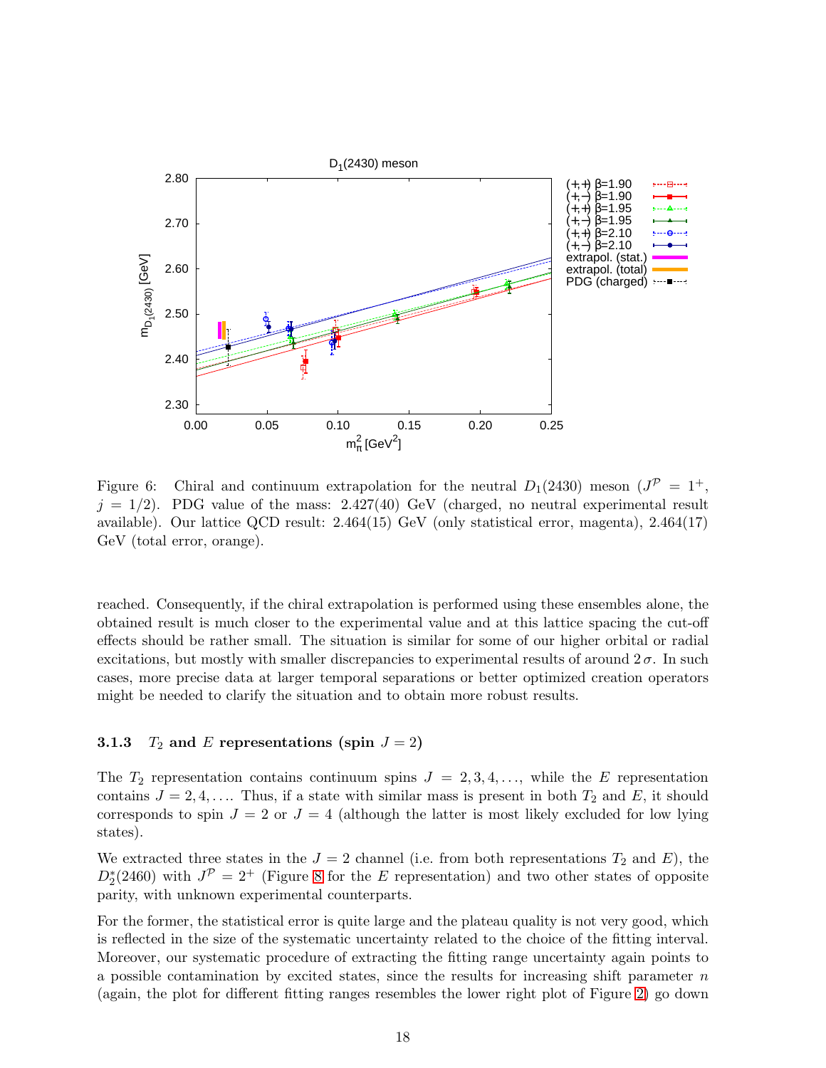Figure 6: Chiral and continuum extrapolation for the neutral $D_1(2430)$ meson ($J^{\mathcal{P}} = 1^+$, $j = 1/2$). PDG value of the mass: 2.427(40) GeV (charged, no neutral experimental result available). Our lattice QCD result: 2.464(15) GeV (only statistical error, magenta), 2.464(17) GeV (total error, orange).

reached. Consequently, if the chiral extrapolation is performed using these ensembles alone, the obtained result is much closer to the experimental value and at this lattice spacing the cut-off effects should be rather small. The situation is similar for some of our higher orbital or radial excitations, but mostly with smaller discrepancies to experimental results of around $2\,\sigma$. In such cases, more precise data at larger temporal separations or better optimized creation operators might be needed to clarify the situation and to obtain more robust results.

### 3.1.3 $T_2$ and $E$ representations (spin $J = 2$)

The $T_2$ representation contains continuum spins $J = 2, 3, 4, \ldots$, while the $E$ representation contains $J = 2, 4, \ldots$. Thus, if a state with similar mass is present in both $T_2$ and $E$, it should corresponds to spin $J = 2$ or $J = 4$ (although the latter is most likely excluded for low lying states).

We extracted three states in the $J = 2$ channel (i.e. from both representations $T_2$ and $E$), the $D_2^*(2460)$ with $J^{\mathcal{P}} = 2^+$ (Figure 8 for the $E$ representation) and two other states of opposite parity, with unknown experimental counterparts.

For the former, the statistical error is quite large and the plateau quality is not very good, which is reflected in the size of the systematic uncertainty related to the choice of the fitting interval. Moreover, our systematic procedure of extracting the fitting range uncertainty again points to a possible contamination by excited states, since the results for increasing shift parameter $n$ (again, the plot for different fitting ranges resembles the lower right plot of Figure 2) go down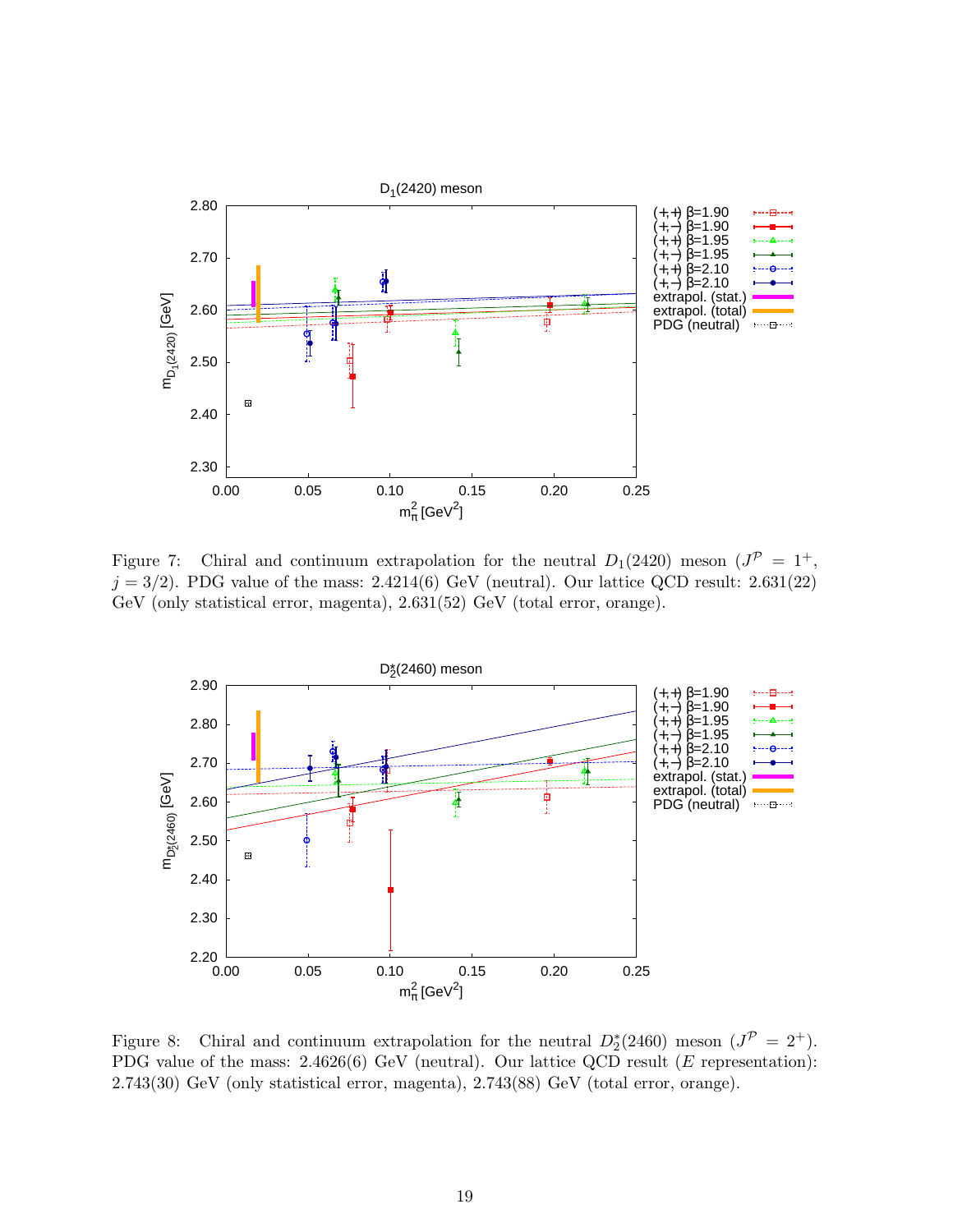Figure 7: Chiral and continuum extrapolation for the neutral $D_1(2420)$ meson ($J^{\mathcal{P}} = 1^+$, $j = 3/2$). PDG value of the mass: 2.4214(6) GeV (neutral). Our lattice QCD result: 2.631(22) GeV (only statistical error, magenta), 2.631(52) GeV (total error, orange).

Figure 8: Chiral and continuum extrapolation for the neutral $D_2^*(2460)$ meson ($J^{\mathcal{P}} = 2^+$). PDG value of the mass: 2.4626(6) GeV (neutral). Our lattice QCD result ($E$ representation): 2.743(30) GeV (only statistical error, magenta), 2.743(88) GeV (total error, orange).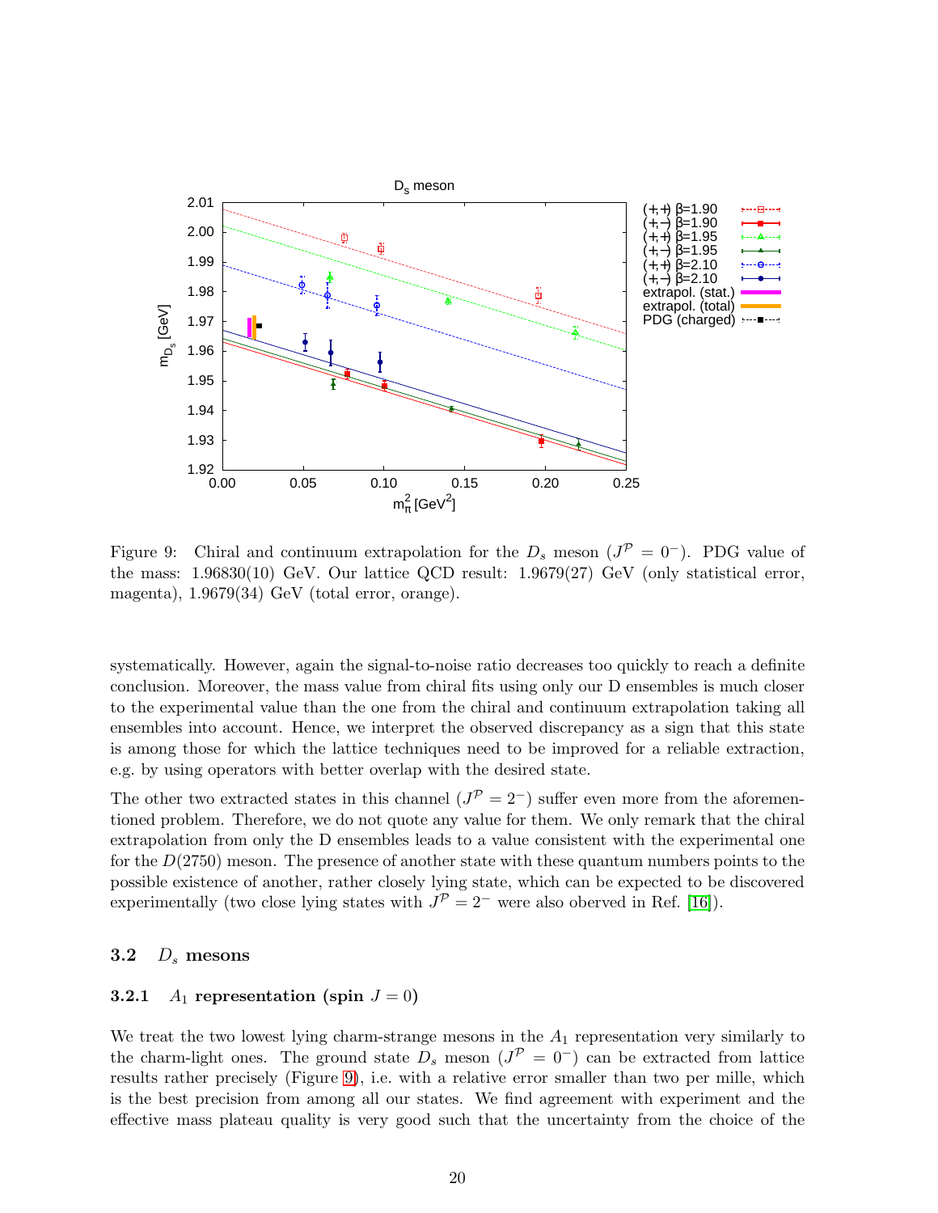Figure 9: Chiral and continuum extrapolation for the $D_s$ meson ($J^{\mathcal{P}} = 0^-$). PDG value of the mass: 1.96830(10) GeV. Our lattice QCD result: 1.9679(27) GeV (only statistical error, magenta), 1.9679(34) GeV (total error, orange).

systematically. However, again the signal-to-noise ratio decreases too quickly to reach a definite conclusion. Moreover, the mass value from chiral fits using only our D ensembles is much closer to the experimental value than the one from the chiral and continuum extrapolation taking all ensembles into account. Hence, we interpret the observed discrepancy as a sign that this state is among those for which the lattice techniques need to be improved for a reliable extraction, e.g. by using operators with better overlap with the desired state.

The other two extracted states in this channel ($J^{\mathcal{P}} = 2^-$) suffer even more from the aforementioned problem. Therefore, we do not quote any value for them. We only remark that the chiral extrapolation from only the D ensembles leads to a value consistent with the experimental one for the $D(2750)$ meson. The presence of another state with these quantum numbers points to the possible existence of another, rather closely lying state, which can be expected to be discovered experimentally (two close lying states with $J^{\mathcal{P}} = 2^-$ were also observed in Ref. [16]).

### 3.2 $D_s$ mesons

#### 3.2.1 $A_1$ representation (spin $J = 0$)

We treat the two lowest lying charm-strange mesons in the $A_1$ representation very similarly to the charm-light ones. The ground state $D_s$ meson ($J^{\mathcal{P}} = 0^-$) can be extracted from lattice results rather precisely (Figure 9), i.e. with a relative error smaller than two per mille, which is the best precision from among all our states. We find agreement with experiment and the effective mass plateau quality is very good such that the uncertainty from the choice of the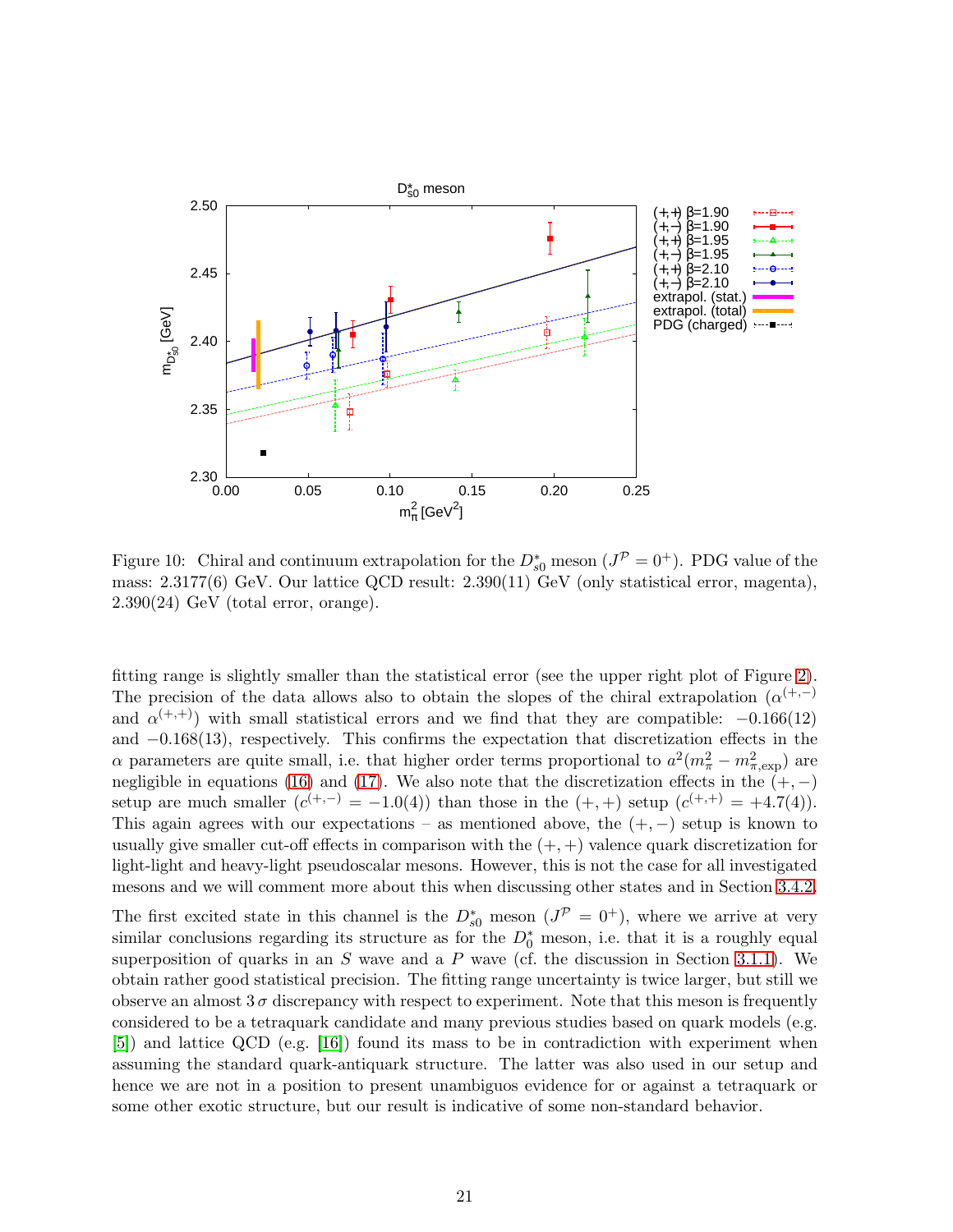Figure 10: Chiral and continuum extrapolation for the $D_{s0}^*$ meson ($J^{\mathcal{P}} = 0^+$). PDG value of the mass: 2.3177(6) GeV. Our lattice QCD result: 2.390(11) GeV (only statistical error, magenta), 2.390(24) GeV (total error, orange).

fitting range is slightly smaller than the statistical error (see the upper right plot of Figure 2). The precision of the data allows also to obtain the slopes of the chiral extrapolation ($\alpha^{(+,-)}$ and $\alpha^{(+,+)}$) with small statistical errors and we find that they are compatible: $-0.166(12)$ and $-0.168(13)$, respectively. This confirms the expectation that discretization effects in the $\alpha$ parameters are quite small, i.e. that higher order terms proportional to $a^2(m_\pi^2 - m_{\pi,\text{exp}}^2)$ are negligible in equations (16) and (17). We also note that the discretization effects in the $(+,-)$ setup are much smaller ($c^{(+,-)} = -1.0(4)$) than those in the $(+,+)$ setup ($c^{(+,+)} = +4.7(4)$). This again agrees with our expectations – as mentioned above, the $(+,-)$ setup is known to usually give smaller cut-off effects in comparison with the $(+,+)$ valence quark discretization for light-light and heavy-light pseudoscalar mesons. However, this is not the case for all investigated mesons and we will comment more about this when discussing other states and in Section 3.4.2.

The first excited state in this channel is the $D_{s0}^*$ meson ($J^{\mathcal{P}} = 0^+$), where we arrive at very similar conclusions regarding its structure as for the $D_0^*$ meson, i.e. that it is a roughly equal superposition of quarks in an $S$ wave and a $P$ wave (cf. the discussion in Section 3.1.1). We obtain rather good statistical precision. The fitting range uncertainty is twice larger, but still we observe an almost $3\,\sigma$ discrepancy with respect to experiment. Note that this meson is frequently considered to be a tetraquark candidate and many previous studies based on quark models (e.g. [5]) and lattice QCD (e.g. [16]) found its mass to be in contradiction with experiment when assuming the standard quark-antiquark structure. The latter was also used in our setup and hence we are not in a position to present unambiguos evidence for or against a tetraquark or some other exotic structure, but our result is indicative of some non-standard behavior.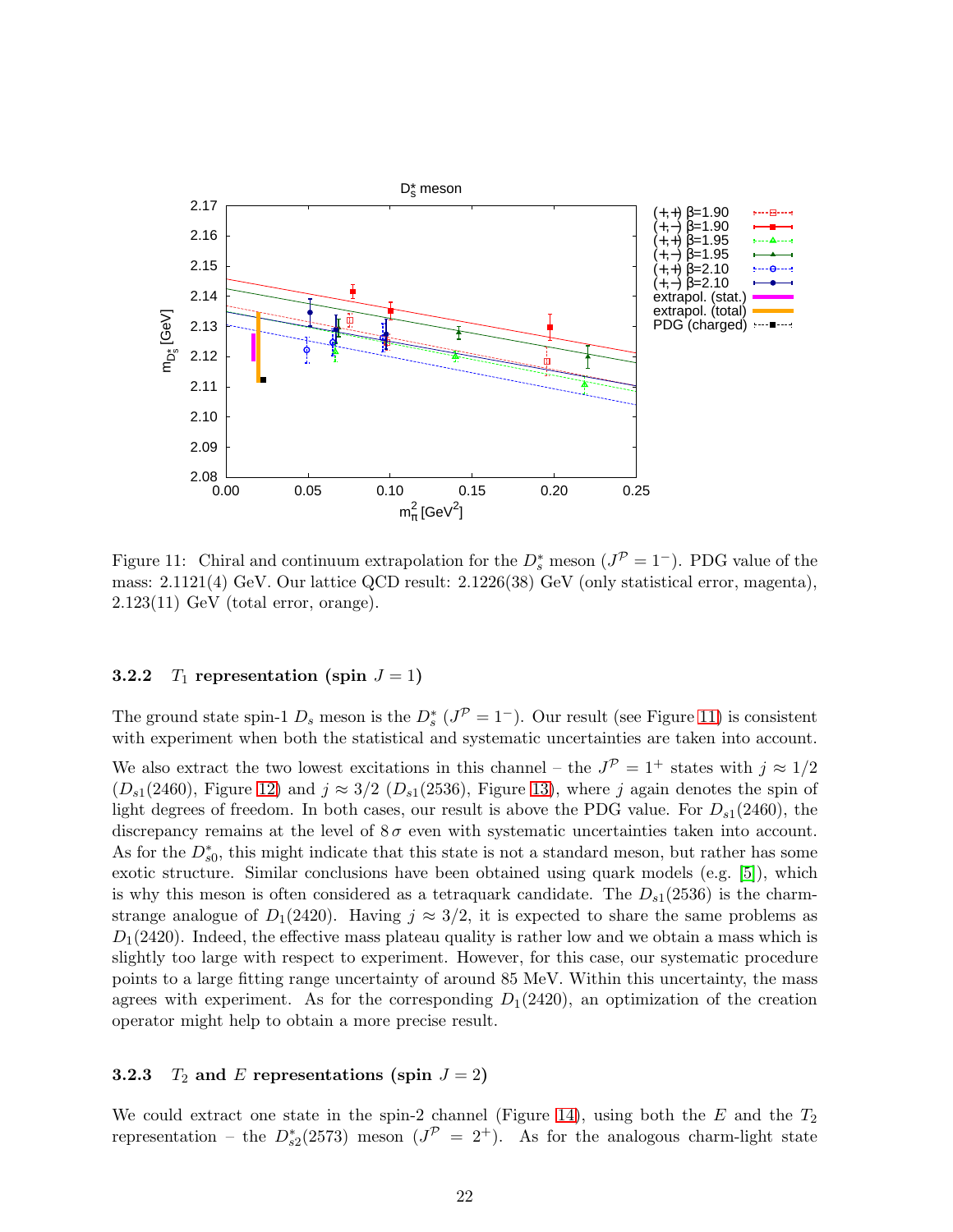Figure 11: Chiral and continuum extrapolation for the $D_s^*$ meson ($J^{\mathcal{P}} = 1^-$). PDG value of the mass: 2.1121(4) GeV. Our lattice QCD result: 2.1226(38) GeV (only statistical error, magenta), 2.123(11) GeV (total error, orange).

### 3.2.2 $T_1$ representation (spin $J = 1$)

The ground state spin-1 $D_s$ meson is the $D_s^*$ ($J^{\mathcal{P}} = 1^-$). Our result (see Figure 11) is consistent with experiment when both the statistical and systematic uncertainties are taken into account.

We also extract the two lowest excitations in this channel – the $J^{\mathcal{P}} = 1^+$ states with $j \approx 1/2$ ($D_{s1}(2460)$, Figure 12) and $j \approx 3/2$ ($D_{s1}(2536)$, Figure 13), where $j$ again denotes the spin of light degrees of freedom. In both cases, our result is above the PDG value. For $D_{s1}(2460)$, the discrepancy remains at the level of $8\,\sigma$ even with systematic uncertainties taken into account. As for the $D_{s0}^*$, this might indicate that this state is not a standard meson, but rather has some exotic structure. Similar conclusions have been obtained using quark models (e.g. [5]), which is why this meson is often considered as a tetraquark candidate. The $D_{s1}(2536)$ is the charm-strange analogue of $D_1(2420)$. Having $j \approx 3/2$, it is expected to share the same problems as $D_1(2420)$. Indeed, the effective mass plateau quality is rather low and we obtain a mass which is slightly too large with respect to experiment. However, for this case, our systematic procedure points to a large fitting range uncertainty of around 85 MeV. Within this uncertainty, the mass agrees with experiment. As for the corresponding $D_1(2420)$, an optimization of the creation operator might help to obtain a more precise result.

### 3.2.3 $T_2$ and $E$ representations (spin $J = 2$)

We could extract one state in the spin-2 channel (Figure 14), using both the $E$ and the $T_2$ representation – the $D_{s2}^*(2573)$ meson ($J^{\mathcal{P}} = 2^+$). As for the analogous charm-light state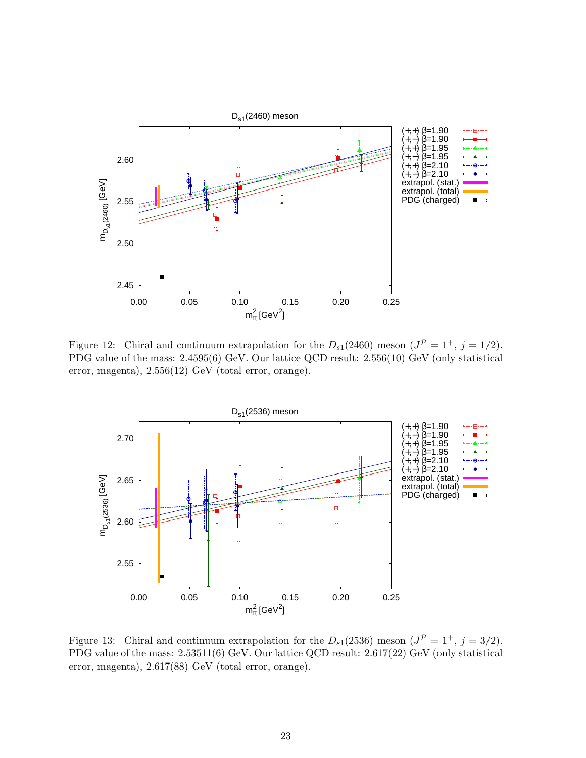Figure 12: Chiral and continuum extrapolation for the $D_{s1}(2460)$ meson ($J^{\mathcal{P}} = 1^+$, $j = 1/2$). PDG value of the mass: 2.4595(6) GeV. Our lattice QCD result: 2.556(10) GeV (only statistical error, magenta), 2.556(12) GeV (total error, orange).

Figure 13: Chiral and continuum extrapolation for the $D_{s1}(2536)$ meson ($J^{\mathcal{P}} = 1^+$, $j = 3/2$). PDG value of the mass: 2.53511(6) GeV. Our lattice QCD result: 2.617(22) GeV (only statistical error, magenta), 2.617(88) GeV (total error, orange).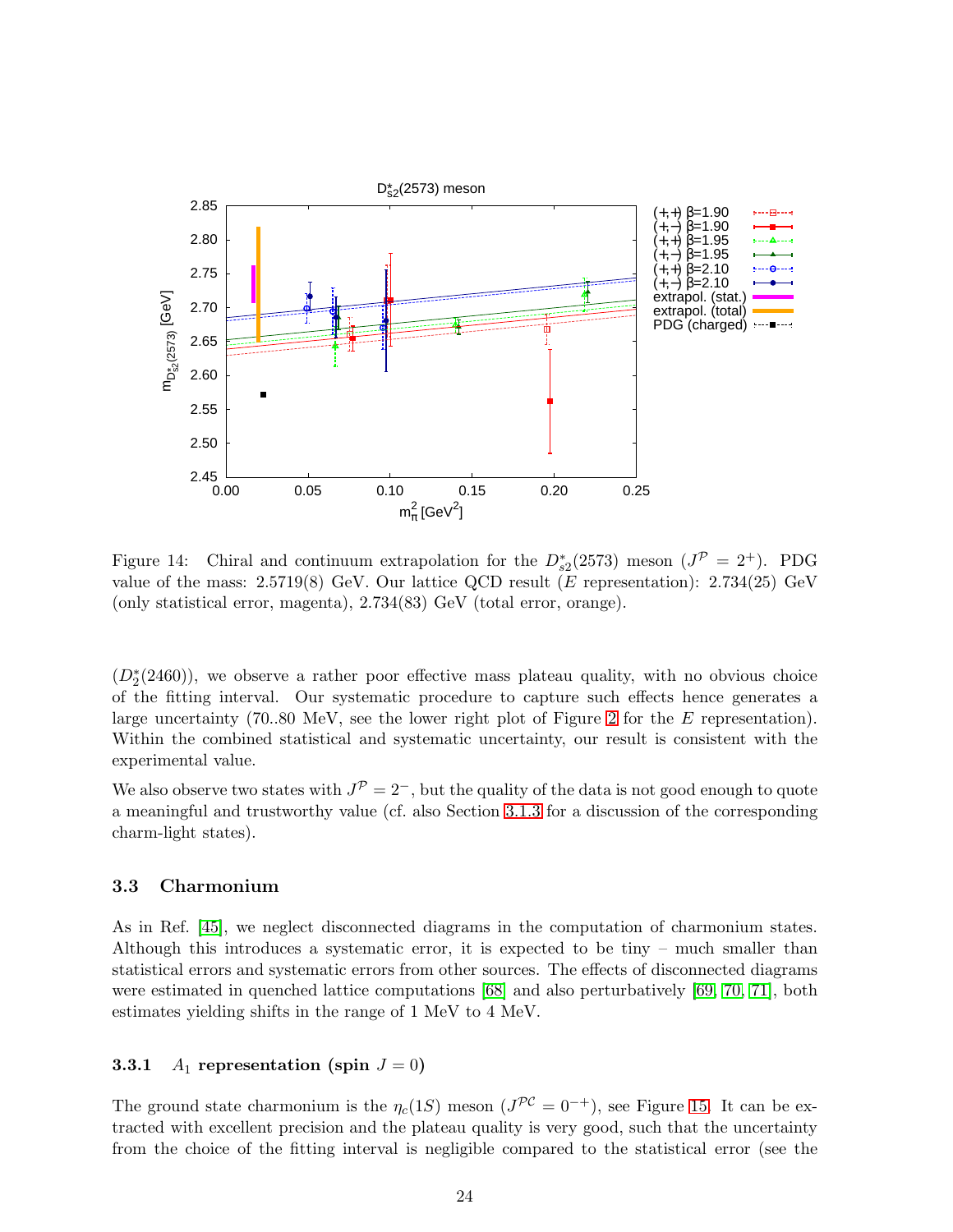Figure 14: Chiral and continuum extrapolation for the $D_{s2}^*(2573)$ meson ($J^{\mathcal{P}} = 2^+$). PDG value of the mass: 2.5719(8) GeV. Our lattice QCD result ($E$ representation): 2.734(25) GeV (only statistical error, magenta), 2.734(83) GeV (total error, orange).

($D_2^*(2460)$), we observe a rather poor effective mass plateau quality, with no obvious choice of the fitting interval. Our systematic procedure to capture such effects hence generates a large uncertainty (70..80 MeV, see the lower right plot of Figure 2 for the $E$ representation). Within the combined statistical and systematic uncertainty, our result is consistent with the experimental value.

We also observe two states with $J^{\mathcal{P}} = 2^-$, but the quality of the data is not good enough to quote a meaningful and trustworthy value (cf. also Section 3.1.3 for a discussion of the corresponding charm-light states).

## 3.3 Charmonium

As in Ref. [45], we neglect disconnected diagrams in the computation of charmonium states. Although this introduces a systematic error, it is expected to be tiny – much smaller than statistical errors and systematic errors from other sources. The effects of disconnected diagrams were estimated in quenched lattice computations [68] and also perturbatively [69, 70, 71], both estimates yielding shifts in the range of 1 MeV to 4 MeV.

### 3.3.1 $A_1$ representation (spin $J = 0$)

The ground state charmonium is the $\eta_c(1S)$ meson ($J^{\mathcal{PC}} = 0^{-+}$), see Figure 15. It can be extracted with excellent precision and the plateau quality is very good, such that the uncertainty from the choice of the fitting interval is negligible compared to the statistical error (see the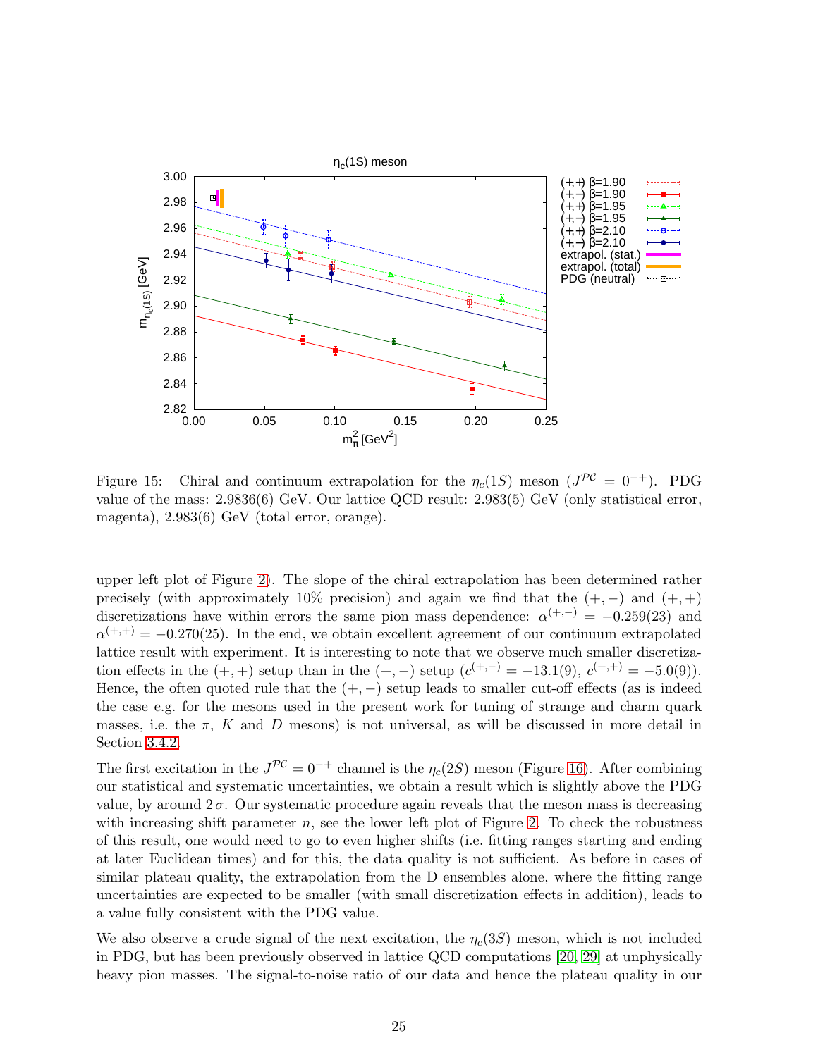Figure 15: Chiral and continuum extrapolation for the $\eta_c(1S)$ meson ($J^{\mathcal{PC}} = 0^{-+}$). PDG value of the mass: 2.9836(6) GeV. Our lattice QCD result: 2.983(5) GeV (only statistical error, magenta), 2.983(6) GeV (total error, orange).

upper left plot of Figure 2). The slope of the chiral extrapolation has been determined rather precisely (with approximately 10% precision) and again we find that the $(+,-)$ and $(+,+)$ discretizations have within errors the same pion mass dependence: $\alpha^{(+,-)} = -0.259(23)$ and $\alpha^{(+,+)} = -0.270(25)$. In the end, we obtain excellent agreement of our continuum extrapolated lattice result with experiment. It is interesting to note that we observe much smaller discretization effects in the $(+,+)$ setup than in the $(+,-)$ setup ($c^{(+,-)} = -13.1(9)$, $c^{(+,+)} = -5.0(9)$). Hence, the often quoted rule that the $(+,-)$ setup leads to smaller cut-off effects (as is indeed the case e.g. for the mesons used in the present work for tuning of strange and charm quark masses, i.e. the $\pi$, $K$ and $D$ mesons) is not universal, as will be discussed in more detail in Section 3.4.2.

The first excitation in the $J^{\mathcal{PC}} = 0^{-+}$ channel is the $\eta_c(2S)$ meson (Figure 16). After combining our statistical and systematic uncertainties, we obtain a result which is slightly above the PDG value, by around $2\,\sigma$. Our systematic procedure again reveals that the meson mass is decreasing with increasing shift parameter $n$, see the lower left plot of Figure 2. To check the robustness of this result, one would need to go to even higher shifts (i.e. fitting ranges starting and ending at later Euclidean times) and for this, the data quality is not sufficient. As before in cases of similar plateau quality, the extrapolation from the D ensembles alone, where the fitting range uncertainties are expected to be smaller (with small discretization effects in addition), leads to a value fully consistent with the PDG value.

We also observe a crude signal of the next excitation, the $\eta_c(3S)$ meson, which is not included in PDG, but has been previously observed in lattice QCD computations [20, 29] at unphysically heavy pion masses. The signal-to-noise ratio of our data and hence the plateau quality in our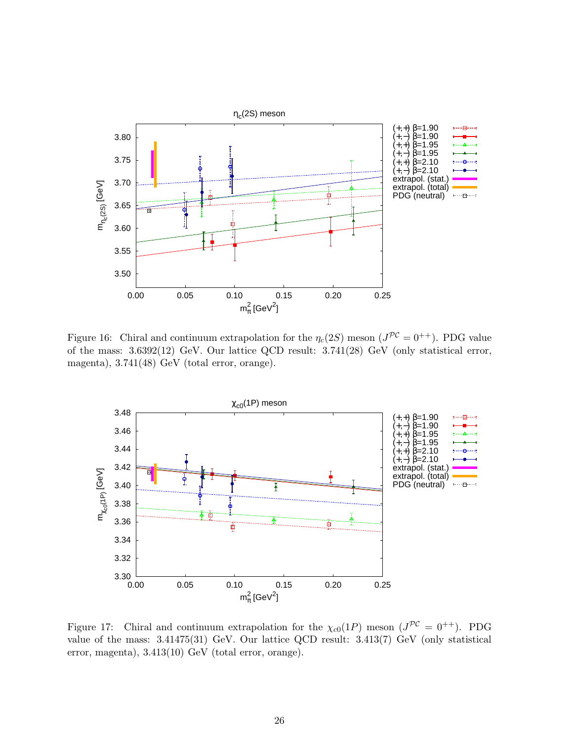Figure 16: Chiral and continuum extrapolation for the $\eta_c(2S)$ meson ($J^{\mathcal{PC}} = 0^{++}$). PDG value of the mass: 3.6392(12) GeV. Our lattice QCD result: 3.741(28) GeV (only statistical error, magenta), 3.741(48) GeV (total error, orange).

Figure 17: Chiral and continuum extrapolation for the $\chi_{c0}(1P)$ meson ($J^{\mathcal{PC}} = 0^{++}$). PDG value of the mass: 3.41475(31) GeV. Our lattice QCD result: 3.413(7) GeV (only statistical error, magenta), 3.413(10) GeV (total error, orange).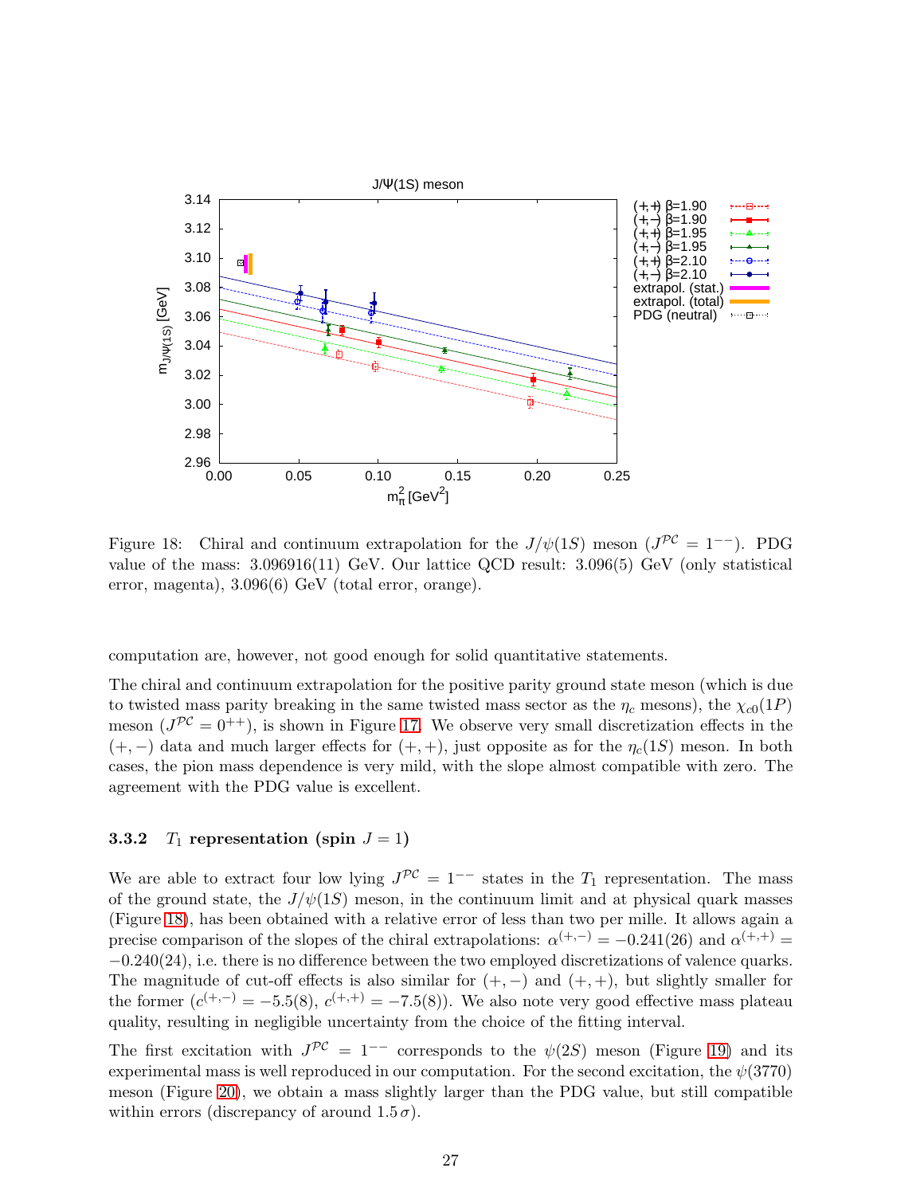Figure 18: Chiral and continuum extrapolation for the $J/\psi(1S)$ meson ($J^{\mathcal{PC}} = 1^{--}$). PDG value of the mass: 3.096916(11) GeV. Our lattice QCD result: 3.096(5) GeV (only statistical error, magenta), 3.096(6) GeV (total error, orange).

computation are, however, not good enough for solid quantitative statements.

The chiral and continuum extrapolation for the positive parity ground state meson (which is due to twisted mass parity breaking in the same twisted mass sector as the $\eta_c$ mesons), the $\chi_{c0}(1P)$ meson ($J^{\mathcal{PC}} = 0^{++}$), is shown in Figure 17. We observe very small discretization effects in the $(+,-)$ data and much larger effects for $(+,+)$, just opposite as for the $\eta_c(1S)$ meson. In both cases, the pion mass dependence is very mild, with the slope almost compatible with zero. The agreement with the PDG value is excellent.

### 3.3.2 $T_1$ representation (spin $J = 1$)

We are able to extract four low lying $J^{\mathcal{PC}} = 1^{--}$ states in the $T_1$ representation. The mass of the ground state, the $J/\psi(1S)$ meson, in the continuum limit and at physical quark masses (Figure 18), has been obtained with a relative error of less than two per mille. It allows again a precise comparison of the slopes of the chiral extrapolations: $\alpha^{(+,-)} = -0.241(26)$ and $\alpha^{(+,+)} = -0.240(24)$, i.e. there is no difference between the two employed discretizations of valence quarks. The magnitude of cut-off effects is also similar for $(+,-)$ and $(+,+)$, but slightly smaller for the former ($c^{(+,-)} = -5.5(8)$, $c^{(+,+)} = -7.5(8)$). We also note very good effective mass plateau quality, resulting in negligible uncertainty from the choice of the fitting interval.

The first excitation with $J^{\mathcal{PC}} = 1^{--}$ corresponds to the $\psi(2S)$ meson (Figure 19) and its experimental mass is well reproduced in our computation. For the second excitation, the $\psi(3770)$ meson (Figure 20), we obtain a mass slightly larger than the PDG value, but still compatible within errors (discrepancy of around $1.5\,\sigma$).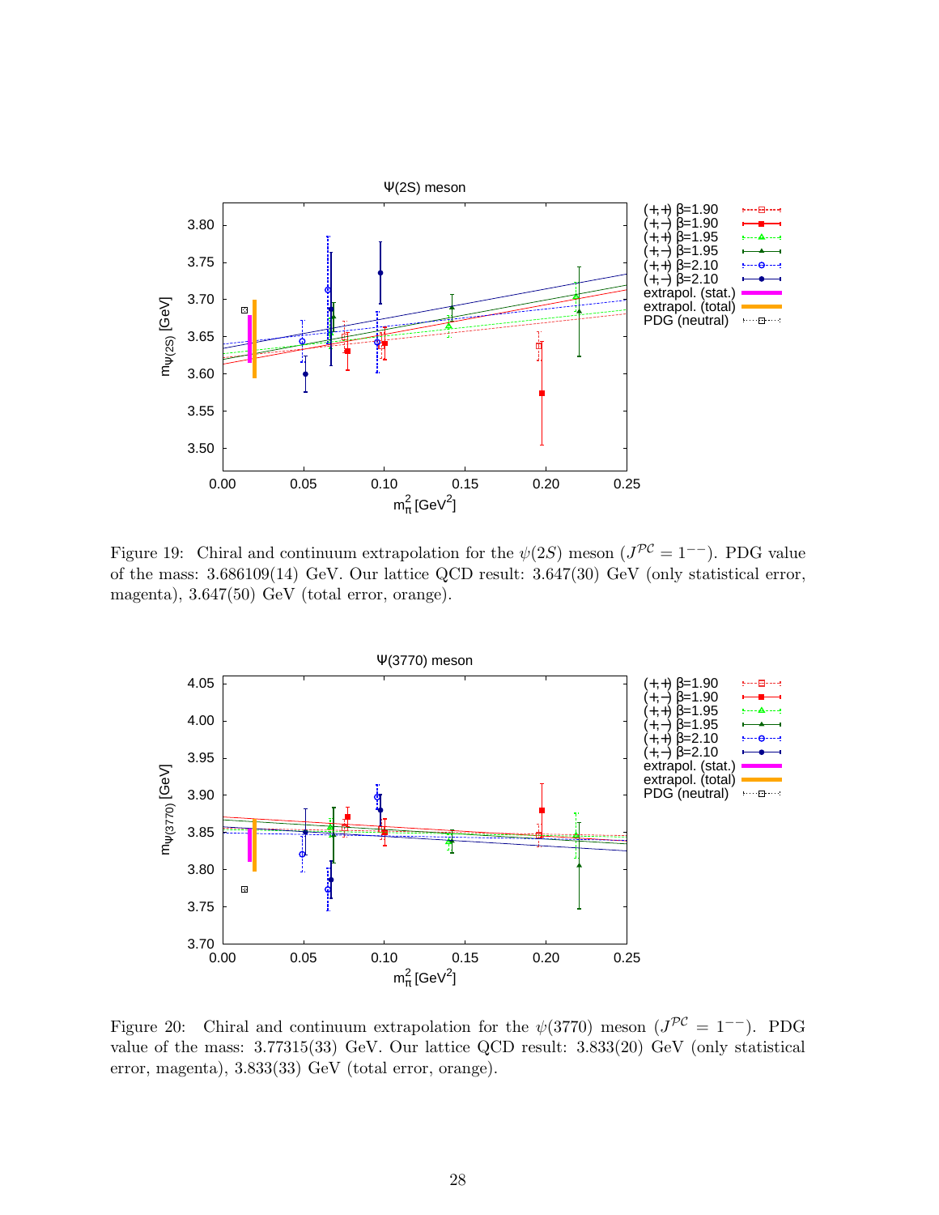Figure 19: Chiral and continuum extrapolation for the $\psi(2S)$ meson ($J^{\mathcal{PC}} = 1^{--}$). PDG value of the mass: 3.686109(14) GeV. Our lattice QCD result: 3.647(30) GeV (only statistical error, magenta), 3.647(50) GeV (total error, orange).

Figure 20: Chiral and continuum extrapolation for the $\psi(3770)$ meson ($J^{\mathcal{PC}} = 1^{--}$). PDG value of the mass: 3.77315(33) GeV. Our lattice QCD result: 3.833(20) GeV (only statistical error, magenta), 3.833(33) GeV (total error, orange).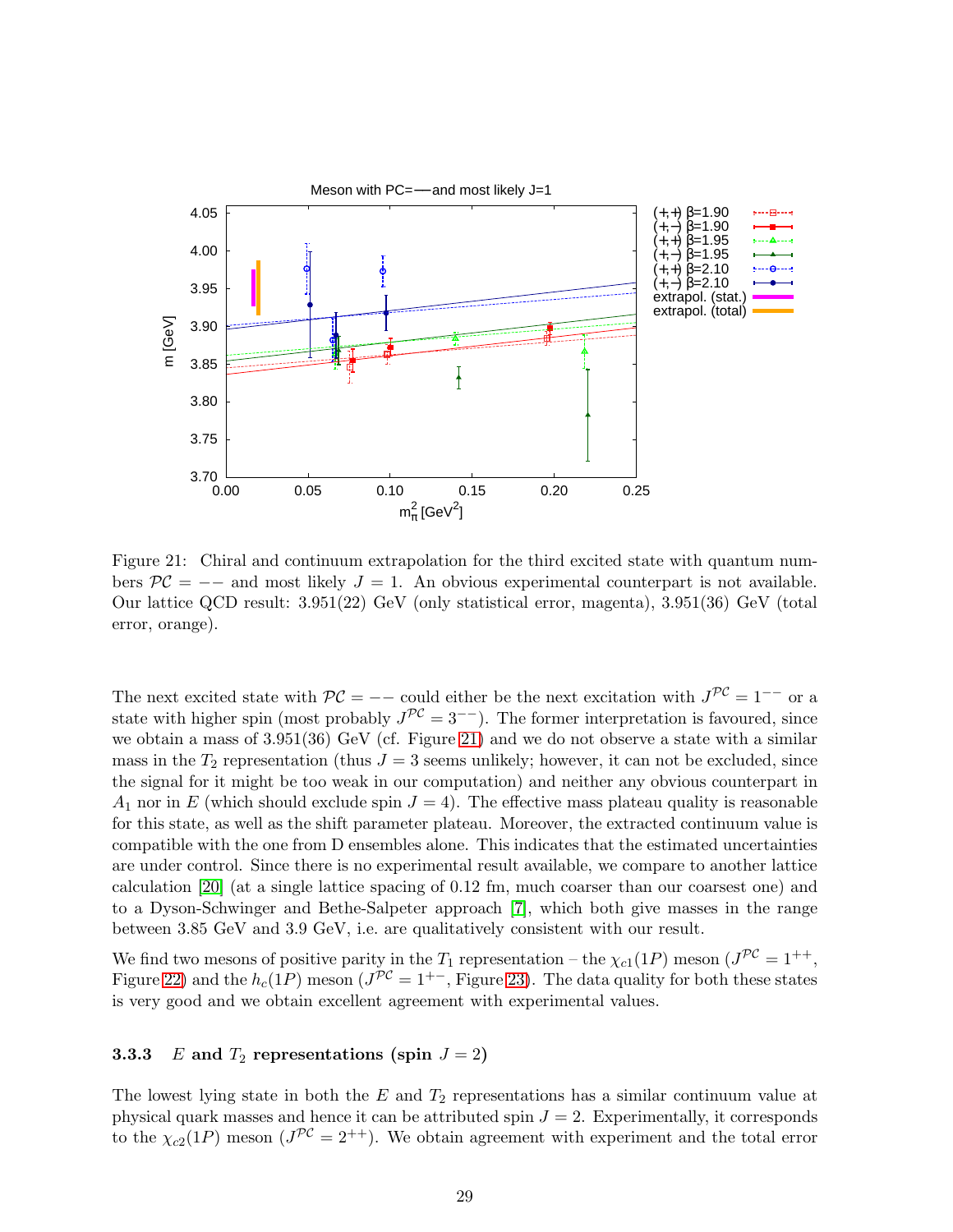Figure 21: Chiral and continuum extrapolation for the third excited state with quantum numbers $\mathcal{PC} = --$ and most likely $J = 1$. An obvious experimental counterpart is not available. Our lattice QCD result: 3.951(22) GeV (only statistical error, magenta), 3.951(36) GeV (total error, orange).

The next excited state with $\mathcal{PC} = --$ could either be the next excitation with $J^{\mathcal{PC}} = 1^{--}$ or a state with higher spin (most probably $J^{\mathcal{PC}} = 3^{--}$). The former interpretation is favoured, since we obtain a mass of 3.951(36) GeV (cf. Figure 21) and we do not observe a state with a similar mass in the $T_2$ representation (thus $J = 3$ seems unlikely; however, it can not be excluded, since the signal for it might be too weak in our computation) and neither any obvious counterpart in $A_1$ nor in $E$ (which should exclude spin $J = 4$). The effective mass plateau quality is reasonable for this state, as well as the shift parameter plateau. Moreover, the extracted continuum value is compatible with the one from D ensembles alone. This indicates that the estimated uncertainties are under control. Since there is no experimental result available, we compare to another lattice calculation [20] (at a single lattice spacing of 0.12 fm, much coarser than our coarsest one) and to a Dyson-Schwinger and Bethe-Salpeter approach [7], which both give masses in the range between 3.85 GeV and 3.9 GeV, i.e. are qualitatively consistent with our result.

We find two mesons of positive parity in the $T_1$ representation – the $\chi_{c1}(1P)$ meson ($J^{\mathcal{PC}} = 1^{++}$, Figure 22) and the $h_c(1P)$ meson ($J^{\mathcal{PC}} = 1^{+-}$, Figure 23). The data quality for both these states is very good and we obtain excellent agreement with experimental values.

### 3.3.3 $E$ and $T_2$ representations (spin $J = 2$)

The lowest lying state in both the $E$ and $T_2$ representations has a similar continuum value at physical quark masses and hence it can be attributed spin $J = 2$. Experimentally, it corresponds to the $\chi_{c2}(1P)$ meson ($J^{\mathcal{PC}} = 2^{++}$). We obtain agreement with experiment and the total error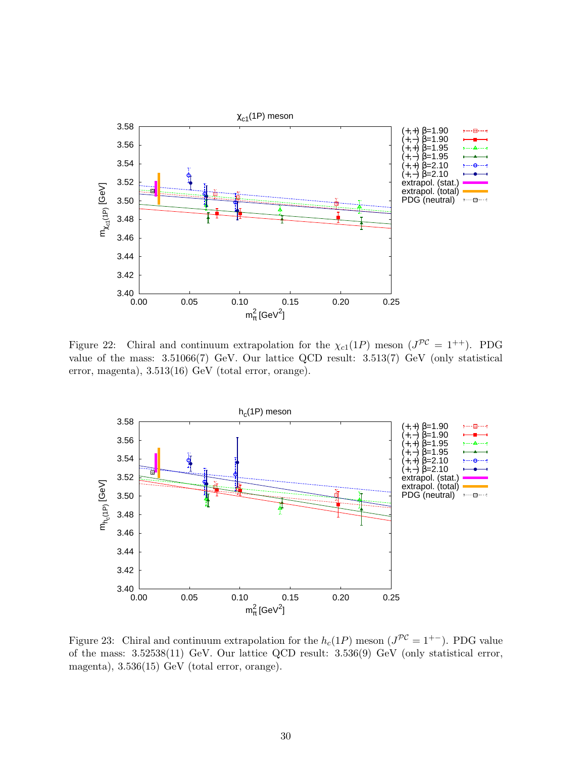Figure 22: Chiral and continuum extrapolation for the $\chi_{c1}(1P)$ meson ($J^{\mathcal{PC}} = 1^{++}$). PDG value of the mass: 3.51066(7) GeV. Our lattice QCD result: 3.513(7) GeV (only statistical error, magenta), 3.513(16) GeV (total error, orange).

Figure 23: Chiral and continuum extrapolation for the $h_c(1P)$ meson ($J^{\mathcal{PC}} = 1^{+-}$). PDG value of the mass: 3.52538(11) GeV. Our lattice QCD result: 3.536(9) GeV (only statistical error, magenta), 3.536(15) GeV (total error, orange).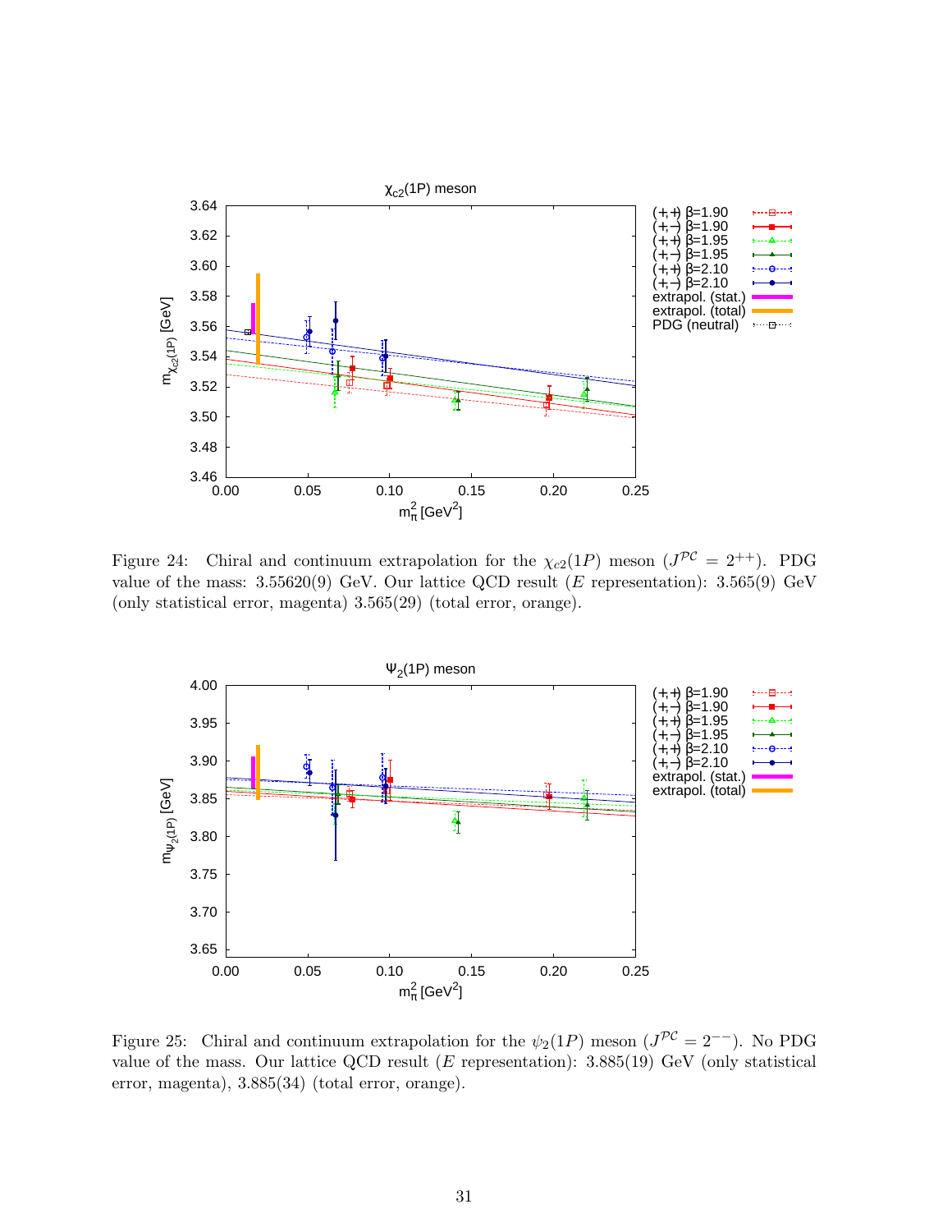Figure 24: Chiral and continuum extrapolation for the $\chi_{c2}(1P)$ meson ($J^{\mathcal{PC}} = 2^{++}$). PDG value of the mass: 3.55620(9) GeV. Our lattice QCD result ($E$ representation): 3.565(9) GeV (only statistical error, magenta) 3.565(29) (total error, orange).

Figure 25: Chiral and continuum extrapolation for the $\psi_2(1P)$ meson ($J^{\mathcal{PC}} = 2^{--}$). No PDG value of the mass. Our lattice QCD result ($E$ representation): 3.885(19) GeV (only statistical error, magenta), 3.885(34) (total error, orange).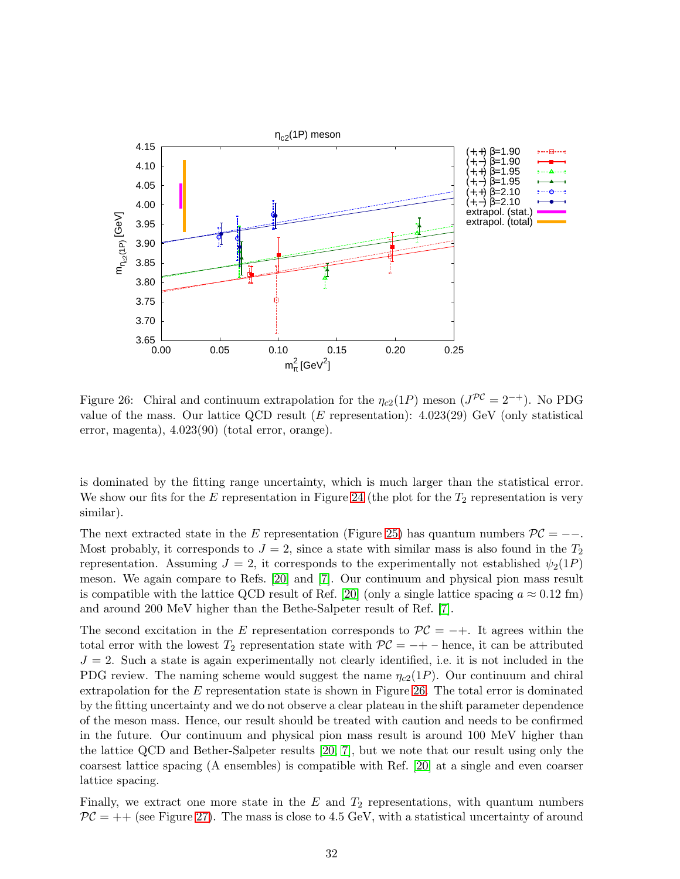Figure 26: Chiral and continuum extrapolation for the $\eta_{c2}(1P)$ meson ($J^{\mathcal{PC}} = 2^{-+}$). No PDG value of the mass. Our lattice QCD result ($E$ representation): 4.023(29) GeV (only statistical error, magenta), 4.023(90) (total error, orange).

is dominated by the fitting range uncertainty, which is much larger than the statistical error. We show our fits for the $E$ representation in Figure 24 (the plot for the $T_2$ representation is very similar).

The next extracted state in the $E$ representation (Figure 25) has quantum numbers $\mathcal{PC} = --$. Most probably, it corresponds to $J = 2$, since a state with similar mass is also found in the $T_2$ representation. Assuming $J = 2$, it corresponds to the experimentally not established $\psi_2(1P)$ meson. We again compare to Refs. [20] and [7]. Our continuum and physical pion mass result is compatible with the lattice QCD result of Ref. [20] (only a single lattice spacing $a \approx 0.12$ fm) and around 200 MeV higher than the Bethe-Salpeter result of Ref. [7].

The second excitation in the $E$ representation corresponds to $\mathcal{PC} = -+$. It agrees within the total error with the lowest $T_2$ representation state with $\mathcal{PC} = -+$ – hence, it can be attributed $J = 2$. Such a state is again experimentally not clearly identified, i.e. it is not included in the PDG review. The naming scheme would suggest the name $\eta_{c2}(1P)$. Our continuum and chiral extrapolation for the $E$ representation state is shown in Figure 26. The total error is dominated by the fitting uncertainty and we do not observe a clear plateau in the shift parameter dependence of the meson mass. Hence, our result should be treated with caution and needs to be confirmed in the future. Our continuum and physical pion mass result is around 100 MeV higher than the lattice QCD and Bether-Salpeter results [20, 7], but we note that our result using only the coarsest lattice spacing (A ensembles) is compatible with Ref. [20] at a single and even coarser lattice spacing.

Finally, we extract one more state in the $E$ and $T_2$ representations, with quantum numbers $\mathcal{PC} = ++$ (see Figure 27). The mass is close to 4.5 GeV, with a statistical uncertainty of around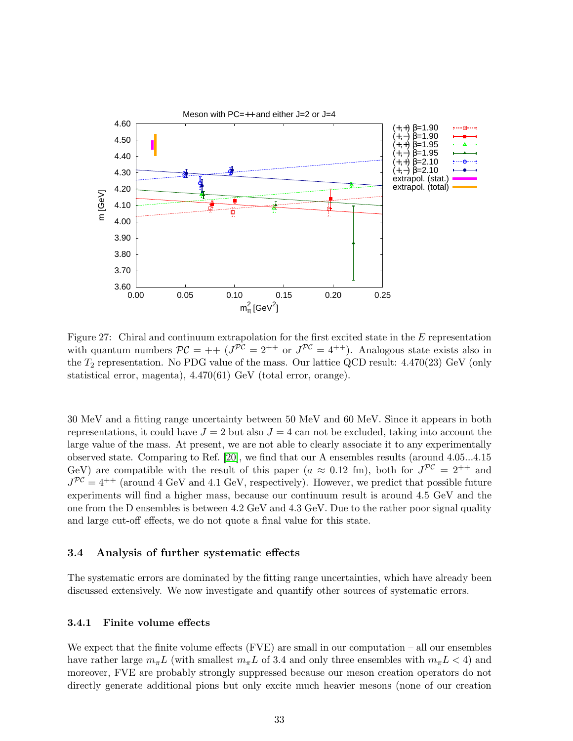Figure 27: Chiral and continuum extrapolation for the first excited state in the $E$ representation with quantum numbers $\mathcal{PC} = ++$ ($J^{\mathcal{PC}} = 2^{++}$ or $J^{\mathcal{PC}} = 4^{++}$). Analogous state exists also in the $T_2$ representation. No PDG value of the mass. Our lattice QCD result: 4.470(23) GeV (only statistical error, magenta), 4.470(61) GeV (total error, orange).

30 MeV and a fitting range uncertainty between 50 MeV and 60 MeV. Since it appears in both representations, it could have $J = 2$ but also $J = 4$ can not be excluded, taking into account the large value of the mass. At present, we are not able to clearly associate it to any experimentally observed state. Comparing to Ref. [20], we find that our A ensembles results (around 4.05...4.15 GeV) are compatible with the result of this paper ($a \approx 0.12$ fm), both for $J^{\mathcal{PC}} = 2^{++}$ and $J^{\mathcal{PC}} = 4^{++}$ (around 4 GeV and 4.1 GeV, respectively). However, we predict that possible future experiments will find a higher mass, because our continuum result is around 4.5 GeV and the one from the D ensembles is between 4.2 GeV and 4.3 GeV. Due to the rather poor signal quality and large cut-off effects, we do not quote a final value for this state.

### 3.4 Analysis of further systematic effects

The systematic errors are dominated by the fitting range uncertainties, which have already been discussed extensively. We now investigate and quantify other sources of systematic errors.

#### 3.4.1 Finite volume effects

We expect that the finite volume effects (FVE) are small in our computation – all our ensembles have rather large $m_\pi L$ (with smallest $m_\pi L$ of 3.4 and only three ensembles with $m_\pi L < 4$) and moreover, FVE are probably strongly suppressed because our meson creation operators do not directly generate additional pions but only excite much heavier mesons (none of our creation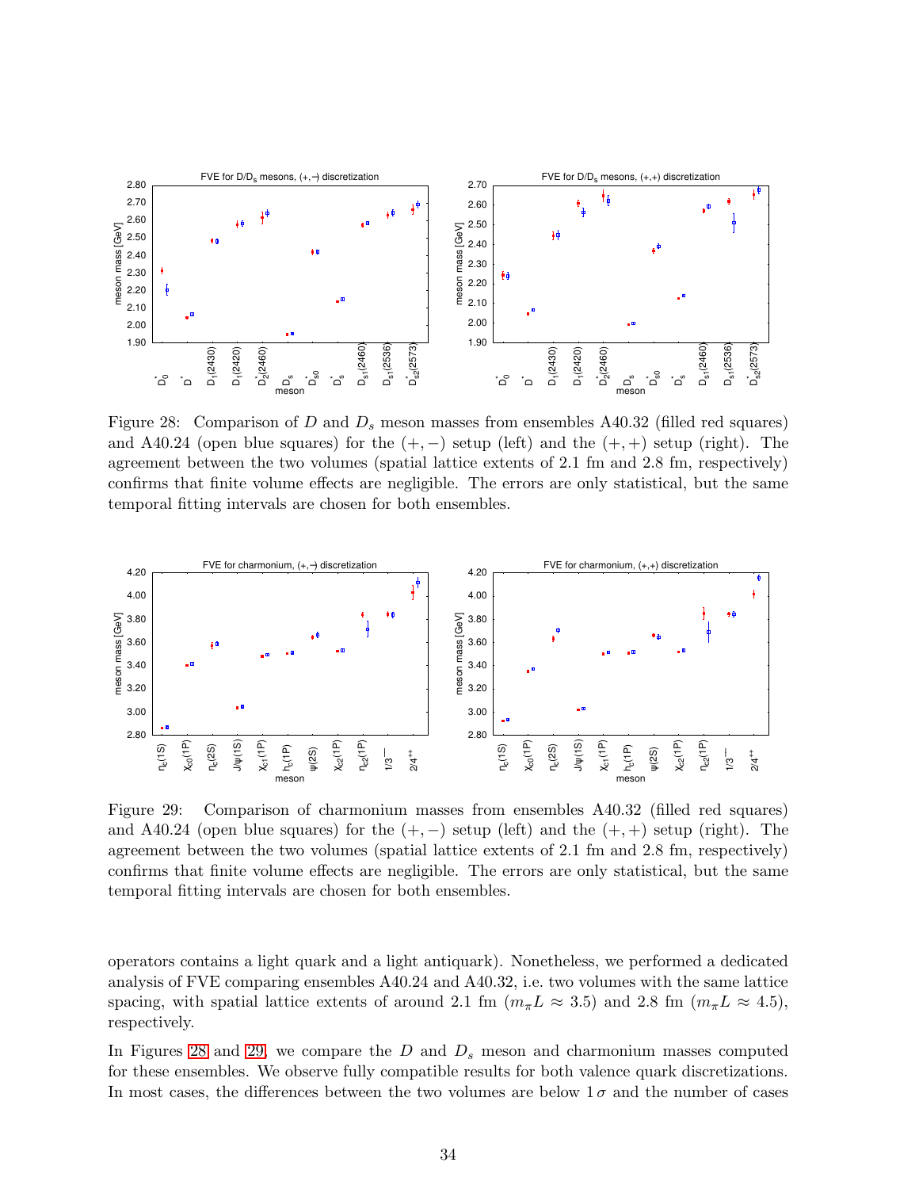Figure 28: Comparison of $D$ and $D_s$ meson masses from ensembles A40.32 (filled red squares) and A40.24 (open blue squares) for the $(+,-)$ setup (left) and the $(+,+)$ setup (right). The agreement between the two volumes (spatial lattice extents of 2.1 fm and 2.8 fm, respectively) confirms that finite volume effects are negligible. The errors are only statistical, but the same temporal fitting intervals are chosen for both ensembles.

Figure 29: Comparison of charmonium masses from ensembles A40.32 (filled red squares) and A40.24 (open blue squares) for the $(+,-)$ setup (left) and the $(+,+)$ setup (right). The agreement between the two volumes (spatial lattice extents of 2.1 fm and 2.8 fm, respectively) confirms that finite volume effects are negligible. The errors are only statistical, but the same temporal fitting intervals are chosen for both ensembles.

operators contains a light quark and a light antiquark). Nonetheless, we performed a dedicated analysis of FVE comparing ensembles A40.24 and A40.32, i.e. two volumes with the same lattice spacing, with spatial lattice extents of around 2.1 fm ($m_\pi L \approx 3.5$) and 2.8 fm ($m_\pi L \approx 4.5$), respectively.

In Figures 28 and 29, we compare the $D$ and $D_s$ meson and charmonium masses computed for these ensembles. We observe fully compatible results for both valence quark discretizations. In most cases, the differences between the two volumes are below $1\,\sigma$ and the number of cases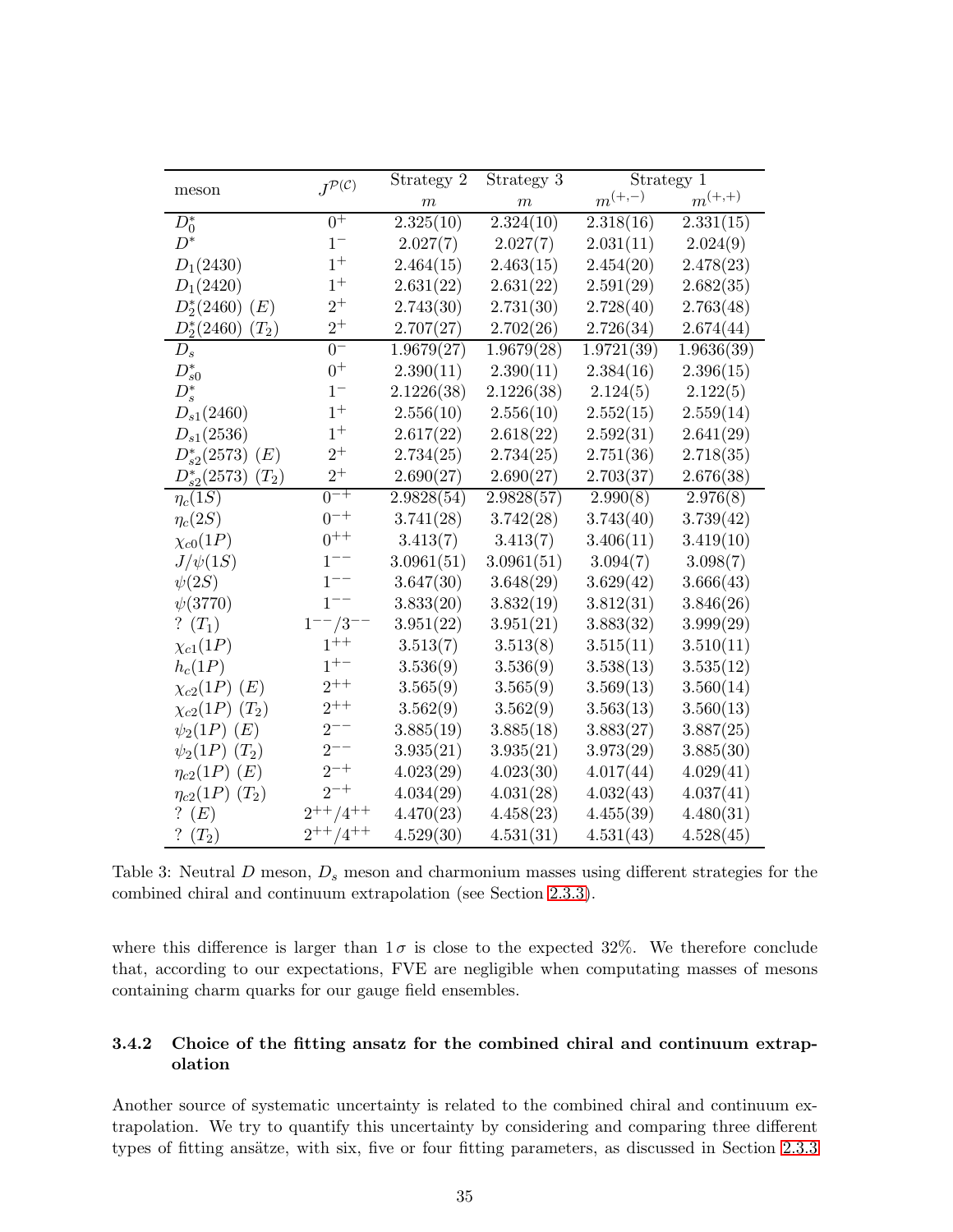| meson | $J^{\mathcal{P}(\mathcal{C})}$ | Strategy 2 | Strategy 3 | Strategy 1 | |
|---|---|---|---|---|---|
| | | $m$ | $m$ | $m^{(+,-)}$ | $m^{(+,+)}$ |
| $D_0^*$ | $0^+$ | 2.325(10) | 2.324(10) | 2.318(16) | 2.331(15) |
| $D^*$ | $1^-$ | 2.027(7) | 2.027(7) | 2.031(11) | 2.024(9) |
| $D_1(2430)$ | $1^+$ | 2.464(15) | 2.463(15) | 2.454(20) | 2.478(23) |
| $D_1(2420)$ | $1^+$ | 2.631(22) | 2.631(22) | 2.591(29) | 2.682(35) |
| $D_2^*(2460)$ $(E)$ | $2^+$ | 2.743(30) | 2.731(30) | 2.728(40) | 2.763(48) |
| $D_2^*(2460)$ $(T_2)$ | $2^+$ | 2.707(27) | 2.702(26) | 2.726(34) | 2.674(44) |
| $D_s$ | $0^-$ | 1.9679(27) | 1.9679(28) | 1.9721(39) | 1.9636(39) |
| $D_{s0}^*$ | $0^+$ | 2.390(11) | 2.390(11) | 2.384(16) | 2.396(15) |
| $D_s^*$ | $1^-$ | 2.1226(38) | 2.1226(38) | 2.124(5) | 2.122(5) |
| $D_{s1}(2460)$ | $1^+$ | 2.556(10) | 2.556(10) | 2.552(15) | 2.559(14) |
| $D_{s1}(2536)$ | $1^+$ | 2.617(22) | 2.618(22) | 2.592(31) | 2.641(29) |
| $D_{s2}^*(2573)$ $(E)$ | $2^+$ | 2.734(25) | 2.734(25) | 2.751(36) | 2.718(35) |
| $D_{s2}^*(2573)$ $(T_2)$ | $2^+$ | 2.690(27) | 2.690(27) | 2.703(37) | 2.676(38) |
| $\eta_c(1S)$ | $0^{-+}$ | 2.9828(54) | 2.9828(57) | 2.990(8) | 2.976(8) |
| $\eta_c(2S)$ | $0^{-+}$ | 3.741(28) | 3.742(28) | 3.743(40) | 3.739(42) |
| $\chi_{c0}(1P)$ | $0^{++}$ | 3.413(7) | 3.413(7) | 3.406(11) | 3.419(10) |
| $J/\psi(1S)$ | $1^{--}$ | 3.0961(51) | 3.0961(51) | 3.094(7) | 3.098(7) |
| $\psi(2S)$ | $1^{--}$ | 3.647(30) | 3.648(29) | 3.629(42) | 3.666(43) |
| $\psi(3770)$ | $1^{--}$ | 3.833(20) | 3.832(19) | 3.812(31) | 3.846(26) |
| ? $(T_1)$ | $1^{--}/3^{--}$ | 3.951(22) | 3.951(21) | 3.883(32) | 3.999(29) |
| $\chi_{c1}(1P)$ | $1^{++}$ | 3.513(7) | 3.513(8) | 3.515(11) | 3.510(11) |
| $h_c(1P)$ | $1^{+-}$ | 3.536(9) | 3.536(9) | 3.538(13) | 3.535(12) |
| $\chi_{c2}(1P)$ $(E)$ | $2^{++}$ | 3.565(9) | 3.565(9) | 3.569(13) | 3.560(14) |
| $\chi_{c2}(1P)$ $(T_2)$ | $2^{++}$ | 3.562(9) | 3.562(9) | 3.563(13) | 3.560(13) |
| $\psi_2(1P)$ $(E)$ | $2^{--}$ | 3.885(19) | 3.885(18) | 3.883(27) | 3.887(25) |
| $\psi_2(1P)$ $(T_2)$ | $2^{--}$ | 3.935(21) | 3.935(21) | 3.973(29) | 3.885(30) |
| $\eta_{c2}(1P)$ $(E)$ | $2^{-+}$ | 4.023(29) | 4.023(30) | 4.017(44) | 4.029(41) |
| $\eta_{c2}(1P)$ $(T_2)$ | $2^{-+}$ | 4.034(29) | 4.031(28) | 4.032(43) | 4.037(41) |
| ? $(E)$ | $2^{++}/4^{++}$ | 4.470(23) | 4.458(23) | 4.455(39) | 4.480(31) |
| ? $(T_2)$ | $2^{++}/4^{++}$ | 4.529(30) | 4.531(31) | 4.531(43) | 4.528(45) |

Table 3: Neutral $D$ meson, $D_s$ meson and charmonium masses using different strategies for the combined chiral and continuum extrapolation (see Section 2.3.3).

where this difference is larger than $1\,\sigma$ is close to the expected 32%. We therefore conclude that, according to our expectations, FVE are negligible when computating masses of mesons containing charm quarks for our gauge field ensembles.

### 3.4.2 Choice of the fitting ansatz for the combined chiral and continuum extrapolation

Another source of systematic uncertainty is related to the combined chiral and continuum extrapolation. We try to quantify this uncertainty by considering and comparing three different types of fitting ansätze, with six, five or four fitting parameters, as discussed in Section 2.3.3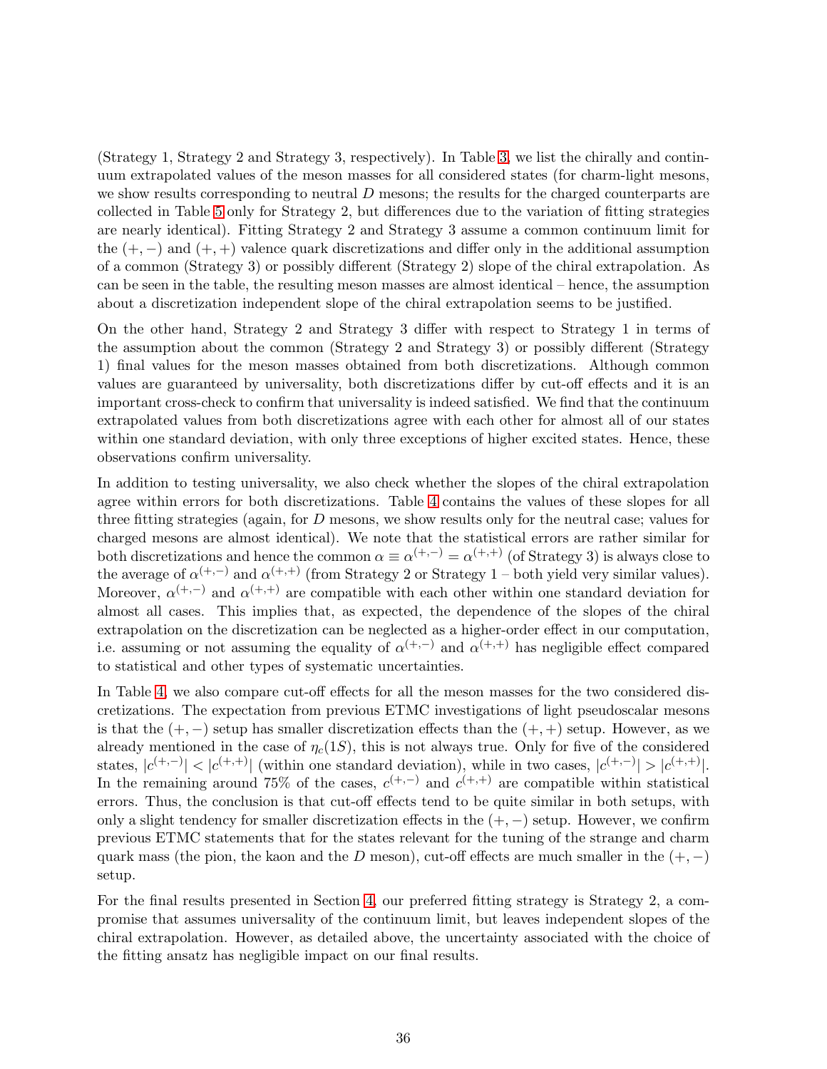(Strategy 1, Strategy 2 and Strategy 3, respectively). In Table 3, we list the chirally and continuum extrapolated values of the meson masses for all considered states (for charm-light mesons, we show results corresponding to neutral $D$ mesons; the results for the charged counterparts are collected in Table 5 only for Strategy 2, but differences due to the variation of fitting strategies are nearly identical). Fitting Strategy 2 and Strategy 3 assume a common continuum limit for the $(+,-)$ and $(+,+)$ valence quark discretizations and differ only in the additional assumption of a common (Strategy 3) or possibly different (Strategy 2) slope of the chiral extrapolation. As can be seen in the table, the resulting meson masses are almost identical – hence, the assumption about a discretization independent slope of the chiral extrapolation seems to be justified.

On the other hand, Strategy 2 and Strategy 3 differ with respect to Strategy 1 in terms of the assumption about the common (Strategy 2 and Strategy 3) or possibly different (Strategy 1) final values for the meson masses obtained from both discretizations. Although common values are guaranteed by universality, both discretizations differ by cut-off effects and it is an important cross-check to confirm that universality is indeed satisfied. We find that the continuum extrapolated values from both discretizations agree with each other for almost all of our states within one standard deviation, with only three exceptions of higher excited states. Hence, these observations confirm universality.

In addition to testing universality, we also check whether the slopes of the chiral extrapolation agree within errors for both discretizations. Table 4 contains the values of these slopes for all three fitting strategies (again, for $D$ mesons, we show results only for the neutral case; values for charged mesons are almost identical). We note that the statistical errors are rather similar for both discretizations and hence the common $\alpha \equiv \alpha^{(+,-)} = \alpha^{(+,+)}$ (of Strategy 3) is always close to the average of $\alpha^{(+,-)}$ and $\alpha^{(+,+)}$ (from Strategy 2 or Strategy 1 – both yield very similar values). Moreover, $\alpha^{(+,-)}$ and $\alpha^{(+,+)}$ are compatible with each other within one standard deviation for almost all cases. This implies that, as expected, the dependence of the slopes of the chiral extrapolation on the discretization can be neglected as a higher-order effect in our computation, i.e. assuming or not assuming the equality of $\alpha^{(+,-)}$ and $\alpha^{(+,+)}$ has negligible effect compared to statistical and other types of systematic uncertainties.

In Table 4, we also compare cut-off effects for all the meson masses for the two considered discretizations. The expectation from previous ETMC investigations of light pseudoscalar mesons is that the $(+,-)$ setup has smaller discretization effects than the $(+,+)$ setup. However, as we already mentioned in the case of $\eta_c(1S)$, this is not always true. Only for five of the considered states, $|c^{(+,-)}| < |c^{(+,+)}|$ (within one standard deviation), while in two cases, $|c^{(+,-)}| > |c^{(+,+)}|$. In the remaining around 75% of the cases, $c^{(+,-)}$ and $c^{(+,+)}$ are compatible within statistical errors. Thus, the conclusion is that cut-off effects tend to be quite similar in both setups, with only a slight tendency for smaller discretization effects in the $(+,-)$ setup. However, we confirm previous ETMC statements that for the states relevant for the tuning of the strange and charm quark mass (the pion, the kaon and the $D$ meson), cut-off effects are much smaller in the $(+,-)$ setup.

For the final results presented in Section 4, our preferred fitting strategy is Strategy 2, a compromise that assumes universality of the continuum limit, but leaves independent slopes of the chiral extrapolation. However, as detailed above, the uncertainty associated with the choice of the fitting ansatz has negligible impact on our final results.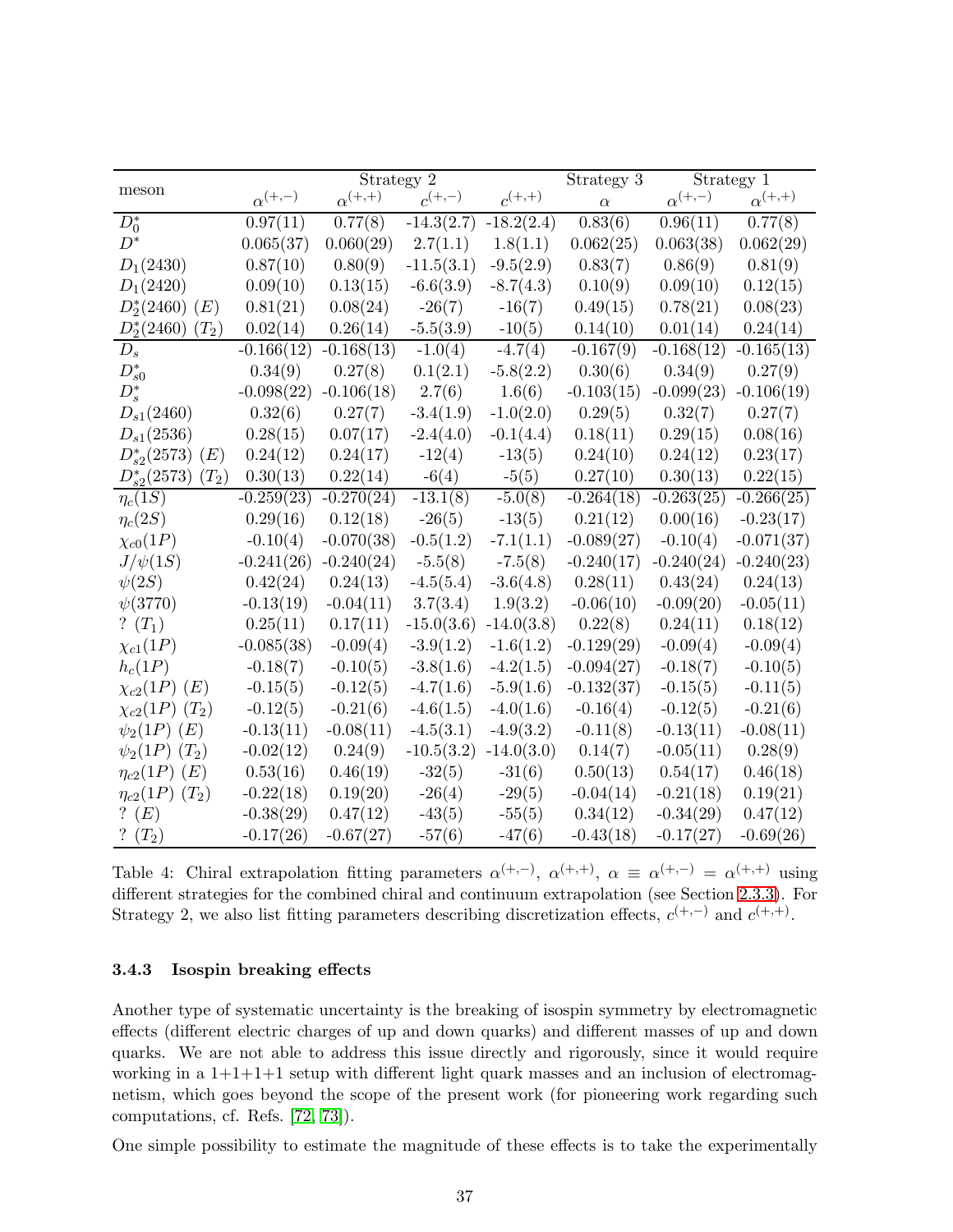| meson | Strategy 2 | | | | Strategy 3 | Strategy 1 | |
|---|---|---|---|---|---|---|---|
| | $\alpha^{(+,-)}$ | $\alpha^{(+,+)}$ | $c^{(+,-)}$ | $c^{(+,+)}$ | $\alpha$ | $\alpha^{(+,-)}$ | $\alpha^{(+,+)}$ |
| $D_0^*$ | 0.97(11) | 0.77(8) | -14.3(2.7) | -18.2(2.4) | 0.83(6) | 0.96(11) | 0.77(8) |
| $D^*$ | 0.065(37) | 0.060(29) | 2.7(1.1) | 1.8(1.1) | 0.062(25) | 0.063(38) | 0.062(29) |
| $D_1(2430)$ | 0.87(10) | 0.80(9) | -11.5(3.1) | -9.5(2.9) | 0.83(7) | 0.86(9) | 0.81(9) |
| $D_1(2420)$ | 0.09(10) | 0.13(15) | -6.6(3.9) | -8.7(4.3) | 0.10(9) | 0.09(10) | 0.12(15) |
| $D_2^*(2460)$ $(E)$ | 0.81(21) | 0.08(24) | -26(7) | -16(7) | 0.49(15) | 0.78(21) | 0.08(23) |
| $D_2^*(2460)$ $(T_2)$ | 0.02(14) | 0.26(14) | -5.5(3.9) | -10(5) | 0.14(10) | 0.01(14) | 0.24(14) |
| $D_s$ | -0.166(12) | -0.168(13) | -1.0(4) | -4.7(4) | -0.167(9) | -0.168(12) | -0.165(13) |
| $D_{s0}^*$ | 0.34(9) | 0.27(8) | 0.1(2.1) | -5.8(2.2) | 0.30(6) | 0.34(9) | 0.27(9) |
| $D_s^*$ | -0.098(22) | -0.106(18) | 2.7(6) | 1.6(6) | -0.103(15) | -0.099(23) | -0.106(19) |
| $D_{s1}(2460)$ | 0.32(6) | 0.27(7) | -3.4(1.9) | -1.0(2.0) | 0.29(5) | 0.32(7) | 0.27(7) |
| $D_{s1}(2536)$ | 0.28(15) | 0.07(17) | -2.4(4.0) | -0.1(4.4) | 0.18(11) | 0.29(15) | 0.08(16) |
| $D_{s2}^*(2573)$ $(E)$ | 0.24(12) | 0.24(17) | -12(4) | -13(5) | 0.24(10) | 0.24(12) | 0.23(17) |
| $D_{s2}^*(2573)$ $(T_2)$ | 0.30(13) | 0.22(14) | -6(4) | -5(5) | 0.27(10) | 0.30(13) | 0.22(15) |
| $\eta_c(1S)$ | -0.259(23) | -0.270(24) | -13.1(8) | -5.0(8) | -0.264(18) | -0.263(25) | -0.266(25) |
| $\eta_c(2S)$ | 0.29(16) | 0.12(18) | -26(5) | -13(5) | 0.21(12) | 0.00(16) | -0.23(17) |
| $\chi_{c0}(1P)$ | -0.10(4) | -0.070(38) | -0.5(1.2) | -7.1(1.1) | -0.089(27) | -0.10(4) | -0.071(37) |
| $J/\psi(1S)$ | -0.241(26) | -0.240(24) | -5.5(8) | -7.5(8) | -0.240(17) | -0.240(24) | -0.240(23) |
| $\psi(2S)$ | 0.42(24) | 0.24(13) | -4.5(5.4) | -3.6(4.8) | 0.28(11) | 0.43(24) | 0.24(13) |
| $\psi(3770)$ | -0.13(19) | -0.04(11) | 3.7(3.4) | 1.9(3.2) | -0.06(10) | -0.09(20) | -0.05(11) |
| ? $(T_1)$ | 0.25(11) | 0.17(11) | -15.0(3.6) | -14.0(3.8) | 0.22(8) | 0.24(11) | 0.18(12) |
| $\chi_{c1}(1P)$ | -0.085(38) | -0.09(4) | -3.9(1.2) | -1.6(1.2) | -0.129(29) | -0.09(4) | -0.09(4) |
| $h_c(1P)$ | -0.18(7) | -0.10(5) | -3.8(1.6) | -4.2(1.5) | -0.094(27) | -0.18(7) | -0.10(5) |
| $\chi_{c2}(1P)$ $(E)$ | -0.15(5) | -0.12(5) | -4.7(1.6) | -5.9(1.6) | -0.132(37) | -0.15(5) | -0.11(5) |
| $\chi_{c2}(1P)$ $(T_2)$ | -0.12(5) | -0.21(6) | -4.6(1.5) | -4.0(1.6) | -0.16(4) | -0.12(5) | -0.21(6) |
| $\psi_2(1P)$ $(E)$ | -0.13(11) | -0.08(11) | -4.5(3.1) | -4.9(3.2) | -0.11(8) | -0.13(11) | -0.08(11) |
| $\psi_2(1P)$ $(T_2)$ | -0.02(12) | 0.24(9) | -10.5(3.2) | -14.0(3.0) | 0.14(7) | -0.05(11) | 0.28(9) |
| $\eta_{c2}(1P)$ $(E)$ | 0.53(16) | 0.46(19) | -32(5) | -31(6) | 0.50(13) | 0.54(17) | 0.46(18) |
| $\eta_{c2}(1P)$ $(T_2)$ | -0.22(18) | 0.19(20) | -26(4) | -29(5) | -0.04(14) | -0.21(18) | 0.19(21) |
| ? $(E)$ | -0.38(29) | 0.47(12) | -43(5) | -55(5) | 0.34(12) | -0.34(29) | 0.47(12) |
| ? $(T_2)$ | -0.17(26) | -0.67(27) | -57(6) | -47(6) | -0.43(18) | -0.17(27) | -0.69(26) |

Table 4: Chiral extrapolation fitting parameters $\alpha^{(+,-)}$, $\alpha^{(+,+)}$, $\alpha \equiv \alpha^{(+,-)} = \alpha^{(+,+)}$ using different strategies for the combined chiral and continuum extrapolation (see Section 2.3.3). For Strategy 2, we also list fitting parameters describing discretization effects, $c^{(+,-)}$ and $c^{(+,+)}$.

### 3.4.3 Isospin breaking effects

Another type of systematic uncertainty is the breaking of isospin symmetry by electromagnetic effects (different electric charges of up and down quarks) and different masses of up and down quarks. We are not able to address this issue directly and rigorously, since it would require working in a 1+1+1+1 setup with different light quark masses and an inclusion of electromagnetism, which goes beyond the scope of the present work (for pioneering work regarding such computations, cf. Refs. [72, 73]).

One simple possibility to estimate the magnitude of these effects is to take the experimentally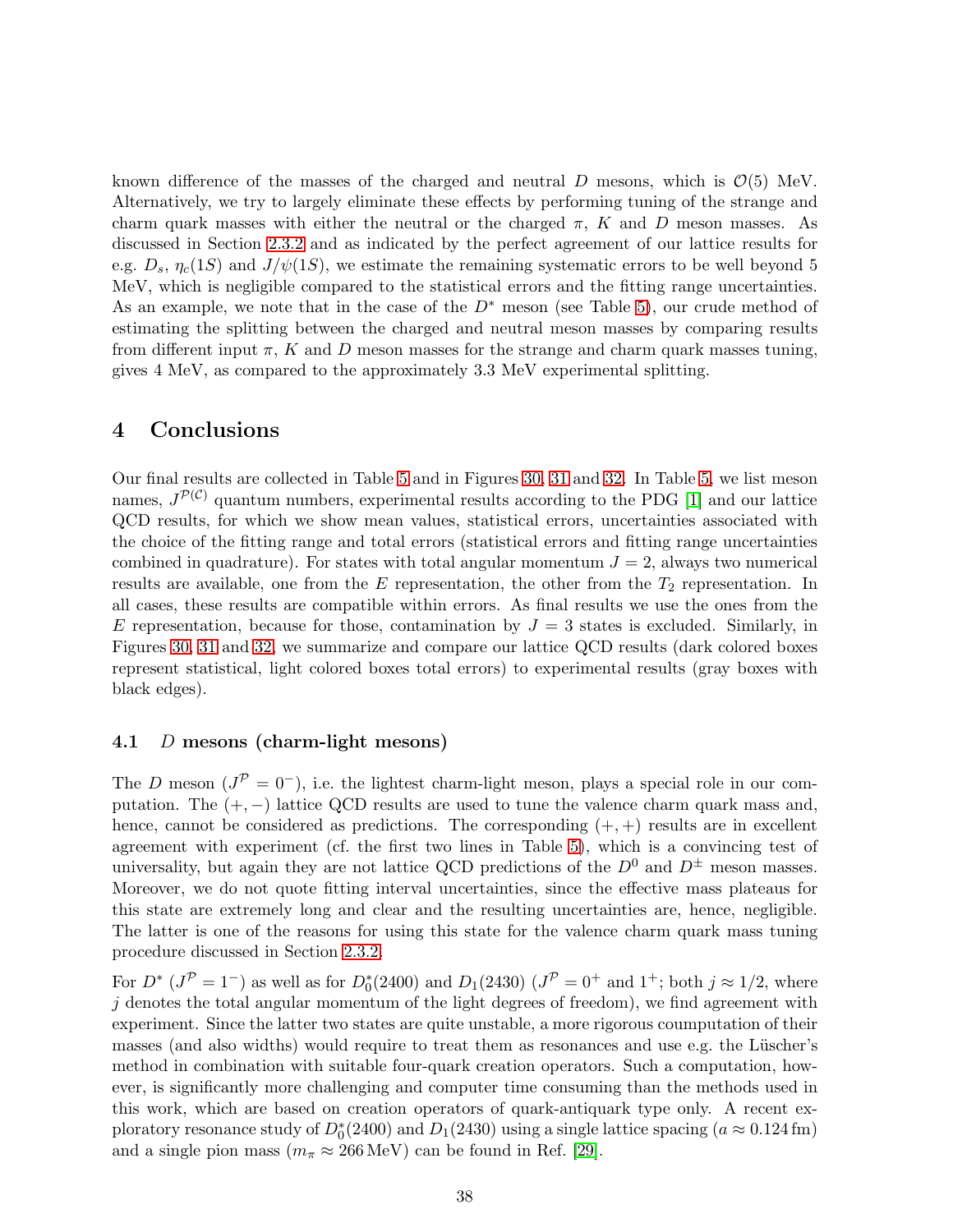known difference of the masses of the charged and neutral $D$ mesons, which is $\mathcal{O}(5)$ MeV. Alternatively, we try to largely eliminate these effects by performing tuning of the strange and charm quark masses with either the neutral or the charged $\pi$, $K$ and $D$ meson masses. As discussed in Section 2.3.2 and as indicated by the perfect agreement of our lattice results for e.g. $D_s$, $\eta_c(1S)$ and $J/\psi(1S)$, we estimate the remaining systematic errors to be well beyond 5 MeV, which is negligible compared to the statistical errors and the fitting range uncertainties. As an example, we note that in the case of the $D^*$ meson (see Table 5), our crude method of estimating the splitting between the charged and neutral meson masses by comparing results from different input $\pi$, $K$ and $D$ meson masses for the strange and charm quark masses tuning, gives 4 MeV, as compared to the approximately 3.3 MeV experimental splitting.

# 4 Conclusions

Our final results are collected in Table 5 and in Figures 30, 31 and 32. In Table 5, we list meson names, $J^{\mathcal{P}(\mathcal{C})}$ quantum numbers, experimental results according to the PDG [1] and our lattice QCD results, for which we show mean values, statistical errors, uncertainties associated with the choice of the fitting range and total errors (statistical errors and fitting range uncertainties combined in quadrature). For states with total angular momentum $J = 2$, always two numerical results are available, one from the $E$ representation, the other from the $T_2$ representation. In all cases, these results are compatible within errors. As final results we use the ones from the $E$ representation, because for those, contamination by $J = 3$ states is excluded. Similarly, in Figures 30, 31 and 32, we summarize and compare our lattice QCD results (dark colored boxes represent statistical, light colored boxes total errors) to experimental results (gray boxes with black edges).

## 4.1 $D$ mesons (charm-light mesons)

The $D$ meson ($J^{\mathcal{P}} = 0^-$), i.e. the lightest charm-light meson, plays a special role in our computation. The $(+,-)$ lattice QCD results are used to tune the valence charm quark mass and, hence, cannot be considered as predictions. The corresponding $(+,+)$ results are in excellent agreement with experiment (cf. the first two lines in Table 5), which is a convincing test of universality, but again they are not lattice QCD predictions of the $D^0$ and $D^\pm$ meson masses. Moreover, we do not quote fitting interval uncertainties, since the effective mass plateaus for this state are extremely long and clear and the resulting uncertainties are, hence, negligible. The latter is one of the reasons for using this state for the valence charm quark mass tuning procedure discussed in Section 2.3.2.

For $D^*$ ($J^{\mathcal{P}} = 1^-$) as well as for $D_0^*(2400)$ and $D_1(2430)$ ($J^{\mathcal{P}} = 0^+$ and $1^+$; both $j \approx 1/2$, where $j$ denotes the total angular momentum of the light degrees of freedom), we find agreement with experiment. Since the latter two states are quite unstable, a more rigorous coumputation of their masses (and also widths) would require to treat them as resonances and use e.g. the Lüscher's method in combination with suitable four-quark creation operators. Such a computation, however, is significantly more challenging and computer time consuming than the methods used in this work, which are based on creation operators of quark-antiquark type only. A recent exploratory resonance study of $D_0^*(2400)$ and $D_1(2430)$ using a single lattice spacing ($a \approx 0.124\,\text{fm}$) and a single pion mass ($m_\pi \approx 266\,\text{MeV}$) can be found in Ref. [29].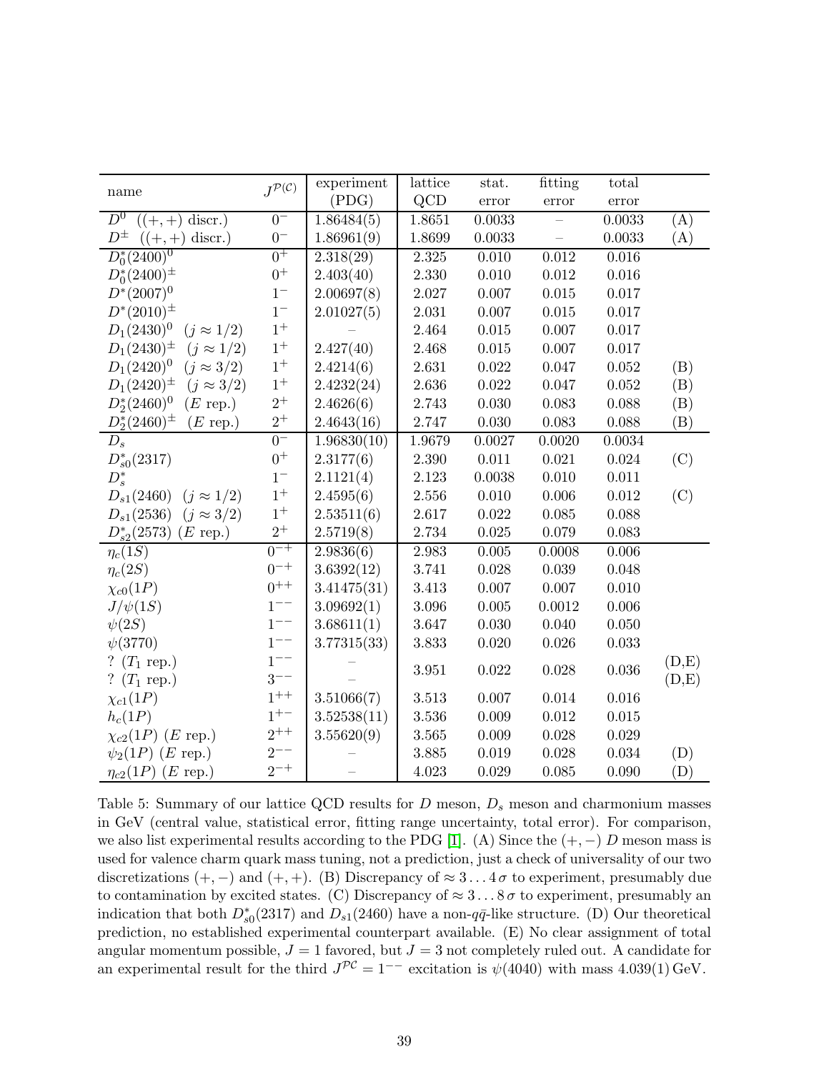| name | $J^{\mathcal{P}(\mathcal{C})}$ | experiment (PDG) | lattice QCD | stat. error | fitting error | total error | |
|---|---|---|---|---|---|---|---|
| $D^0$ $((+,+)$ discr.) | $0^-$ | 1.86484(5) | 1.8651 | 0.0033 | – | 0.0033 | (A) |
| $D^\pm$ $((+,+)$ discr.) | $0^-$ | 1.86961(9) | 1.8699 | 0.0033 | – | 0.0033 | (A) |
| $D_0^*(2400)^0$ | $0^+$ | 2.318(29) | 2.325 | 0.010 | 0.012 | 0.016 | |
| $D_0^*(2400)^\pm$ | $0^+$ | 2.403(40) | 2.330 | 0.010 | 0.012 | 0.016 | |
| $D^*(2007)^0$ | $1^-$ | 2.00697(8) | 2.027 | 0.007 | 0.015 | 0.017 | |
| $D^*(2010)^\pm$ | $1^-$ | 2.01027(5) | 2.031 | 0.007 | 0.015 | 0.017 | |
| $D_1(2430)^0$ $(j \approx 1/2)$ | $1^+$ | – | 2.464 | 0.015 | 0.007 | 0.017 | |
| $D_1(2430)^\pm$ $(j \approx 1/2)$ | $1^+$ | 2.427(40) | 2.468 | 0.015 | 0.007 | 0.017 | |
| $D_1(2420)^0$ $(j \approx 3/2)$ | $1^+$ | 2.4214(6) | 2.631 | 0.022 | 0.047 | 0.052 | (B) |
| $D_1(2420)^\pm$ $(j \approx 3/2)$ | $1^+$ | 2.4232(24) | 2.636 | 0.022 | 0.047 | 0.052 | (B) |
| $D_2^*(2460)^0$ ($E$ rep.) | $2^+$ | 2.4626(6) | 2.743 | 0.030 | 0.083 | 0.088 | (B) |
| $D_2^*(2460)^\pm$ ($E$ rep.) | $2^+$ | 2.4643(16) | 2.747 | 0.030 | 0.083 | 0.088 | (B) |
| $D_s$ | $0^-$ | 1.96830(10) | 1.9679 | 0.0027 | 0.0020 | 0.0034 | |
| $D_{s0}^*(2317)$ | $0^+$ | 2.3177(6) | 2.390 | 0.011 | 0.021 | 0.024 | (C) |
| $D_s^*$ | $1^-$ | 2.1121(4) | 2.123 | 0.0038 | 0.010 | 0.011 | |
| $D_{s1}(2460)$ $(j \approx 1/2)$ | $1^+$ | 2.4595(6) | 2.556 | 0.010 | 0.006 | 0.012 | (C) |
| $D_{s1}(2536)$ $(j \approx 3/2)$ | $1^+$ | 2.53511(6) | 2.617 | 0.022 | 0.085 | 0.088 | |
| $D_{s2}^*(2573)$ ($E$ rep.) | $2^+$ | 2.5719(8) | 2.734 | 0.025 | 0.079 | 0.083 | |
| $\eta_c(1S)$ | $0^{-+}$ | 2.9836(6) | 2.983 | 0.005 | 0.0008 | 0.006 | |
| $\eta_c(2S)$ | $0^{-+}$ | 3.6392(12) | 3.741 | 0.028 | 0.039 | 0.048 | |
| $\chi_{c0}(1P)$ | $0^{++}$ | 3.41475(31) | 3.413 | 0.007 | 0.007 | 0.010 | |
| $J/\psi(1S)$ | $1^{--}$ | 3.09692(1) | 3.096 | 0.005 | 0.0012 | 0.006 | |
| $\psi(2S)$ | $1^{--}$ | 3.68611(1) | 3.647 | 0.030 | 0.040 | 0.050 | |
| $\psi(3770)$ | $1^{--}$ | 3.77315(33) | 3.833 | 0.020 | 0.026 | 0.033 | |
| ? ($T_1$ rep.) | $1^{--}$ | – | 3.951 | 0.022 | 0.028 | 0.036 | (D,E) |
| ? ($T_1$ rep.) | $3^{--}$ | – | | | | | (D,E) |
| $\chi_{c1}(1P)$ | $1^{++}$ | 3.51066(7) | 3.513 | 0.007 | 0.014 | 0.016 | |
| $h_c(1P)$ | $1^{+-}$ | 3.52538(11) | 3.536 | 0.009 | 0.012 | 0.015 | |
| $\chi_{c2}(1P)$ ($E$ rep.) | $2^{++}$ | 3.55620(9) | 3.565 | 0.009 | 0.028 | 0.029 | |
| $\psi_2(1P)$ ($E$ rep.) | $2^{--}$ | – | 3.885 | 0.019 | 0.028 | 0.034 | (D) |
| $\eta_{c2}(1P)$ ($E$ rep.) | $2^{-+}$ | – | 4.023 | 0.029 | 0.085 | 0.090 | (D) |

Table 5: Summary of our lattice QCD results for $D$ meson, $D_s$ meson and charmonium masses in GeV (central value, statistical error, fitting range uncertainty, total error). For comparison, we also list experimental results according to the PDG [1]. (A) Since the $(+,-)$ $D$ meson mass is used for valence charm quark mass tuning, not a prediction, just a check of universality of our two discretizations $(+,-)$ and $(+,+)$. (B) Discrepancy of $\approx 3 \ldots 4\,\sigma$ to experiment, presumably due to contamination by excited states. (C) Discrepancy of $\approx 3 \ldots 8\,\sigma$ to experiment, presumably an indication that both $D_{s0}^*(2317)$ and $D_{s1}(2460)$ have a non-$q\bar{q}$-like structure. (D) Our theoretical prediction, no established experimental counterpart available. (E) No clear assignment of total angular momentum possible, $J = 1$ favored, but $J = 3$ not completely ruled out. A candidate for an experimental result for the third $J^{\mathcal{PC}} = 1^{--}$ excitation is $\psi(4040)$ with mass $4.039(1)\,\text{GeV}$.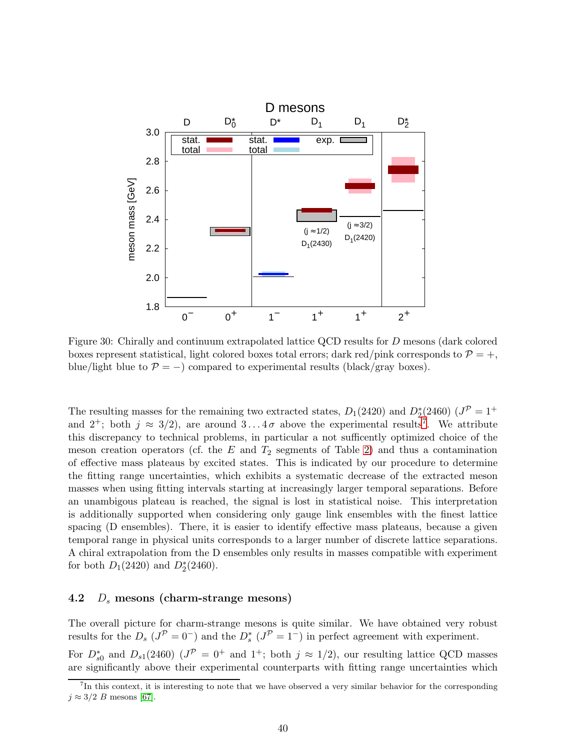Figure 30: Chirally and continuum extrapolated lattice QCD results for $D$ mesons (dark colored boxes represent statistical, light colored boxes total errors; dark red/pink corresponds to $\mathcal{P} = +$, blue/light blue to $\mathcal{P} = -$) compared to experimental results (black/gray boxes).

The resulting masses for the remaining two extracted states, $D_1(2420)$ and $D_2^*(2460)$ ($J^\mathcal{P} = 1^+$ and $2^+$; both $j \approx 3/2$), are around $3 \ldots 4\,\sigma$ above the experimental results[7]. We attribute this discrepancy to technical problems, in particular a not sufficently optimized choice of the meson creation operators (cf. the $E$ and $T_2$ segments of Table 2) and thus a contamination of effective mass plateaus by excited states. This is indicated by our procedure to determine the fitting range uncertainties, which exhibits a systematic decrease of the extracted meson masses when using fitting intervals starting at increasingly larger temporal separations. Before an unambigous plateau is reached, the signal is lost in statistical noise. This interpretation is additionally supported when considering only gauge link ensembles with the finest lattice spacing (D ensembles). There, it is easier to identify effective mass plateaus, because a given temporal range in physical units corresponds to a larger number of discrete lattice separations. A chiral extrapolation from the D ensembles only results in masses compatible with experiment for both $D_1(2420)$ and $D_2^*(2460)$.

### 4.2 $D_s$ mesons (charm-strange mesons)

The overall picture for charm-strange mesons is quite similar. We have obtained very robust results for the $D_s$ ($J^\mathcal{P} = 0^-$) and the $D_s^*$ ($J^\mathcal{P} = 1^-$) in perfect agreement with experiment.

For $D_{s0}^*$ and $D_{s1}(2460)$ ($J^\mathcal{P} = 0^+$ and $1^+$; both $j \approx 1/2$), our resulting lattice QCD masses are significantly above their experimental counterparts with fitting range uncertainties which

[7] In this context, it is interesting to note that we have observed a very similar behavior for the corresponding $j \approx 3/2$ $B$ mesons [67].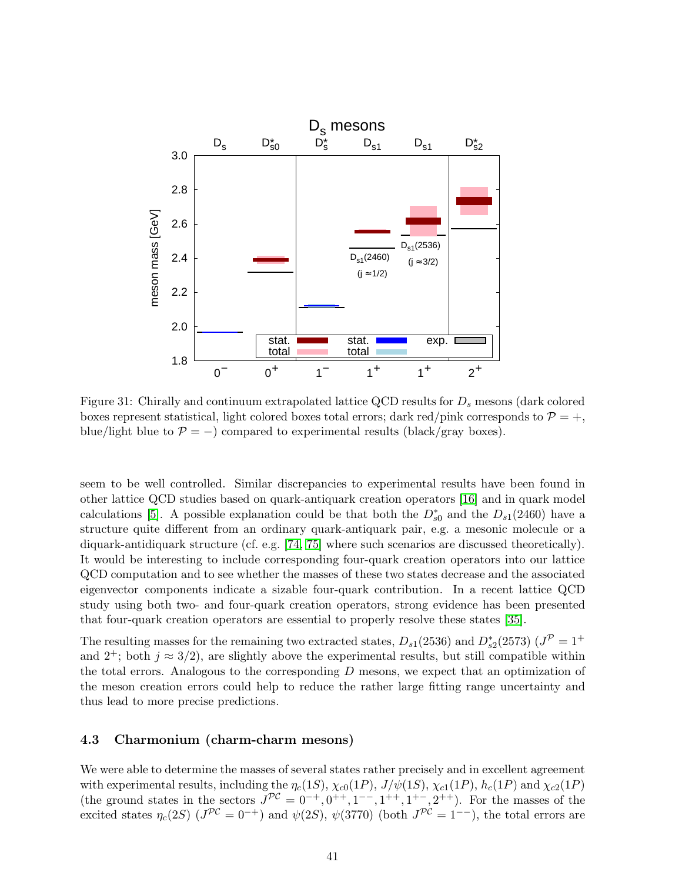Figure 31: Chirally and continuum extrapolated lattice QCD results for $D_s$ mesons (dark colored boxes represent statistical, light colored boxes total errors; dark red/pink corresponds to $\mathcal{P} = +$, blue/light blue to $\mathcal{P} = -$) compared to experimental results (black/gray boxes).

seem to be well controlled. Similar discrepancies to experimental results have been found in other lattice QCD studies based on quark-antiquark creation operators [16] and in quark model calculations [5]. A possible explanation could be that both the $D_{s0}^*$ and the $D_{s1}(2460)$ have a structure quite different from an ordinary quark-antiquark pair, e.g. a mesonic molecule or a diquark-antidiquark structure (cf. e.g. [74, 75] where such scenarios are discussed theoretically). It would be interesting to include corresponding four-quark creation operators into our lattice QCD computation and to see whether the masses of these two states decrease and the associated eigenvector components indicate a sizable four-quark contribution. In a recent lattice QCD study using both two- and four-quark creation operators, strong evidence has been presented that four-quark creation operators are essential to properly resolve these states [35].

The resulting masses for the remaining two extracted states, $D_{s1}(2536)$ and $D_{s2}^*(2573)$ ($J^{\mathcal{P}} = 1^+$ and $2^+$; both $j \approx 3/2$), are slightly above the experimental results, but still compatible within the total errors. Analogous to the corresponding $D$ mesons, we expect that an optimization of the meson creation errors could help to reduce the rather large fitting range uncertainty and thus lead to more precise predictions.

### 4.3 Charmonium (charm-charm mesons)

We were able to determine the masses of several states rather precisely and in excellent agreement with experimental results, including the $\eta_c(1S)$, $\chi_{c0}(1P)$, $J/\psi(1S)$, $\chi_{c1}(1P)$, $h_c(1P)$ and $\chi_{c2}(1P)$ (the ground states in the sectors $J^{\mathcal{PC}} = 0^{-+}, 0^{++}, 1^{--}, 1^{++}, 1^{+-}, 2^{++}$). For the masses of the excited states $\eta_c(2S)$ ($J^{\mathcal{PC}} = 0^{-+}$) and $\psi(2S)$, $\psi(3770)$ (both $J^{\mathcal{PC}} = 1^{--}$), the total errors are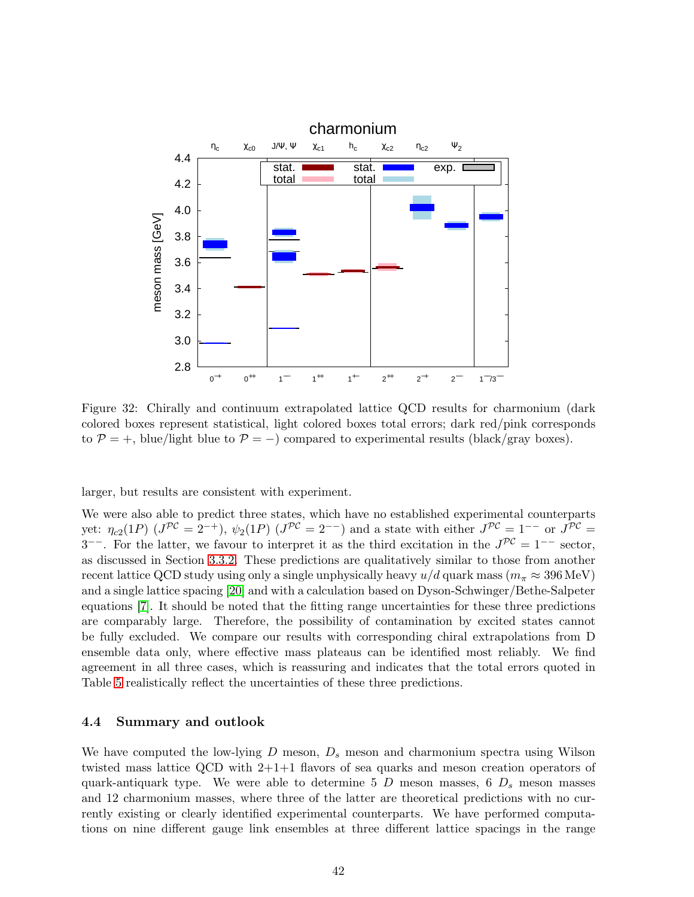Figure 32: Chirally and continuum extrapolated lattice QCD results for charmonium (dark colored boxes represent statistical, light colored boxes total errors; dark red/pink corresponds to $\mathcal{P} = +$, blue/light blue to $\mathcal{P} = -$) compared to experimental results (black/gray boxes).

larger, but results are consistent with experiment.

We were also able to predict three states, which have no established experimental counterparts yet: $\eta_{c2}(1P)$ ($J^{\mathcal{PC}} = 2^{-+}$), $\psi_2(1P)$ ($J^{\mathcal{PC}} = 2^{--}$) and a state with either $J^{\mathcal{PC}} = 1^{--}$ or $J^{\mathcal{PC}} = 3^{--}$. For the latter, we favour to interpret it as the third excitation in the $J^{\mathcal{PC}} = 1^{--}$ sector, as discussed in Section 3.3.2. These predictions are qualitatively similar to those from another recent lattice QCD study using only a single unphysically heavy $u/d$ quark mass ($m_\pi \approx 396\,\text{MeV}$) and a single lattice spacing [20] and with a calculation based on Dyson-Schwinger/Bethe-Salpeter equations [7]. It should be noted that the fitting range uncertainties for these three predictions are comparably large. Therefore, the possibility of contamination by excited states cannot be fully excluded. We compare our results with corresponding chiral extrapolations from D ensemble data only, where effective mass plateaus can be identified most reliably. We find agreement in all three cases, which is reassuring and indicates that the total errors quoted in Table 5 realistically reflect the uncertainties of these three predictions.

### 4.4 Summary and outlook

We have computed the low-lying $D$ meson, $D_s$ meson and charmonium spectra using Wilson twisted mass lattice QCD with 2+1+1 flavors of sea quarks and meson creation operators of quark-antiquark type. We were able to determine 5 $D$ meson masses, 6 $D_s$ meson masses and 12 charmonium masses, where three of the latter are theoretical predictions with no currently existing or clearly identified experimental counterparts. We have performed computations on nine different gauge link ensembles at three different lattice spacings in the range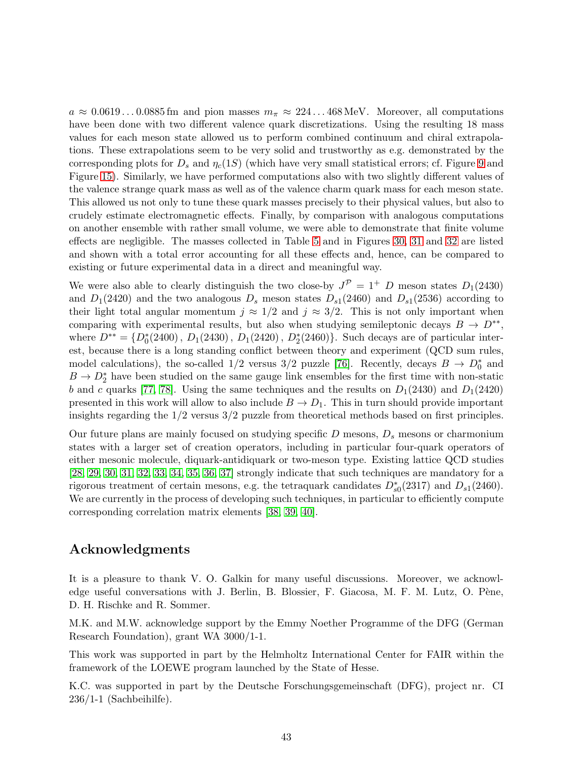$a \approx 0.0619 \ldots 0.0885\,\text{fm}$ and pion masses $m_\pi \approx 224 \ldots 468\,\text{MeV}$. Moreover, all computations have been done with two different valence quark discretizations. Using the resulting 18 mass values for each meson state allowed us to perform combined continuum and chiral extrapolations. These extrapolations seem to be very solid and trustworthy as e.g. demonstrated by the corresponding plots for $D_s$ and $\eta_c(1S)$ (which have very small statistical errors; cf. Figure 9 and Figure 15). Similarly, we have performed computations also with two slightly different values of the valence strange quark mass as well as of the valence charm quark mass for each meson state. This allowed us not only to tune these quark masses precisely to their physical values, but also to crudely estimate electromagnetic effects. Finally, by comparison with analogous computations on another ensemble with rather small volume, we were able to demonstrate that finite volume effects are negligible. The masses collected in Table 5 and in Figures 30, 31 and 32 are listed and shown with a total error accounting for all these effects and, hence, can be compared to existing or future experimental data in a direct and meaningful way.

We were also able to clearly distinguish the two close-by $J^\mathcal{P} = 1^+$ $D$ meson states $D_1(2430)$ and $D_1(2420)$ and the two analogous $D_s$ meson states $D_{s1}(2460)$ and $D_{s1}(2536)$ according to their light total angular momentum $j \approx 1/2$ and $j \approx 3/2$. This is not only important when comparing with experimental results, but also when studying semileptonic decays $B \rightarrow D^{**}$, where $D^{**} = \{D_0^*(2400)\,,\, D_1(2430)\,,\, D_1(2420)\,,\, D_2^*(2460)\}$. Such decays are of particular interest, because there is a long standing conflict between theory and experiment (QCD sum rules, model calculations), the so-called $1/2$ versus $3/2$ puzzle [76]. Recently, decays $B \rightarrow D_0^*$ and $B \rightarrow D_2^*$ have been studied on the same gauge link ensembles for the first time with non-static $b$ and $c$ quarks [77, 78]. Using the same techniques and the results on $D_1(2430)$ and $D_1(2420)$ presented in this work will allow to also include $B \rightarrow D_1$. This in turn should provide important insights regarding the $1/2$ versus $3/2$ puzzle from theoretical methods based on first principles.

Our future plans are mainly focused on studying specific $D$ mesons, $D_s$ mesons or charmonium states with a larger set of creation operators, including in particular four-quark operators of either mesonic molecule, diquark-antidiquark or two-meson type. Existing lattice QCD studies [28, 29, 30, 31, 32, 33, 34, 35, 36, 37] strongly indicate that such techniques are mandatory for a rigorous treatment of certain mesons, e.g. the tetraquark candidates $D_{s0}^*(2317)$ and $D_{s1}(2460)$. We are currently in the process of developing such techniques, in particular to efficiently compute corresponding correlation matrix elements [38, 39, 40].

## Acknowledgments

It is a pleasure to thank V. O. Galkin for many useful discussions. Moreover, we acknowledge useful conversations with J. Berlin, B. Blossier, F. Giacosa, M. F. M. Lutz, O. Pène, D. H. Rischke and R. Sommer.

M.K. and M.W. acknowledge support by the Emmy Noether Programme of the DFG (German Research Foundation), grant WA 3000/1-1.

This work was supported in part by the Helmholtz International Center for FAIR within the framework of the LOEWE program launched by the State of Hesse.

K.C. was supported in part by the Deutsche Forschungsgemeinschaft (DFG), project nr. CI 236/1-1 (Sachbeihilfe).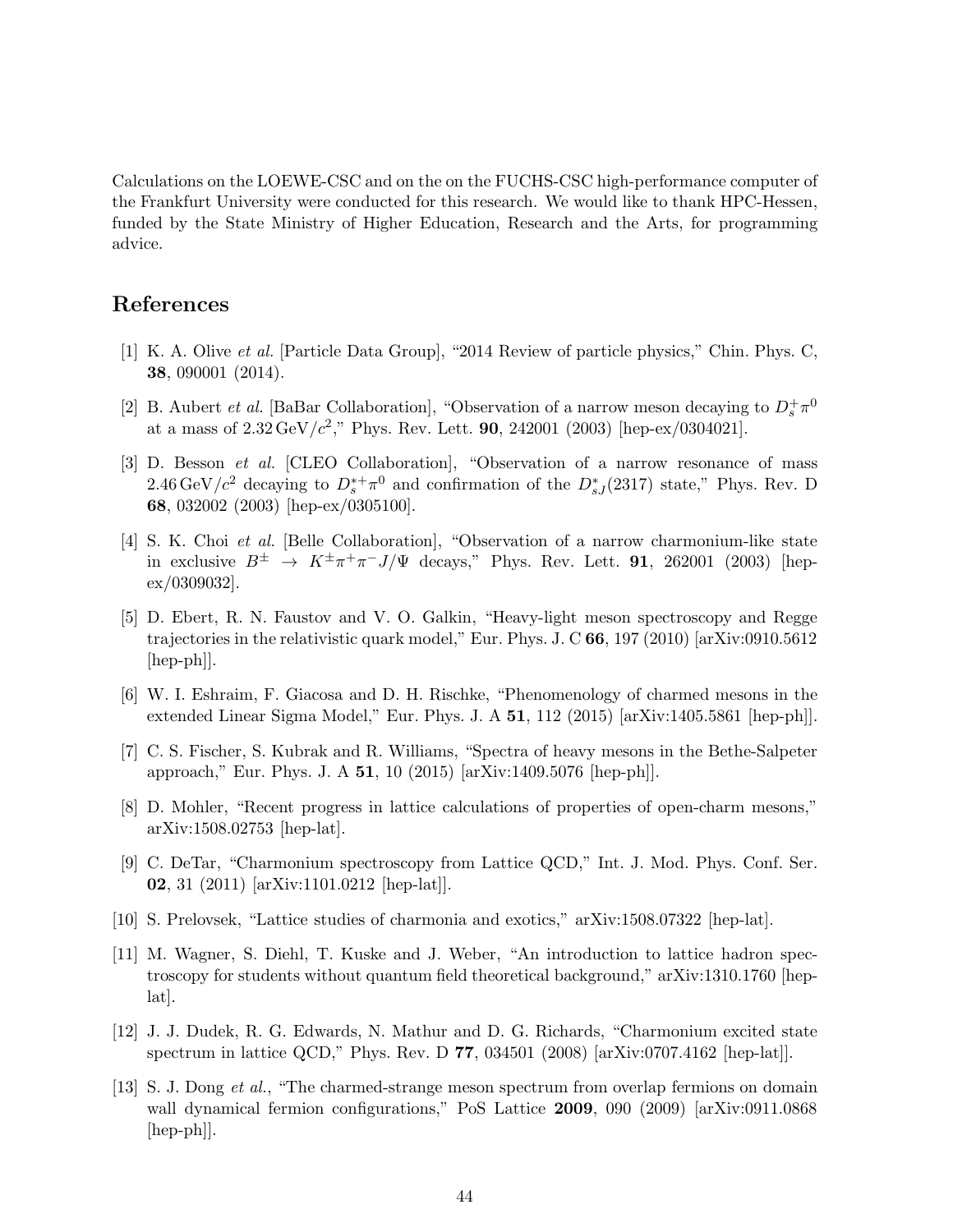Calculations on the LOEWE-CSC and on the on the FUCHS-CSC high-performance computer of the Frankfurt University were conducted for this research. We would like to thank HPC-Hessen, funded by the State Ministry of Higher Education, Research and the Arts, for programming advice.

## References

[1] K. A. Olive *et al.* [Particle Data Group], "2014 Review of particle physics," Chin. Phys. C, **38**, 090001 (2014).

[2] B. Aubert *et al.* [BaBar Collaboration], "Observation of a narrow meson decaying to $D_s^+\pi^0$ at a mass of $2.32\,\mathrm{GeV}/c^2$," Phys. Rev. Lett. **90**, 242001 (2003) [hep-ex/0304021].

[3] D. Besson *et al.* [CLEO Collaboration], "Observation of a narrow resonance of mass $2.46\,\mathrm{GeV}/c^2$ decaying to $D_s^{*+}\pi^0$ and confirmation of the $D_{sJ}^*(2317)$ state," Phys. Rev. D **68**, 032002 (2003) [hep-ex/0305100].

[4] S. K. Choi *et al.* [Belle Collaboration], "Observation of a narrow charmonium-like state in exclusive $B^\pm \to K^\pm\pi^+\pi^- J/\Psi$ decays," Phys. Rev. Lett. **91**, 262001 (2003) [hep-ex/0309032].

[5] D. Ebert, R. N. Faustov and V. O. Galkin, "Heavy-light meson spectroscopy and Regge trajectories in the relativistic quark model," Eur. Phys. J. C **66**, 197 (2010) [arXiv:0910.5612 [hep-ph]].

[6] W. I. Eshraim, F. Giacosa and D. H. Rischke, "Phenomenology of charmed mesons in the extended Linear Sigma Model," Eur. Phys. J. A **51**, 112 (2015) [arXiv:1405.5861 [hep-ph]].

[7] C. S. Fischer, S. Kubrak and R. Williams, "Spectra of heavy mesons in the Bethe-Salpeter approach," Eur. Phys. J. A **51**, 10 (2015) [arXiv:1409.5076 [hep-ph]].

[8] D. Mohler, "Recent progress in lattice calculations of properties of open-charm mesons," arXiv:1508.02753 [hep-lat].

[9] C. DeTar, "Charmonium spectroscopy from Lattice QCD," Int. J. Mod. Phys. Conf. Ser. **02**, 31 (2011) [arXiv:1101.0212 [hep-lat]].

[10] S. Prelovsek, "Lattice studies of charmonia and exotics," arXiv:1508.07322 [hep-lat].

[11] M. Wagner, S. Diehl, T. Kuske and J. Weber, "An introduction to lattice hadron spectroscopy for students without quantum field theoretical background," arXiv:1310.1760 [hep-lat].

[12] J. J. Dudek, R. G. Edwards, N. Mathur and D. G. Richards, "Charmonium excited state spectrum in lattice QCD," Phys. Rev. D **77**, 034501 (2008) [arXiv:0707.4162 [hep-lat]].

[13] S. J. Dong *et al.*, "The charmed-strange meson spectrum from overlap fermions on domain wall dynamical fermion configurations," PoS Lattice **2009**, 090 (2009) [arXiv:0911.0868 [hep-ph]].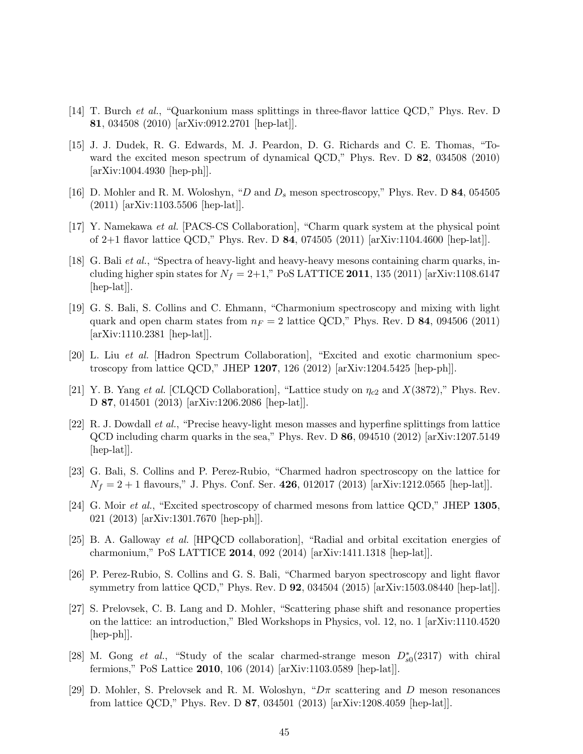[14] T. Burch *et al.*, "Quarkonium mass splittings in three-flavor lattice QCD," Phys. Rev. D **81**, 034508 (2010) [arXiv:0912.2701 [hep-lat]].

[15] J. J. Dudek, R. G. Edwards, M. J. Peardon, D. G. Richards and C. E. Thomas, "Toward the excited meson spectrum of dynamical QCD," Phys. Rev. D **82**, 034508 (2010) [arXiv:1004.4930 [hep-ph]].

[16] D. Mohler and R. M. Woloshyn, "$D$ and $D_s$ meson spectroscopy," Phys. Rev. D **84**, 054505 (2011) [arXiv:1103.5506 [hep-lat]].

[17] Y. Namekawa *et al.* [PACS-CS Collaboration], "Charm quark system at the physical point of 2+1 flavor lattice QCD," Phys. Rev. D **84**, 074505 (2011) [arXiv:1104.4600 [hep-lat]].

[18] G. Bali *et al.*, "Spectra of heavy-light and heavy-heavy mesons containing charm quarks, including higher spin states for $N_f = 2{+}1$," PoS LATTICE **2011**, 135 (2011) [arXiv:1108.6147 [hep-lat]].

[19] G. S. Bali, S. Collins and C. Ehmann, "Charmonium spectroscopy and mixing with light quark and open charm states from $n_F = 2$ lattice QCD," Phys. Rev. D **84**, 094506 (2011) [arXiv:1110.2381 [hep-lat]].

[20] L. Liu *et al.* [Hadron Spectrum Collaboration], "Excited and exotic charmonium spectroscopy from lattice QCD," JHEP **1207**, 126 (2012) [arXiv:1204.5425 [hep-ph]].

[21] Y. B. Yang *et al.* [CLQCD Collaboration], "Lattice study on $\eta_{c2}$ and $X(3872)$," Phys. Rev. D **87**, 014501 (2013) [arXiv:1206.2086 [hep-lat]].

[22] R. J. Dowdall *et al.*, "Precise heavy-light meson masses and hyperfine splittings from lattice QCD including charm quarks in the sea," Phys. Rev. D **86**, 094510 (2012) [arXiv:1207.5149 [hep-lat]].

[23] G. Bali, S. Collins and P. Perez-Rubio, "Charmed hadron spectroscopy on the lattice for $N_f = 2 + 1$ flavours," J. Phys. Conf. Ser. **426**, 012017 (2013) [arXiv:1212.0565 [hep-lat]].

[24] G. Moir *et al.*, "Excited spectroscopy of charmed mesons from lattice QCD," JHEP **1305**, 021 (2013) [arXiv:1301.7670 [hep-ph]].

[25] B. A. Galloway *et al.* [HPQCD collaboration], "Radial and orbital excitation energies of charmonium," PoS LATTICE **2014**, 092 (2014) [arXiv:1411.1318 [hep-lat]].

[26] P. Perez-Rubio, S. Collins and G. S. Bali, "Charmed baryon spectroscopy and light flavor symmetry from lattice QCD," Phys. Rev. D **92**, 034504 (2015) [arXiv:1503.08440 [hep-lat]].

[27] S. Prelovsek, C. B. Lang and D. Mohler, "Scattering phase shift and resonance properties on the lattice: an introduction," Bled Workshops in Physics, vol. 12, no. 1 [arXiv:1110.4520 [hep-ph]].

[28] M. Gong *et al.*, "Study of the scalar charmed-strange meson $D^*_{s0}(2317)$ with chiral fermions," PoS Lattice **2010**, 106 (2014) [arXiv:1103.0589 [hep-lat]].

[29] D. Mohler, S. Prelovsek and R. M. Woloshyn, "$D\pi$ scattering and $D$ meson resonances from lattice QCD," Phys. Rev. D **87**, 034501 (2013) [arXiv:1208.4059 [hep-lat]].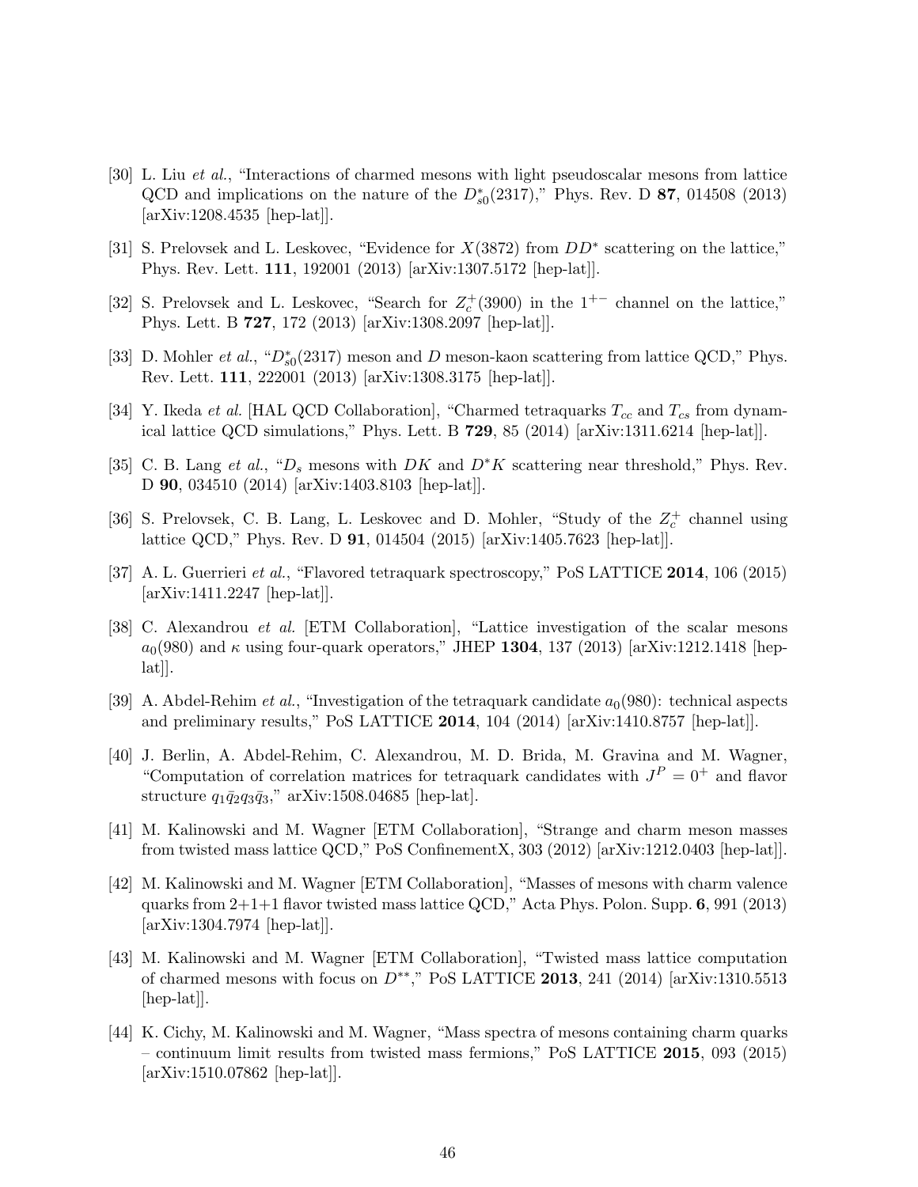[30] L. Liu *et al.*, "Interactions of charmed mesons with light pseudoscalar mesons from lattice QCD and implications on the nature of the $D^*_{s0}(2317)$," Phys. Rev. D **87**, 014508 (2013) [arXiv:1208.4535 [hep-lat]].

[31] S. Prelovsek and L. Leskovec, "Evidence for $X(3872)$ from $DD^*$ scattering on the lattice," Phys. Rev. Lett. **111**, 192001 (2013) [arXiv:1307.5172 [hep-lat]].

[32] S. Prelovsek and L. Leskovec, "Search for $Z_c^+(3900)$ in the $1^{+-}$ channel on the lattice," Phys. Lett. B **727**, 172 (2013) [arXiv:1308.2097 [hep-lat]].

[33] D. Mohler *et al.*, "$D^*_{s0}(2317)$ meson and $D$ meson-kaon scattering from lattice QCD," Phys. Rev. Lett. **111**, 222001 (2013) [arXiv:1308.3175 [hep-lat]].

[34] Y. Ikeda *et al.* [HAL QCD Collaboration], "Charmed tetraquarks $T_{cc}$ and $T_{cs}$ from dynamical lattice QCD simulations," Phys. Lett. B **729**, 85 (2014) [arXiv:1311.6214 [hep-lat]].

[35] C. B. Lang *et al.*, "$D_s$ mesons with $DK$ and $D^*K$ scattering near threshold," Phys. Rev. D **90**, 034510 (2014) [arXiv:1403.8103 [hep-lat]].

[36] S. Prelovsek, C. B. Lang, L. Leskovec and D. Mohler, "Study of the $Z_c^+$ channel using lattice QCD," Phys. Rev. D **91**, 014504 (2015) [arXiv:1405.7623 [hep-lat]].

[37] A. L. Guerrieri *et al.*, "Flavored tetraquark spectroscopy," PoS LATTICE **2014**, 106 (2015) [arXiv:1411.2247 [hep-lat]].

[38] C. Alexandrou *et al.* [ETM Collaboration], "Lattice investigation of the scalar mesons $a_0(980)$ and $\kappa$ using four-quark operators," JHEP **1304**, 137 (2013) [arXiv:1212.1418 [hep-lat]].

[39] A. Abdel-Rehim *et al.*, "Investigation of the tetraquark candidate $a_0(980)$: technical aspects and preliminary results," PoS LATTICE **2014**, 104 (2014) [arXiv:1410.8757 [hep-lat]].

[40] J. Berlin, A. Abdel-Rehim, C. Alexandrou, M. D. Brida, M. Gravina and M. Wagner, "Computation of correlation matrices for tetraquark candidates with $J^P = 0^+$ and flavor structure $q_1\bar{q}_2q_3\bar{q}_3$," arXiv:1508.04685 [hep-lat].

[41] M. Kalinowski and M. Wagner [ETM Collaboration], "Strange and charm meson masses from twisted mass lattice QCD," PoS ConfinementX, 303 (2012) [arXiv:1212.0403 [hep-lat]].

[42] M. Kalinowski and M. Wagner [ETM Collaboration], "Masses of mesons with charm valence quarks from 2+1+1 flavor twisted mass lattice QCD," Acta Phys. Polon. Supp. **6**, 991 (2013) [arXiv:1304.7974 [hep-lat]].

[43] M. Kalinowski and M. Wagner [ETM Collaboration], "Twisted mass lattice computation of charmed mesons with focus on $D^{**}$," PoS LATTICE **2013**, 241 (2014) [arXiv:1310.5513 [hep-lat]].

[44] K. Cichy, M. Kalinowski and M. Wagner, "Mass spectra of mesons containing charm quarks – continuum limit results from twisted mass fermions," PoS LATTICE **2015**, 093 (2015) [arXiv:1510.07862 [hep-lat]].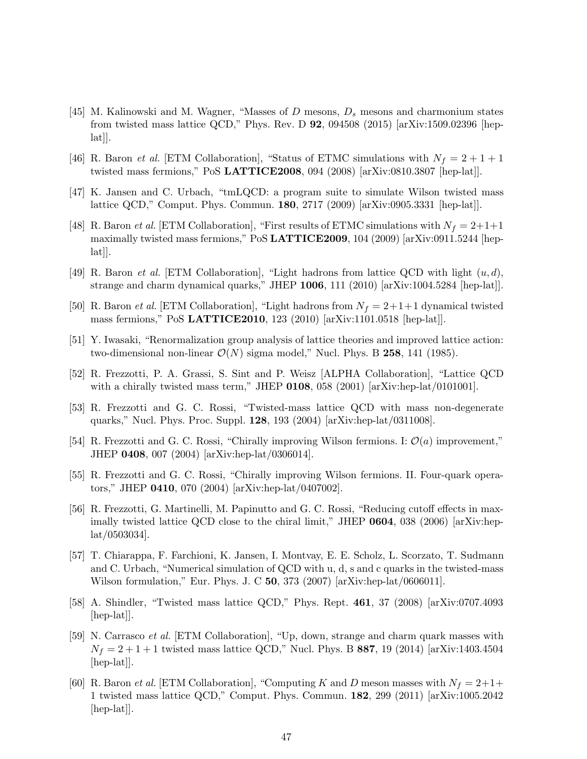[45] M. Kalinowski and M. Wagner, "Masses of $D$ mesons, $D_s$ mesons and charmonium states from twisted mass lattice QCD," Phys. Rev. D **92**, 094508 (2015) [arXiv:1509.02396 [hep-lat]].

[46] R. Baron *et al.* [ETM Collaboration], "Status of ETMC simulations with $N_f = 2 + 1 + 1$ twisted mass fermions," PoS **LATTICE2008**, 094 (2008) [arXiv:0810.3807 [hep-lat]].

[47] K. Jansen and C. Urbach, "tmLQCD: a program suite to simulate Wilson twisted mass lattice QCD," Comput. Phys. Commun. **180**, 2717 (2009) [arXiv:0905.3331 [hep-lat]].

[48] R. Baron *et al.* [ETM Collaboration], "First results of ETMC simulations with $N_f = 2+1+1$ maximally twisted mass fermions," PoS **LATTICE2009**, 104 (2009) [arXiv:0911.5244 [hep-lat]].

[49] R. Baron *et al.* [ETM Collaboration], "Light hadrons from lattice QCD with light $(u, d)$, strange and charm dynamical quarks," JHEP **1006**, 111 (2010) [arXiv:1004.5284 [hep-lat]].

[50] R. Baron *et al.* [ETM Collaboration], "Light hadrons from $N_f = 2+1+1$ dynamical twisted mass fermions," PoS **LATTICE2010**, 123 (2010) [arXiv:1101.0518 [hep-lat]].

[51] Y. Iwasaki, "Renormalization group analysis of lattice theories and improved lattice action: two-dimensional non-linear $\mathcal{O}(N)$ sigma model," Nucl. Phys. B **258**, 141 (1985).

[52] R. Frezzotti, P. A. Grassi, S. Sint and P. Weisz [ALPHA Collaboration], "Lattice QCD with a chirally twisted mass term," JHEP **0108**, 058 (2001) [arXiv:hep-lat/0101001].

[53] R. Frezzotti and G. C. Rossi, "Twisted-mass lattice QCD with mass non-degenerate quarks," Nucl. Phys. Proc. Suppl. **128**, 193 (2004) [arXiv:hep-lat/0311008].

[54] R. Frezzotti and G. C. Rossi, "Chirally improving Wilson fermions. I: $\mathcal{O}(a)$ improvement," JHEP **0408**, 007 (2004) [arXiv:hep-lat/0306014].

[55] R. Frezzotti and G. C. Rossi, "Chirally improving Wilson fermions. II. Four-quark operators," JHEP **0410**, 070 (2004) [arXiv:hep-lat/0407002].

[56] R. Frezzotti, G. Martinelli, M. Papinutto and G. C. Rossi, "Reducing cutoff effects in maximally twisted lattice QCD close to the chiral limit," JHEP **0604**, 038 (2006) [arXiv:hep-lat/0503034].

[57] T. Chiarappa, F. Farchioni, K. Jansen, I. Montvay, E. E. Scholz, L. Scorzato, T. Sudmann and C. Urbach, "Numerical simulation of QCD with u, d, s and c quarks in the twisted-mass Wilson formulation," Eur. Phys. J. C **50**, 373 (2007) [arXiv:hep-lat/0606011].

[58] A. Shindler, "Twisted mass lattice QCD," Phys. Rept. **461**, 37 (2008) [arXiv:0707.4093 [hep-lat]].

[59] N. Carrasco *et al.* [ETM Collaboration], "Up, down, strange and charm quark masses with $N_f = 2 + 1 + 1$ twisted mass lattice QCD," Nucl. Phys. B **887**, 19 (2014) [arXiv:1403.4504 [hep-lat]].

[60] R. Baron *et al.* [ETM Collaboration], "Computing $K$ and $D$ meson masses with $N_f = 2+1+1$ twisted mass lattice QCD," Comput. Phys. Commun. **182**, 299 (2011) [arXiv:1005.2042 [hep-lat]].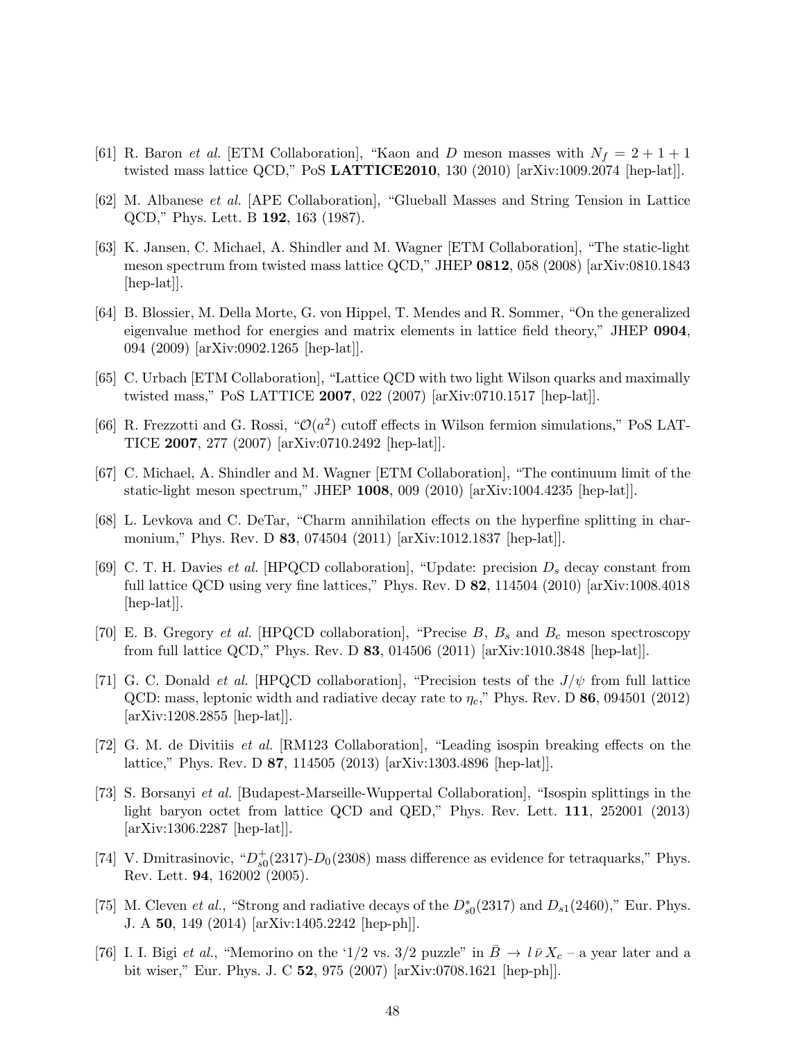[61] R. Baron *et al.* [ETM Collaboration], "Kaon and D meson masses with $N_f = 2 + 1 + 1$ twisted mass lattice QCD," PoS **LATTICE2010**, 130 (2010) [arXiv:1009.2074 [hep-lat]].

[62] M. Albanese *et al.* [APE Collaboration], "Glueball Masses and String Tension in Lattice QCD," Phys. Lett. B **192**, 163 (1987).

[63] K. Jansen, C. Michael, A. Shindler and M. Wagner [ETM Collaboration], "The static-light meson spectrum from twisted mass lattice QCD," JHEP **0812**, 058 (2008) [arXiv:0810.1843 [hep-lat]].

[64] B. Blossier, M. Della Morte, G. von Hippel, T. Mendes and R. Sommer, "On the generalized eigenvalue method for energies and matrix elements in lattice field theory," JHEP **0904**, 094 (2009) [arXiv:0902.1265 [hep-lat]].

[65] C. Urbach [ETM Collaboration], "Lattice QCD with two light Wilson quarks and maximally twisted mass," PoS LATTICE **2007**, 022 (2007) [arXiv:0710.1517 [hep-lat]].

[66] R. Frezzotti and G. Rossi, "$\mathcal{O}(a^2)$ cutoff effects in Wilson fermion simulations," PoS LATTICE **2007**, 277 (2007) [arXiv:0710.2492 [hep-lat]].

[67] C. Michael, A. Shindler and M. Wagner [ETM Collaboration], "The continuum limit of the static-light meson spectrum," JHEP **1008**, 009 (2010) [arXiv:1004.4235 [hep-lat]].

[68] L. Levkova and C. DeTar, "Charm annihilation effects on the hyperfine splitting in charmonium," Phys. Rev. D **83**, 074504 (2011) [arXiv:1012.1837 [hep-lat]].

[69] C. T. H. Davies *et al.* [HPQCD collaboration], "Update: precision $D_s$ decay constant from full lattice QCD using very fine lattices," Phys. Rev. D **82**, 114504 (2010) [arXiv:1008.4018 [hep-lat]].

[70] E. B. Gregory *et al.* [HPQCD collaboration], "Precise $B$, $B_s$ and $B_c$ meson spectroscopy from full lattice QCD," Phys. Rev. D **83**, 014506 (2011) [arXiv:1010.3848 [hep-lat]].

[71] G. C. Donald *et al.* [HPQCD collaboration], "Precision tests of the $J/\psi$ from full lattice QCD: mass, leptonic width and radiative decay rate to $\eta_c$," Phys. Rev. D **86**, 094501 (2012) [arXiv:1208.2855 [hep-lat]].

[72] G. M. de Divitiis *et al.* [RM123 Collaboration], "Leading isospin breaking effects on the lattice," Phys. Rev. D **87**, 114505 (2013) [arXiv:1303.4896 [hep-lat]].

[73] S. Borsanyi *et al.* [Budapest-Marseille-Wuppertal Collaboration], "Isospin splittings in the light baryon octet from lattice QCD and QED," Phys. Rev. Lett. **111**, 252001 (2013) [arXiv:1306.2287 [hep-lat]].

[74] V. Dmitrasinovic, "$D_{s0}^+(2317)$-$D_0(2308)$ mass difference as evidence for tetraquarks," Phys. Rev. Lett. **94**, 162002 (2005).

[75] M. Cleven *et al.*, "Strong and radiative decays of the $D_{s0}^*(2317)$ and $D_{s1}(2460)$," Eur. Phys. J. A **50**, 149 (2014) [arXiv:1405.2242 [hep-ph]].

[76] I. I. Bigi *et al.*, "Memorino on the '1/2 vs. 3/2 puzzle" in $\bar{B} \to l\,\bar{\nu}\,X_c$ – a year later and a bit wiser," Eur. Phys. J. C **52**, 975 (2007) [arXiv:0708.1621 [hep-ph]].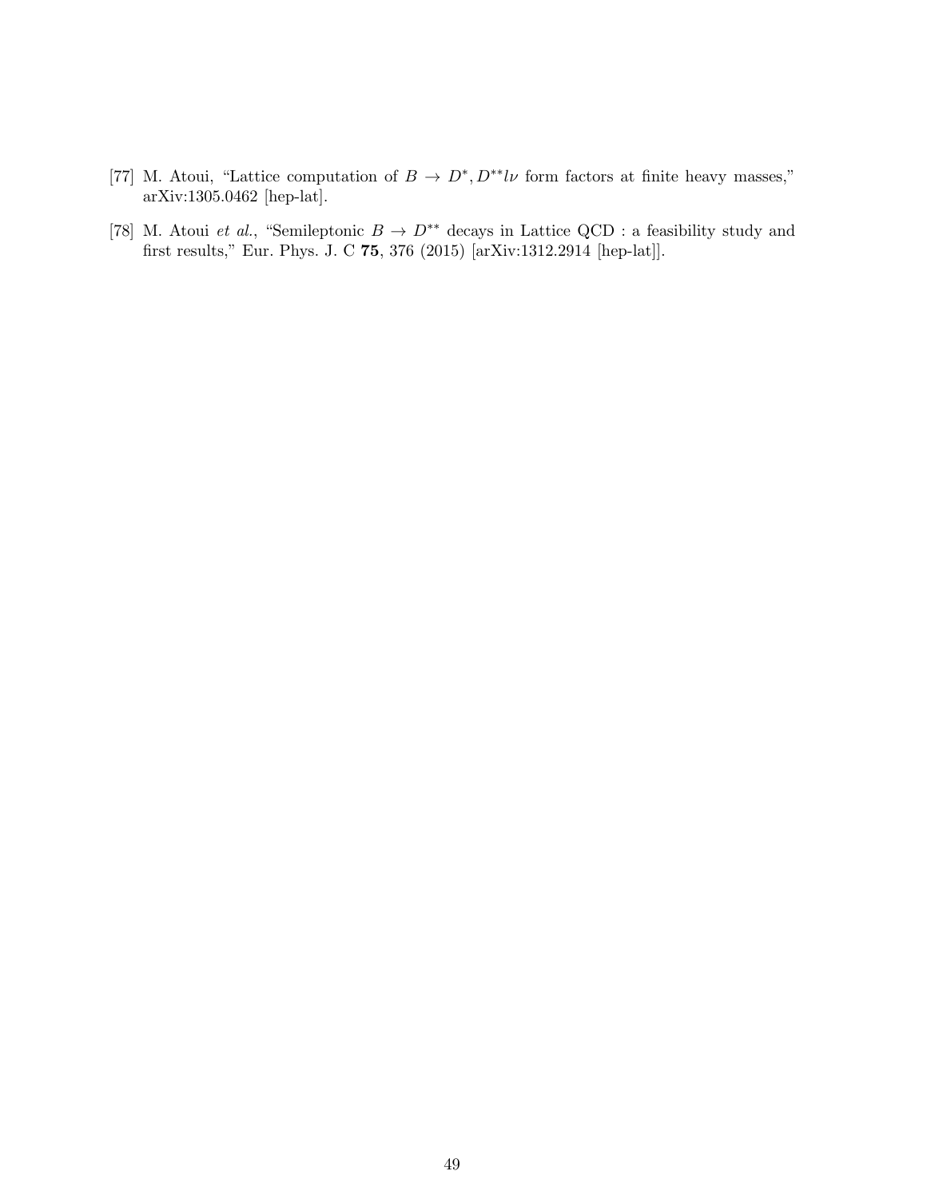[77] M. Atoui, "Lattice computation of $B \to D^*, D^{**} l\nu$ form factors at finite heavy masses," arXiv:1305.0462 [hep-lat].

[78] M. Atoui *et al.*, "Semileptonic $B \to D^{**}$ decays in Lattice QCD : a feasibility study and first results," Eur. Phys. J. C **75**, 376 (2015) [arXiv:1312.2914 [hep-lat]].